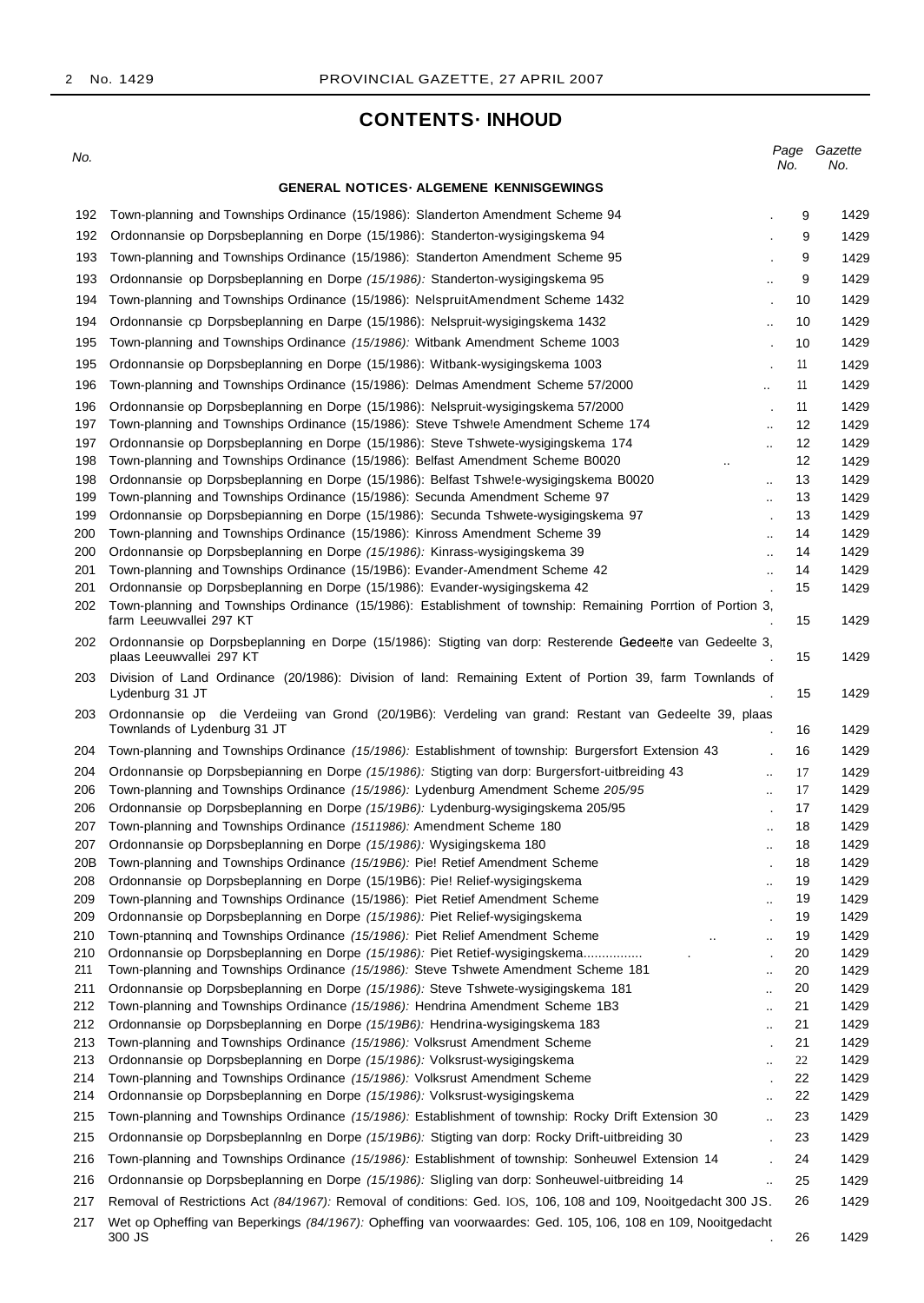## CONTENTS· INHOUD

| No. | | Page No. | Gazette No. |
|---|---|---|---|
| | **GENERAL NOTICES· ALGEMENE KENNISGEWINGS** | | |
| 192 | Town-planning and Townships Ordinance (15/1986): Slanderton Amendment Scheme 94 | 9 | 1429 |
| 192 | Ordonnansie op Dorpsbeplanning en Dorpe (15/1986): Standerton-wysigingskema 94 | 9 | 1429 |
| 193 | Town-planning and Townships Ordinance (15/1986): Standerton Amendment Scheme 95 | 9 | 1429 |
| 193 | Ordonnansie op Dorpsbeplanning en Dorpe *(15/1986):* Standerton-wysigingskema 95 | 9 | 1429 |
| 194 | Town-planning and Townships Ordinance (15/1986): NelspruitAmendment Scheme 1432 | 10 | 1429 |
| 194 | Ordonnansie cp Dorpsbeplanning en Darpe (15/1986): Nelspruit-wysigingskema 1432 | 10 | 1429 |
| 195 | Town-planning and Townships Ordinance *(15/1986):* Witbank Amendment Scheme 1003 | 10 | 1429 |
| 195 | Ordonnansie op Dorpsbeplanning en Dorpe (15/1986): Witbank-wysigingskema 1003 | 11 | 1429 |
| 196 | Town-planning and Townships Ordinance (15/1986): Delmas Amendment Scheme 57/2000 | 11 | 1429 |
| 196 | Ordonnansie op Dorpsbeplanning en Dorpe (15/1986): Nelspruit-wysigingskema 57/2000 | 11 | 1429 |
| 197 | Town-planning and Townships Ordinance (15/1986): Steve Tshwe!e Amendment Scheme 174 | 12 | 1429 |
| 197 | Ordonnansie op Dorpsbeplanning en Dorpe (15/1986): Steve Tshwete-wysigingskema 174 | 12 | 1429 |
| 198 | Town-planning and Townships Ordinance (15/1986): Belfast Amendment Scheme B0020 | 12 | 1429 |
| 198 | Ordonnansie op Dorpsbeplanning en Dorpe (15/1986): Belfast Tshwe!e-wysigingskema B0020 | 13 | 1429 |
| 199 | Town-planning and Townships Ordinance (15/1986): Secunda Amendment Scheme 97 | 13 | 1429 |
| 199 | Ordonnansie op Dorpsbepianning en Dorpe (15/1986): Secunda Tshwete-wysigingskema 97 | 13 | 1429 |
| 200 | Town-planning and Townships Ordinance (15/1986): Kinross Amendment Scheme 39 | 14 | 1429 |
| 200 | Ordonnansie op Dorpsbeplanning en Dorpe *(15/1986):* Kinrass-wysigingskema 39 | 14 | 1429 |
| 201 | Town-planning and Townships Ordinance (15/19B6): Evander-Amendment Scheme 42 | 14 | 1429 |
| 201 | Ordonnansie op Dorpsbeplanning en Dorpe (15/1986): Evander-wysigingskema 42 | 15 | 1429 |
| 202 | Town-planning and Townships Ordinance (15/1986): Establishment of township: Remaining Porrtion of Portion 3, farm Leeuwvallei 297 KT | 15 | 1429 |
| 202 | Ordonnansie op Dorpsbeplanning en Dorpe (15/1986): Stigting van dorp: Resterende Gedeelte van Gedeelte 3, plaas Leeuwvallei 297 KT | 15 | 1429 |
| 203 | Division of Land Ordinance (20/1986): Division of land: Remaining Extent of Portion 39, farm Townlands of Lydenburg 31 JT | 15 | 1429 |
| 203 | Ordonnansie op die Verdeiing van Grond (20/19B6): Verdeling van grand: Restant van Gedeelte 39, plaas Townlands of Lydenburg 31 JT | 16 | 1429 |
| 204 | Town-planning and Townships Ordinance *(15/1986):* Establishment of township: Burgersfort Extension 43 | 16 | 1429 |
| 204 | Ordonnansie op Dorpsbepianning en Dorpe *(15/1986):* Stigting van dorp: Burgersfort-uitbreiding 43 | 17 | 1429 |
| 206 | Town-planning and Townships Ordinance *(15/1986):* Lydenburg Amendment Scheme *205/95* | 17 | 1429 |
| 206 | Ordonnansie op Dorpsbeplanning en Dorpe *(15/19B6):* Lydenburg-wysigingskema 205/95 | 17 | 1429 |
| 207 | Town-planning and Townships Ordinance *(1511986):* Amendment Scheme 180 | 18 | 1429 |
| 207 | Ordonnansie op Dorpsbeplanning en Dorpe *(15/1986):* Wysigingskema 180 | 18 | 1429 |
| 20B | Town-planning and Townships Ordinance *(15/19B6):* Pie! Retief Amendment Scheme | 18 | 1429 |
| 208 | Ordonnansie op Dorpsbeplanning en Dorpe (15/19B6): Pie! Relief-wysigingskema | 19 | 1429 |
| 209 | Town-planning and Townships Ordinance (15/1986): Piet Retief Amendment Scheme | 19 | 1429 |
| 209 | Ordonnansie op Dorpsbeplanning en Dorpe *(15/1986):* Piet Relief-wysigingskema | 19 | 1429 |
| 210 | Town-ptanninq and Townships Ordinance *(15/1986):* Piet Relief Amendment Scheme | 19 | 1429 |
| 210 | Ordonnansie op Dorpsbeplanning en Dorpe *(15/1986):* Piet Retief-wysigingskema................ | 20 | 1429 |
| 211 | Town-planning and Townships Ordinance *(15/1986):* Steve Tshwete Amendment Scheme 181 | 20 | 1429 |
| 211 | Ordonnansie op Dorpsbeplanning en Dorpe *(15/1986):* Steve Tshwete-wysigingskema 181 | 20 | 1429 |
| 212 | Town-planning and Townships Ordinance *(15/1986):* Hendrina Amendment Scheme 1B3 | 21 | 1429 |
| 212 | Ordonnansie op Dorpsbeplanning en Dorpe *(15/19B6):* Hendrina-wysigingskema 183 | 21 | 1429 |
| 213 | Town-planning and Townships Ordinance *(15/1986):* Volksrust Amendment Scheme | 21 | 1429 |
| 213 | Ordonnansie op Dorpsbeplanning en Dorpe *(15/1986):* Volksrust-wysigingskema | 22 | 1429 |
| 214 | Town-planning and Townships Ordinance *(15/1986):* Volksrust Amendment Scheme | 22 | 1429 |
| 214 | Ordonnansie op Dorpsbeplanning en Dorpe *(15/1986):* Volksrust-wysigingskema | 22 | 1429 |
| 215 | Town-planning and Townships Ordinance *(15/1986):* Establishment of township: Rocky Drift Extension 30 | 23 | 1429 |
| 215 | Ordonnansie op Dorpsbeplannlng en Dorpe *(15/19B6):* Stigting van dorp: Rocky Drift-uitbreiding 30 | 23 | 1429 |
| 216 | Town-planning and Townships Ordinance *(15/1986):* Establishment of township: Sonheuwel Extension 14 | 24 | 1429 |
| 216 | Ordonnansie op Dorpsbeplanning en Dorpe *(15/1986):* Sligling van dorp: Sonheuwel-uitbreiding 14 | 25 | 1429 |
| 217 | Removal of Restrictions Act *(84/1967):* Removal of conditions: Ged. IOS, 106, 108 and 109, Nooitgedacht 300 JS. | 26 | 1429 |
| 217 | Wet op Opheffing van Beperkings *(84/1967):* Opheffing van voorwaardes: Ged. 105, 106, 108 en 109, Nooitgedacht 300 JS | 26 | 1429 |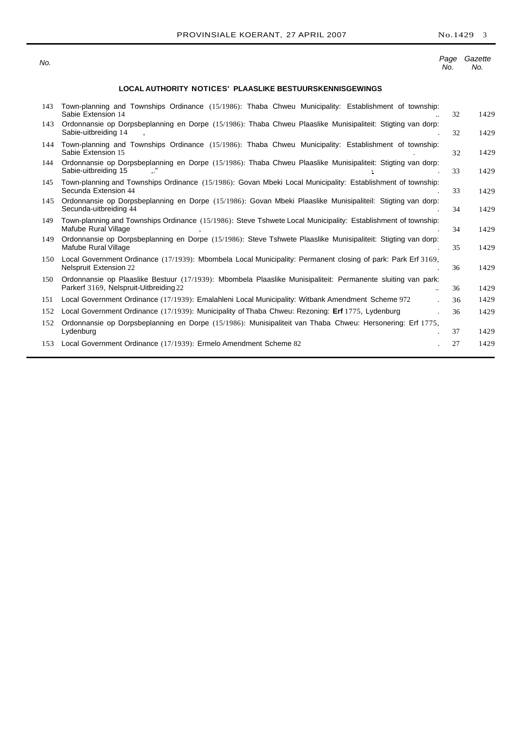| No. | | Page No. | Gazette No. |
|---|---|---|---|

### LOCAL AUTHORITY NOTICES' PLAASLIKE BESTUURSKENNISGEWINGS

| No. | | Page No. | Gazette No. |
|---|---|---|---|
| 143 | Town-planning and Townships Ordinance (15/1986): Thaba Chweu Municipality: Establishment of township: Sabie Extension 14 | 32 | 1429 |
| 143 | Ordonnansie op Dorpsbeplanning en Dorpe (15/1986): Thaba Chweu Plaaslike Munisipaliteit: Stigting van dorp: Sabie-uitbreiding 14 | 32 | 1429 |
| 144 | Town-planning and Townships Ordinance (15/1986): Thaba Chweu Municipality: Establishment of township: Sabie Extension 15 | 32 | 1429 |
| 144 | Ordonnansie op Dorpsbeplanning en Dorpe (15/1986): Thaba Chweu Plaaslike Munisipaliteit: Stigting van dorp: Sabie-uitbreiding 15 | 33 | 1429 |
| 145 | Town-planning and Townships Ordinance (15/1986): Govan Mbeki Local Municipality: Establishment of township: Secunda Extension 44 | 33 | 1429 |
| 145 | Ordonnansie op Dorpsbeplanning en Dorpe (15/1986): Govan Mbeki Plaaslike Munisipaliteil: Stigting van dorp: Secunda-uitbreiding 44 | 34 | 1429 |
| 149 | Town-planning and Townships Ordinance (15/1986): Steve Tshwete Local Municipality: Establishment of township: Mafube Rural Village | 34 | 1429 |
| 149 | Ordonnansie op Dorpsbeplanning en Dorpe (15/1986): Steve Tshwete Plaaslike Munisipaliteit: Stigting van dorp: Mafube Rural Village | 35 | 1429 |
| 150 | Local Government Ordinance (17/1939): Mbombela Local Municipality: Permanent closing of park: Park Erf 3169, Nelspruit Extension 22 | 36 | 1429 |
| 150 | Ordonnansie op Plaaslike Bestuur (17/1939): Mbombela Plaaslike Munisipaliteit: Permanente sluiting van park: Parkerf 3169, Nelspruit-Uitbreiding 22 | 36 | 1429 |
| 151 | Local Government Ordinance (17/1939): Emalahleni Local Municipality: Witbank Amendment Scheme 972 | 36 | 1429 |
| 152 | Local Government Ordinance (17/1939): Municipality of Thaba Chweu: Rezoning: **Erf** 1775, Lydenburg | 36 | 1429 |
| 152 | Ordonnansie op Dorpsbeplanning en Dorpe (15/1986): Munisipaliteit van Thaba Chweu: Hersonering: Erf 1775, Lydenburg | 37 | 1429 |
| 153 | Local Government Ordinance (17/1939): Ermelo Amendment Scheme 82 | 27 | 1429 |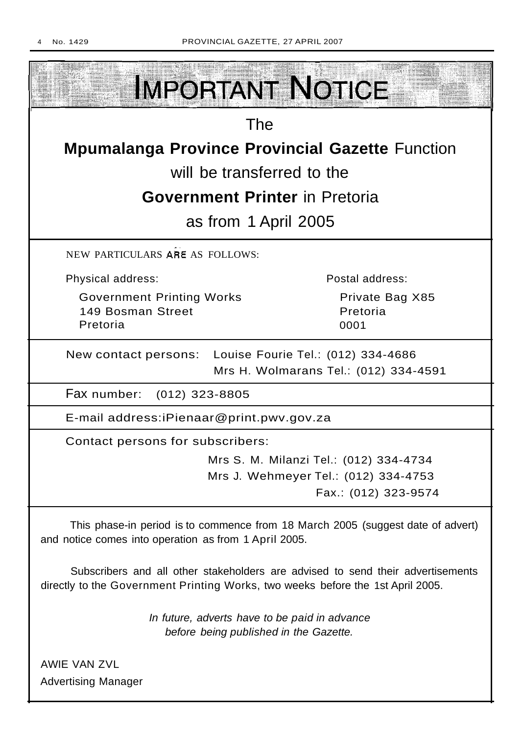# IMPORTANT NOTICE

The

**Mpumalanga Province Provincial Gazette** Function

will be transferred to the

**Government Printer** in Pretoria

as from 1 April 2005

NEW PARTICULARS ARE AS FOLLOWS:

Physical address:

Government Printing Works
149 Bosman Street
Pretoria

Postal address:

Private Bag X85
Pretoria
0001

New contact persons: Louise Fourie Tel.: (012) 334-4686
Mrs H. Wolmarans Tel.: (012) 334-4591

Fax number: (012) 323-8805

E-mail address:iPienaar@print.pwv.gov.za

Contact persons for subscribers:

Mrs S. M. Milanzi Tel.: (012) 334-4734
Mrs J. Wehmeyer Tel.: (012) 334-4753
Fax.: (012) 323-9574

This phase-in period is to commence from 18 March 2005 (suggest date of advert) and notice comes into operation as from 1 April 2005.

Subscribers and all other stakeholders are advised to send their advertisements directly to the Government Printing Works, two weeks before the 1st April 2005.

*In future, adverts have to be paid in advance before being published in the Gazette.*

AWIE VAN ZVL
Advertising Manager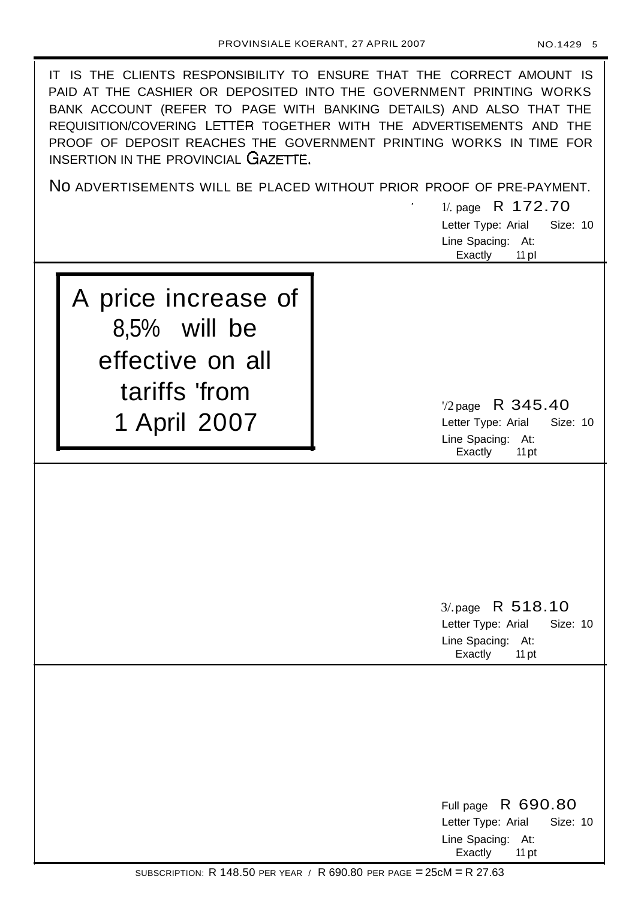IT IS THE CLIENTS RESPONSIBILITY TO ENSURE THAT THE CORRECT AMOUNT IS PAID AT THE CASHIER OR DEPOSITED INTO THE GOVERNMENT PRINTING WORKS BANK ACCOUNT (REFER TO PAGE WITH BANKING DETAILS) AND ALSO THAT THE REQUISITION/COVERING LETTER TOGETHER WITH THE ADVERTISEMENTS AND THE PROOF OF DEPOSIT REACHES THE GOVERNMENT PRINTING WORKS IN TIME FOR INSERTION IN THE PROVINCIAL GAZETTE.

NO ADVERTISEMENTS WILL BE PLACED WITHOUT PRIOR PROOF OF PRE-PAYMENT.

1/. page R 172.70
Letter Type: Arial Size: 10
Line Spacing: At:
Exactly 11 pl

**A price increase of 8,5% will be effective on all tariffs 'from 1 April 2007**

'/2 page R 345.40
Letter Type: Arial Size: 10
Line Spacing: At:
Exactly 11 pt

3/. page R 518.10
Letter Type: Arial Size: 10
Line Spacing: At:
Exactly 11 pt

Full page R 690.80
Letter Type: Arial Size: 10
Line Spacing: At:
Exactly 11 pt

SUBSCRIPTION: R 148.50 PER YEAR / R 690.80 PER PAGE = 25cM = R 27.63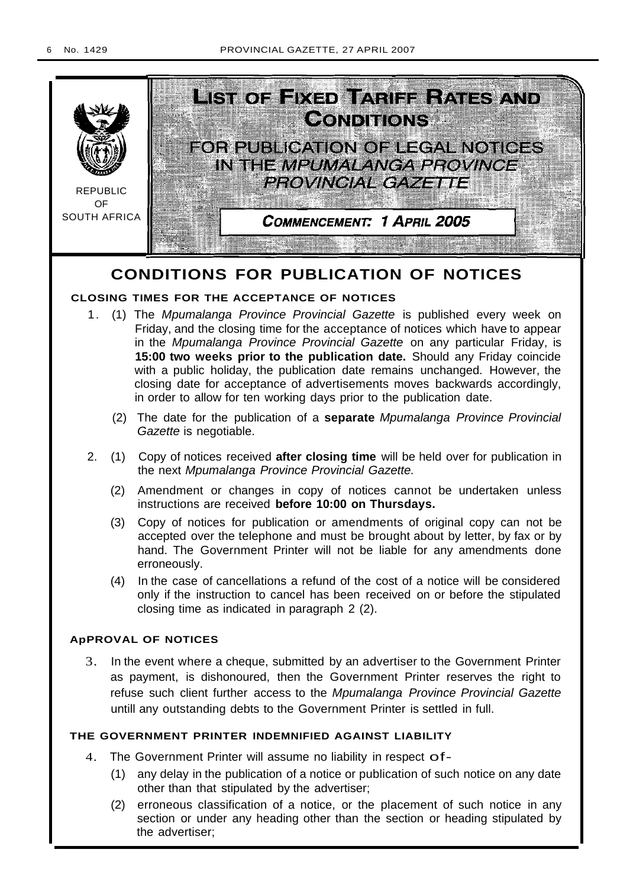REPUBLIC OF SOUTH AFRICA

# LIST OF FIXED TARIFF RATES AND CONDITIONS

## FOR PUBLICATION OF LEGAL NOTICES IN THE *MPUMALANGA PROVINCE PROVINCIAL GAZETTE*

**COMMENCEMENT: 1 APRIL 2005**

# CONDITIONS FOR PUBLICATION OF NOTICES

### CLOSING TIMES FOR THE ACCEPTANCE OF NOTICES

1. (1) The *Mpumalanga Province Provincial Gazette* is published every week on Friday, and the closing time for the acceptance of notices which have to appear in the *Mpumalanga Province Provincial Gazette* on any particular Friday, is **15:00 two weeks prior to the publication date.** Should any Friday coincide with a public holiday, the publication date remains unchanged. However, the closing date for acceptance of advertisements moves backwards accordingly, in order to allow for ten working days prior to the publication date.

   (2) The date for the publication of a **separate** *Mpumalanga Province Provincial Gazette* is negotiable.

2. (1) Copy of notices received **after closing time** will be held over for publication in the next *Mpumalanga Province Provincial Gazette.*

   (2) Amendment or changes in copy of notices cannot be undertaken unless instructions are received **before 10:00 on Thursdays.**

   (3) Copy of notices for publication or amendments of original copy can not be accepted over the telephone and must be brought about by letter, by fax or by hand. The Government Printer will not be liable for any amendments done erroneously.

   (4) In the case of cancellations a refund of the cost of a notice will be considered only if the instruction to cancel has been received on or before the stipulated closing time as indicated in paragraph 2 (2).

### ApPROVAL OF NOTICES

3. In the event where a cheque, submitted by an advertiser to the Government Printer as payment, is dishonoured, then the Government Printer reserves the right to refuse such client further access to the *Mpumalanga Province Provincial Gazette* untill any outstanding debts to the Government Printer is settled in full.

### THE GOVERNMENT PRINTER INDEMNIFIED AGAINST LIABILITY

4. The Government Printer will assume no liability in respect of-

   (1) any delay in the publication of a notice or publication of such notice on any date other than that stipulated by the advertiser;

   (2) erroneous classification of a notice, or the placement of such notice in any section or under any heading other than the section or heading stipulated by the advertiser;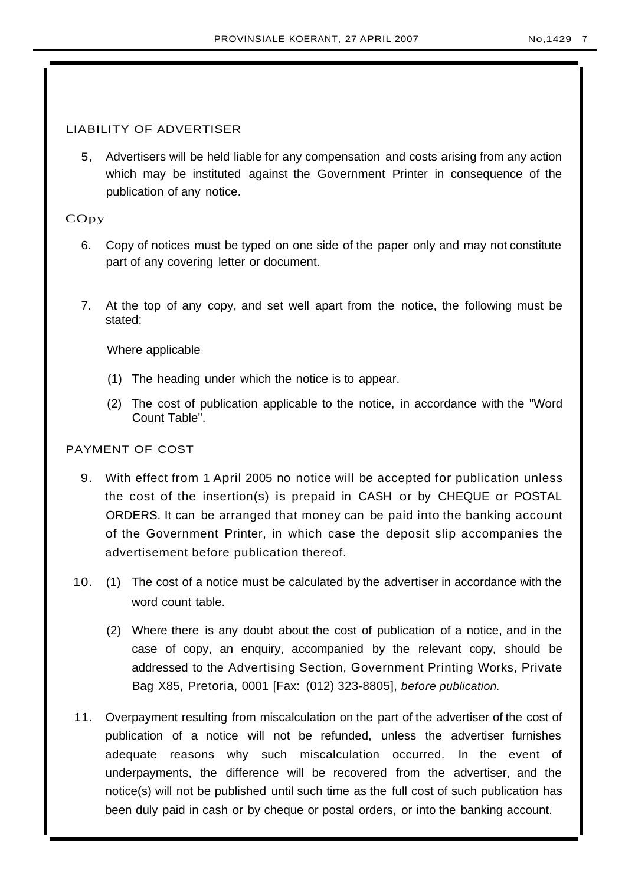## LIABILITY OF ADVERTISER

5, Advertisers will be held liable for any compensation and costs arising from any action which may be instituted against the Government Printer in consequence of the publication of any notice.

## COpy

6. Copy of notices must be typed on one side of the paper only and may not constitute part of any covering letter or document.

7. At the top of any copy, and set well apart from the notice, the following must be stated:

   Where applicable

   (1) The heading under which the notice is to appear.

   (2) The cost of publication applicable to the notice, in accordance with the "Word Count Table".

## PAYMENT OF COST

9. With effect from 1 April 2005 no notice will be accepted for publication unless the cost of the insertion(s) is prepaid in CASH or by CHEQUE or POSTAL ORDERS. It can be arranged that money can be paid into the banking account of the Government Printer, in which case the deposit slip accompanies the advertisement before publication thereof.

10. (1) The cost of a notice must be calculated by the advertiser in accordance with the word count table.

    (2) Where there is any doubt about the cost of publication of a notice, and in the case of copy, an enquiry, accompanied by the relevant copy, should be addressed to the Advertising Section, Government Printing Works, Private Bag X85, Pretoria, 0001 [Fax: (012) 323-8805], *before publication.*

11. Overpayment resulting from miscalculation on the part of the advertiser of the cost of publication of a notice will not be refunded, unless the advertiser furnishes adequate reasons why such miscalculation occurred. In the event of underpayments, the difference will be recovered from the advertiser, and the notice(s) will not be published until such time as the full cost of such publication has been duly paid in cash or by cheque or postal orders, or into the banking account.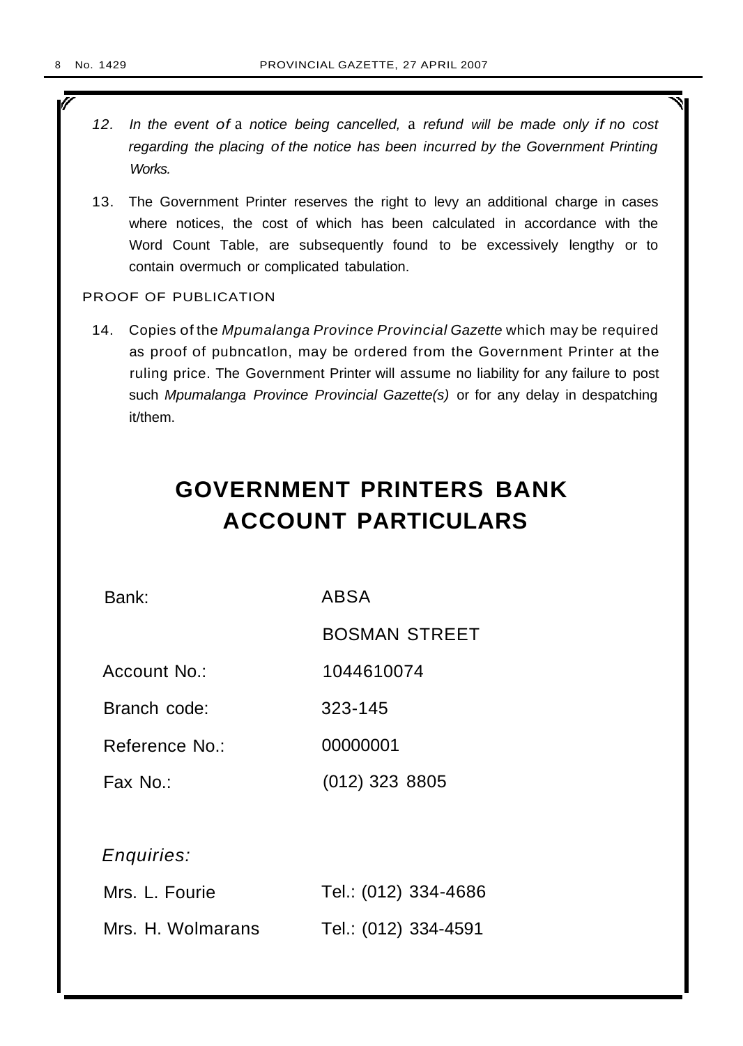12. *In the event of a notice being cancelled, a refund will be made only if no cost regarding the placing of the notice has been incurred by the Government Printing Works.*

13. The Government Printer reserves the right to levy an additional charge in cases where notices, the cost of which has been calculated in accordance with the Word Count Table, are subsequently found to be excessively lengthy or to contain overmuch or complicated tabulation.

PROOF OF PUBLICATION

14. Copies of the *Mpumalanga Province Provincial Gazette* which may be required as proof of pubncatlon, may be ordered from the Government Printer at the ruling price. The Government Printer will assume no liability for any failure to post such *Mpumalanga Province Provincial Gazette(s)* or for any delay in despatching it/them.

# GOVERNMENT PRINTERS BANK ACCOUNT PARTICULARS

| | |
|---|---|
| Bank: | ABSA |
| | BOSMAN STREET |
| Account No.: | 1044610074 |
| Branch code: | 323-145 |
| Reference No.: | 00000001 |
| Fax No.: | (012) 323 8805 |

*Enquiries:*

| | |
|---|---|
| Mrs. L. Fourie | Tel.: (012) 334-4686 |
| Mrs. H. Wolmarans | Tel.: (012) 334-4591 |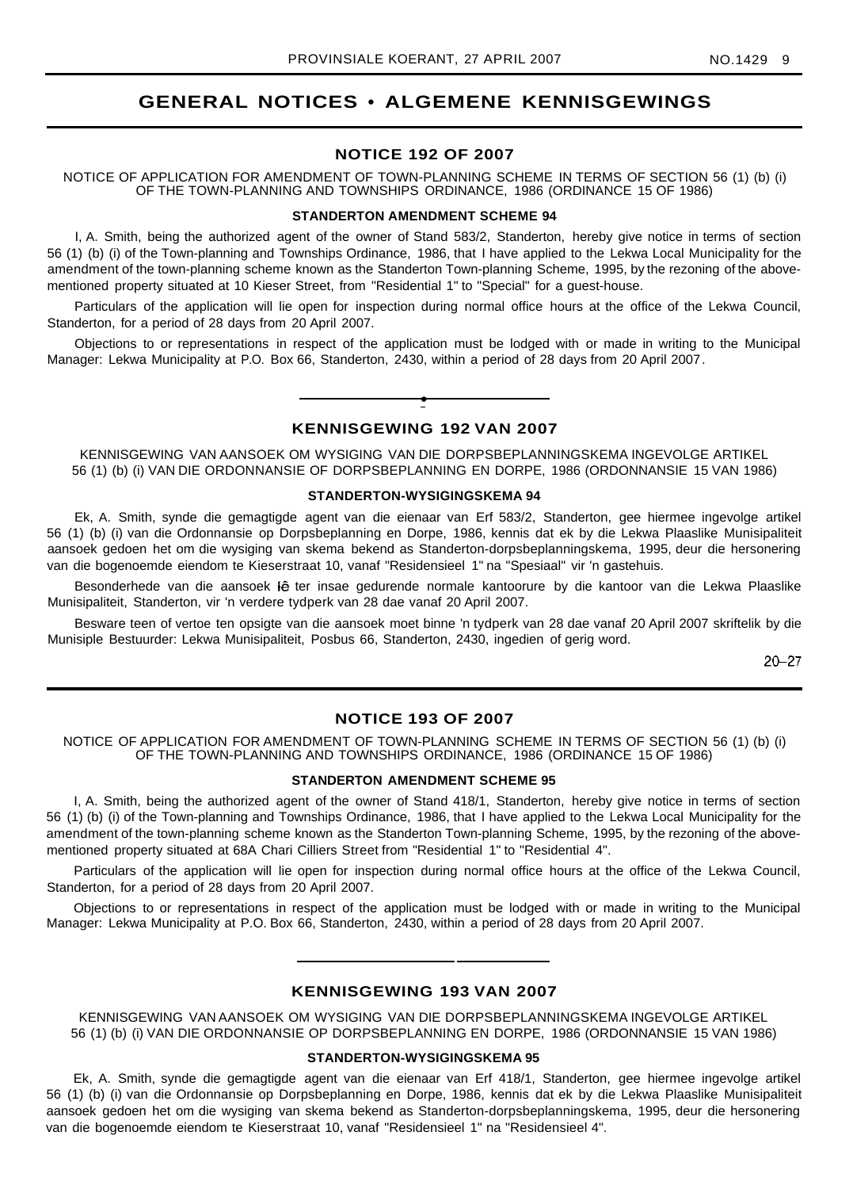# GENERAL NOTICES • ALGEMENE KENNISGEWINGS

## NOTICE 192 OF 2007

NOTICE OF APPLICATION FOR AMENDMENT OF TOWN-PLANNING SCHEME IN TERMS OF SECTION 56 (1) (b) (i) OF THE TOWN-PLANNING AND TOWNSHIPS ORDINANCE, 1986 (ORDINANCE 15 OF 1986)

### STANDERTON AMENDMENT SCHEME 94

I, A. Smith, being the authorized agent of the owner of Stand 583/2, Standerton, hereby give notice in terms of section 56 (1) (b) (i) of the Town-planning and Townships Ordinance, 1986, that I have applied to the Lekwa Local Municipality for the amendment of the town-planning scheme known as the Standerton Town-planning Scheme, 1995, by the rezoning of the above-mentioned property situated at 10 Kieser Street, from "Residential 1" to "Special" for a guest-house.

Particulars of the application will lie open for inspection during normal office hours at the office of the Lekwa Council, Standerton, for a period of 28 days from 20 April 2007.

Objections to or representations in respect of the application must be lodged with or made in writing to the Municipal Manager: Lekwa Municipality at P.O. Box 66, Standerton, 2430, within a period of 28 days from 20 April 2007.

---

## KENNISGEWING 192 VAN 2007

KENNISGEWING VAN AANSOEK OM WYSIGING VAN DIE DORPSBEPLANNINGSKEMA INGEVOLGE ARTIKEL 56 (1) (b) (i) VAN DIE ORDONNANSIE OF DORPSBEPLANNING EN DORPE, 1986 (ORDONNANSIE 15 VAN 1986)

### STANDERTON-WYSIGINGSKEMA 94

Ek, A. Smith, synde die gemagtigde agent van die eienaar van Erf 583/2, Standerton, gee hiermee ingevolge artikel 56 (1) (b) (i) van die Ordonnansie op Dorpsbeplanning en Dorpe, 1986, kennis dat ek by die Lekwa Plaaslike Munisipaliteit aansoek gedoen het om die wysiging van skema bekend as Standerton-dorpsbeplanningskema, 1995, deur die hersonering van die bogenoemde eiendom te Kieserstraat 10, vanaf "Residensieel 1" na "Spesiaal" vir 'n gastehuis.

Besonderhede van die aansoek lê ter insae gedurende normale kantoorure by die kantoor van die Lekwa Plaaslike Munisipaliteit, Standerton, vir 'n verdere tydperk van 28 dae vanaf 20 April 2007.

Besware teen of vertoe ten opsigte van die aansoek moet binne 'n tydperk van 28 dae vanaf 20 April 2007 skriftelik by die Munisiple Bestuurder: Lekwa Munisipaliteit, Posbus 66, Standerton, 2430, ingedien of gerig word.

20–27

---

## NOTICE 193 OF 2007

NOTICE OF APPLICATION FOR AMENDMENT OF TOWN-PLANNING SCHEME IN TERMS OF SECTION 56 (1) (b) (i) OF THE TOWN-PLANNING AND TOWNSHIPS ORDINANCE, 1986 (ORDINANCE 15 OF 1986)

### STANDERTON AMENDMENT SCHEME 95

I, A. Smith, being the authorized agent of the owner of Stand 418/1, Standerton, hereby give notice in terms of section 56 (1) (b) (i) of the Town-planning and Townships Ordinance, 1986, that I have applied to the Lekwa Local Municipality for the amendment of the town-planning scheme known as the Standerton Town-planning Scheme, 1995, by the rezoning of the above-mentioned property situated at 68A Chari Cilliers Street from "Residential 1" to "Residential 4".

Particulars of the application will lie open for inspection during normal office hours at the office of the Lekwa Council, Standerton, for a period of 28 days from 20 April 2007.

Objections to or representations in respect of the application must be lodged with or made in writing to the Municipal Manager: Lekwa Municipality at P.O. Box 66, Standerton, 2430, within a period of 28 days from 20 April 2007.

---

## KENNISGEWING 193 VAN 2007

KENNISGEWING VAN AANSOEK OM WYSIGING VAN DIE DORPSBEPLANNINGSKEMA INGEVOLGE ARTIKEL 56 (1) (b) (i) VAN DIE ORDONNANSIE OP DORPSBEPLANNING EN DORPE, 1986 (ORDONNANSIE 15 VAN 1986)

### STANDERTON-WYSIGINGSKEMA 95

Ek, A. Smith, synde die gemagtigde agent van die eienaar van Erf 418/1, Standerton, gee hiermee ingevolge artikel 56 (1) (b) (i) van die Ordonnansie op Dorpsbeplanning en Dorpe, 1986, kennis dat ek by die Lekwa Plaaslike Munisipaliteit aansoek gedoen het om die wysiging van skema bekend as Standerton-dorpsbeplanningskema, 1995, deur die hersonering van die bogenoemde eiendom te Kieserstraat 10, vanaf "Residensieel 1" na "Residensieel 4".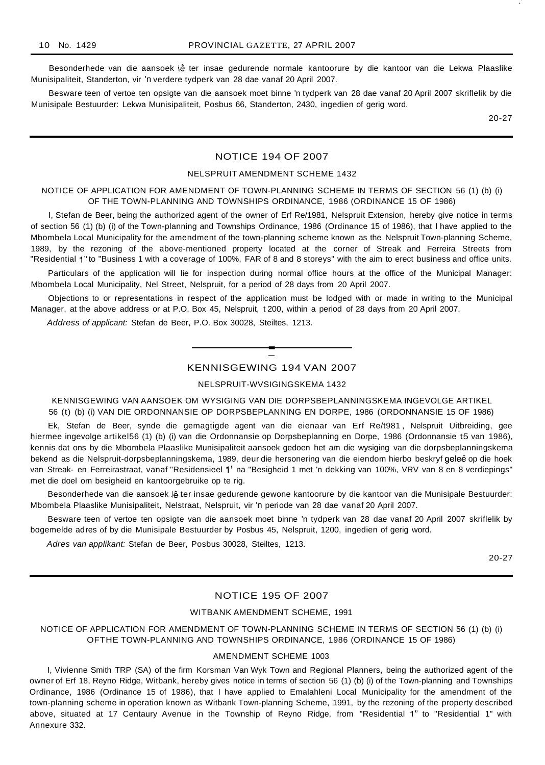Besonderhede van die aansoek lê ter insae gedurende normale kantoorure by die kantoor van die Lekwa Plaaslike Munisipaliteit, Standerton, vir 'n verdere tydperk van 28 dae vanaf 20 April 2007.

Besware teen of vertoe ten opsigte van die aansoek moet binne 'n tydperk van 28 dae vanaf 20 April 2007 skriflelik by die Munisipale Bestuurder: Lekwa Munisipaliteit, Posbus 66, Standerton, 2430, ingedien of gerig word.

20-27

---

## NOTICE 194 OF 2007

### NELSPRUIT AMENDMENT SCHEME 1432

NOTICE OF APPLICATION FOR AMENDMENT OF TOWN-PLANNING SCHEME IN TERMS OF SECTION 56 (1) (b) (i) OF THE TOWN-PLANNING AND TOWNSHIPS ORDINANCE, 1986 (ORDINANCE 15 OF 1986)

I, Stefan de Beer, being the authorized agent of the owner of Erf Re/1981, Nelspruit Extension, hereby give notice in terms of section 56 (1) (b) (i) of the Town-planning and Townships Ordinance, 1986 (Ordinance 15 of 1986), that I have applied to the Mbombela Local Municipality for the amendment of the town-planning scheme known as the Nelspruit Town-planning Scheme, 1989, by the rezoning of the above-mentioned property located at the corner of Streak and Ferreira Streets from "Residential 1" to "Business 1 with a coverage of 100%, FAR of 8 and 8 storeys" with the aim to erect business and office units.

Particulars of the application will lie for inspection during normal office hours at the office of the Municipal Manager: Mbombela Local Municipality, Nel Street, Nelspruit, for a period of 28 days from 20 April 2007.

Objections to or representations in respect of the application must be lodged with or made in writing to the Municipal Manager, at the above address or at P.O. Box 45, Nelspruit, t 200, within a period of 28 days from 20 April 2007.

*Address of applicant:* Stefan de Beer, P.O. Box 30028, Steiltes, 1213.

---

## KENNISGEWING 194 VAN 2007

### NELSPRUIT-WVSIGINGSKEMA 1432

KENNISGEWING VAN AANSOEK OM WYSIGING VAN DIE DORPSBEPLANNINGSKEMA INGEVOLGE ARTIKEL 56 (t) (b) (i) VAN DIE ORDONNANSIE OP DORPSBEPLANNING EN DORPE, 1986 (ORDONNANSIE 15 OF 1986)

Ek, Stefan de Beer, synde die gemagtigde agent van die eienaar van Erf Re/t981, Nelspruit Uitbreiding, gee hiermee ingevolge artikel56 (1) (b) (i) van die Ordonnansie op Dorpsbeplanning en Dorpe, 1986 (Ordonnansie t5 van 1986), kennis dat ons by die Mbombela Plaaslike Munisipaliteit aansoek gedoen het am die wysiging van die dorpsbeplanningskema bekend as die Nelspruit-dorpsbeplanningskema, 1989, deur die hersonering van die eiendom hierbo beskryf geleë op die hoek van Streak- en Ferreirastraat, vanaf "Residensieel 1" na "Besigheid 1 met 'n dekking van 100%, VRV van 8 en 8 verdiepings" met die doel om besigheid en kantoorgebruike op te rig.

Besonderhede van die aansoek lê ter insae gedurende gewone kantoorure by die kantoor van die Munisipale Bestuurder: Mbombela Plaaslike Munisipaliteit, Nelstraat, Nelspruit, vir 'n periode van 28 dae vanaf 20 April 2007.

Besware teen of vertoe ten opsigte van die aansoek moet binne 'n tydperk van 28 dae vanaf 20 April 2007 skriflelik by bogemelde adres of by die Munisipale Bestuurder by Posbus 45, Nelspruit, 1200, ingedien of gerig word.

*Adres van applikant:* Stefan de Beer, Posbus 30028, Steiltes, 1213.

20-27

---

## NOTICE 195 OF 2007

### WITBANK AMENDMENT SCHEME, 1991

NOTICE OF APPLICATION FOR AMENDMENT OF TOWN-PLANNING SCHEME IN TERMS OF SECTION 56 (1) (b) (i) OFTHE TOWN-PLANNING AND TOWNSHIPS ORDINANCE, 1986 (ORDINANCE 15 OF 1986)

### AMENDMENT SCHEME 1003

I, Vivienne Smith TRP (SA) of the firm Korsman Van Wyk Town and Regional Planners, being the authorized agent of the owner of Erf 18, Reyno Ridge, Witbank, hereby gives notice in terms of section 56 (1) (b) (i) of the Town-planning and Townships Ordinance, 1986 (Ordinance 15 of 1986), that I have applied to Emalahleni Local Municipality for the amendment of the town-planning scheme in operation known as Witbank Town-planning Scheme, 1991, by the rezoning of the property described above, situated at 17 Centaury Avenue in the Township of Reyno Ridge, from "Residential 1" to "Residential 1" with Annexure 332.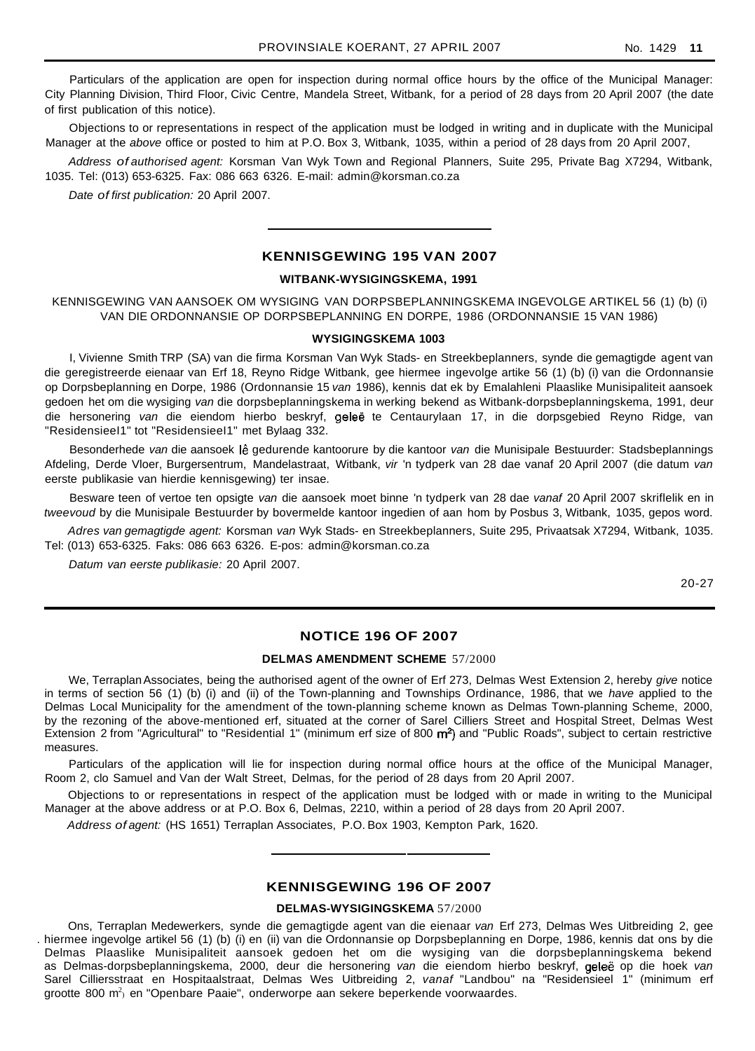Particulars of the application are open for inspection during normal office hours by the office of the Municipal Manager: City Planning Division, Third Floor, Civic Centre, Mandela Street, Witbank, for a period of 28 days from 20 April 2007 (the date of first publication of this notice).

Objections to or representations in respect of the application must be lodged in writing and in duplicate with the Municipal Manager at the *above* office or posted to him at P.O. Box 3, Witbank, 1035, within a period of 28 days from 20 April 2007,

*Address of authorised agent:* Korsman Van Wyk Town and Regional Planners, Suite 295, Private Bag X7294, Witbank, 1035. Tel: (013) 653-6325. Fax: 086 663 6326. E-mail: admin@korsman.co.za

*Date of first publication:* 20 April 2007.

## KENNISGEWING 195 VAN 2007

### WITBANK-WYSIGINGSKEMA, 1991

KENNISGEWING VAN AANSOEK OM WYSIGING VAN DORPSBEPLANNINGSKEMA INGEVOLGE ARTIKEL 56 (1) (b) (i) VAN DIE ORDONNANSIE OP DORPSBEPLANNING EN DORPE, 1986 (ORDONNANSIE 15 VAN 1986)

### WYSIGINGSKEMA 1003

I, Vivienne Smith TRP (SA) van die firma Korsman Van Wyk Stads- en Streekbeplanners, synde die gemagtigde agent van die geregistreerde eienaar van Erf 18, Reyno Ridge Witbank, gee hiermee ingevolge artike 56 (1) (b) (i) van die Ordonnansie op Dorpsbeplanning en Dorpe, 1986 (Ordonnansie 15 *van* 1986), kennis dat ek by Emalahleni Plaaslike Munisipaliteit aansoek gedoen het om die wysiging *van* die dorpsbeplanningskema in werking bekend as Witbank-dorpsbeplanningskema, 1991, deur die hersonering *van* die eiendom hierbo beskryf, geleë te Centaurylaan 17, in die dorpsgebied Reyno Ridge, van "Residensieel1" tot "Residensieel1" met Bylaag 332.

Besonderhede *van* die aansoek lê gedurende kantoorure by die kantoor *van* die Munisipale Bestuurder: Stadsbeplannings Afdeling, Derde Vloer, Burgersentrum, Mandelastraat, Witbank, *vir* 'n tydperk van 28 dae vanaf 20 April 2007 (die datum *van* eerste publikasie van hierdie kennisgewing) ter insae.

Besware teen of vertoe ten opsigte *van* die aansoek moet binne 'n tydperk van 28 dae *vanaf* 20 April 2007 skriflelik en in *tweevoud* by die Munisipale Bestuurder by bovermelde kantoor ingedien of aan hom by Posbus 3, Witbank, 1035, gepos word.

*Adres van gemagtigde agent:* Korsman *van* Wyk Stads- en Streekbeplanners, Suite 295, Privaatsak X7294, Witbank, 1035. Tel: (013) 653-6325. Faks: 086 663 6326. E-pos: admin@korsman.co.za

*Datum van eerste publikasie:* 20 April 2007.

20-27

## NOTICE 196 OF 2007

### DELMAS AMENDMENT SCHEME 57/2000

We, Terraplan Associates, being the authorised agent of the owner of Erf 273, Delmas West Extension 2, hereby *give* notice in terms of section 56 (1) (b) (i) and (ii) of the Town-planning and Townships Ordinance, 1986, that we *have* applied to the Delmas Local Municipality for the amendment of the town-planning scheme known as Delmas Town-planning Scheme, 2000, by the rezoning of the above-mentioned erf, situated at the corner of Sarel Cilliers Street and Hospital Street, Delmas West Extension 2 from "Agricultural" to "Residential 1" (minimum erf size of 800 $m^2$) and "Public Roads", subject to certain restrictive measures.

Particulars of the application will lie for inspection during normal office hours at the office of the Municipal Manager, Room 2, clo Samuel and Van der Walt Street, Delmas, for the period of 28 days from 20 April 2007.

Objections to or representations in respect of the application must be lodged with or made in writing to the Municipal Manager at the above address or at P.O. Box 6, Delmas, 2210, within a period of 28 days from 20 April 2007.

*Address of agent:* (HS 1651) Terraplan Associates, P.O. Box 1903, Kempton Park, 1620.

## KENNISGEWING 196 OF 2007

### DELMAS-WYSIGINGSKEMA 57/2000

Ons, Terraplan Medewerkers, synde die gemagtigde agent van die eienaar *van* Erf 273, Delmas Wes Uitbreiding 2, gee hiermee ingevolge artikel 56 (1) (b) (i) en (ii) van die Ordonnansie op Dorpsbeplanning en Dorpe, 1986, kennis dat ons by die Delmas Plaaslike Munisipaliteit aansoek gedoen het om die wysiging van die dorpsbeplanningskema bekend as Delmas-dorpsbeplanningskema, 2000, deur die hersonering *van* die eiendom hierbo beskryf, geleë op die hoek *van* Sarel Cilliersstraat en Hospitaalstraat, Delmas Wes Uitbreiding 2, *vanaf* "Landbou" na "Residensieel 1" (minimum erf grootte 800 $m^2$) en "Openbare Paaie", onderworpe aan sekere beperkende voorwaardes.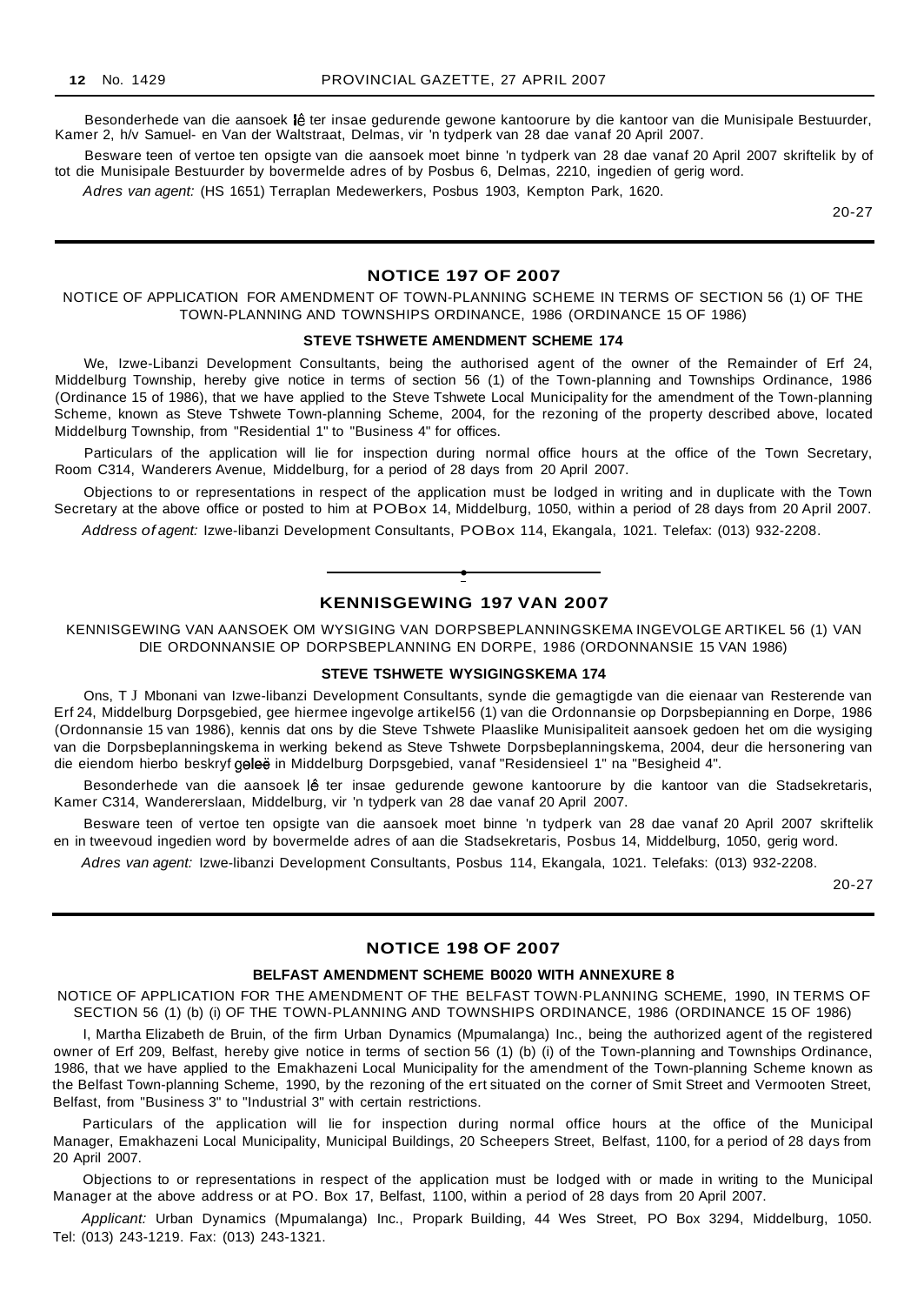Besonderhede van die aansoek lê ter insae gedurende gewone kantoorure by die kantoor van die Munisipale Bestuurder, Kamer 2, h/v Samuel- en Van der Waltstraat, Delmas, vir 'n tydperk van 28 dae vanaf 20 April 2007.

Besware teen of vertoe ten opsigte van die aansoek moet binne 'n tydperk van 28 dae vanaf 20 April 2007 skriftelik by of tot die Munisipale Bestuurder by bovermelde adres of by Posbus 6, Delmas, 2210, ingedien of gerig word.

*Adres van agent:* (HS 1651) Terraplan Medewerkers, Posbus 1903, Kempton Park, 1620.

20-27

## NOTICE 197 OF 2007

NOTICE OF APPLICATION FOR AMENDMENT OF TOWN-PLANNING SCHEME IN TERMS OF SECTION 56 (1) OF THE TOWN-PLANNING AND TOWNSHIPS ORDINANCE, 1986 (ORDINANCE 15 OF 1986)

### STEVE TSHWETE AMENDMENT SCHEME 174

We, Izwe-Libanzi Development Consultants, being the authorised agent of the owner of the Remainder of Erf 24, Middelburg Township, hereby give notice in terms of section 56 (1) of the Town-planning and Townships Ordinance, 1986 (Ordinance 15 of 1986), that we have applied to the Steve Tshwete Local Municipality for the amendment of the Town-planning Scheme, known as Steve Tshwete Town-planning Scheme, 2004, for the rezoning of the property described above, located Middelburg Township, from "Residential 1" to "Business 4" for offices.

Particulars of the application will lie for inspection during normal office hours at the office of the Town Secretary, Room C314, Wanderers Avenue, Middelburg, for a period of 28 days from 20 April 2007.

Objections to or representations in respect of the application must be lodged in writing and in duplicate with the Town Secretary at the above office or posted to him at POBox 14, Middelburg, 1050, within a period of 28 days from 20 April 2007.

*Address of agent:* Izwe-libanzi Development Consultants, POBox 114, Ekangala, 1021. Telefax: (013) 932-2208.

## KENNISGEWING 197 VAN 2007

KENNISGEWING VAN AANSOEK OM WYSIGING VAN DORPSBEPLANNINGSKEMA INGEVOLGE ARTIKEL 56 (1) VAN DIE ORDONNANSIE OP DORPSBEPLANNING EN DORPE, 1986 (ORDONNANSIE 15 VAN 1986)

### STEVE TSHWETE WYSIGINGSKEMA 174

Ons, T J Mbonani van Izwe-libanzi Development Consultants, synde die gemagtigde van die eienaar van Resterende van Erf 24, Middelburg Dorpsgebied, gee hiermee ingevolge artikel56 (1) van die Ordonnansie op Dorpsbepianning en Dorpe, 1986 (Ordonnansie 15 van 1986), kennis dat ons by die Steve Tshwete Plaaslike Munisipaliteit aansoek gedoen het om die wysiging van die Dorpsbeplanningskema in werking bekend as Steve Tshwete Dorpsbeplanningskema, 2004, deur die hersonering van die eiendom hierbo beskryf geleë in Middelburg Dorpsgebied, vanaf "Residensieel 1" na "Besigheid 4".

Besonderhede van die aansoek lê ter insae gedurende gewone kantoorure by die kantoor van die Stadsekretaris, Kamer C314, Wandererslaan, Middelburg, vir 'n tydperk van 28 dae vanaf 20 April 2007.

Besware teen of vertoe ten opsigte van die aansoek moet binne 'n tydperk van 28 dae vanaf 20 April 2007 skriftelik en in tweevoud ingedien word by bovermelde adres of aan die Stadsekretaris, Posbus 14, Middelburg, 1050, gerig word.

*Adres van agent:* Izwe-libanzi Development Consultants, Posbus 114, Ekangala, 1021. Telefaks: (013) 932-2208.

20-27

## NOTICE 198 OF 2007

### BELFAST AMENDMENT SCHEME B0020 WITH ANNEXURE 8

NOTICE OF APPLICATION FOR THE AMENDMENT OF THE BELFAST TOWN-PLANNING SCHEME, 1990, IN TERMS OF SECTION 56 (1) (b) (i) OF THE TOWN-PLANNING AND TOWNSHIPS ORDINANCE, 1986 (ORDINANCE 15 OF 1986)

I, Martha Elizabeth de Bruin, of the firm Urban Dynamics (Mpumalanga) Inc., being the authorized agent of the registered owner of Erf 209, Belfast, hereby give notice in terms of section 56 (1) (b) (i) of the Town-planning and Townships Ordinance, 1986, that we have applied to the Emakhazeni Local Municipality for the amendment of the Town-planning Scheme known as the Belfast Town-planning Scheme, 1990, by the rezoning of the ert situated on the corner of Smit Street and Vermooten Street, Belfast, from "Business 3" to "Industrial 3" with certain restrictions.

Particulars of the application will lie for inspection during normal office hours at the office of the Municipal Manager, Emakhazeni Local Municipality, Municipal Buildings, 20 Scheepers Street, Belfast, 1100, for a period of 28 days from 20 April 2007.

Objections to or representations in respect of the application must be lodged with or made in writing to the Municipal Manager at the above address or at PO. Box 17, Belfast, 1100, within a period of 28 days from 20 April 2007.

*Applicant:* Urban Dynamics (Mpumalanga) Inc., Propark Building, 44 Wes Street, PO Box 3294, Middelburg, 1050. Tel: (013) 243-1219. Fax: (013) 243-1321.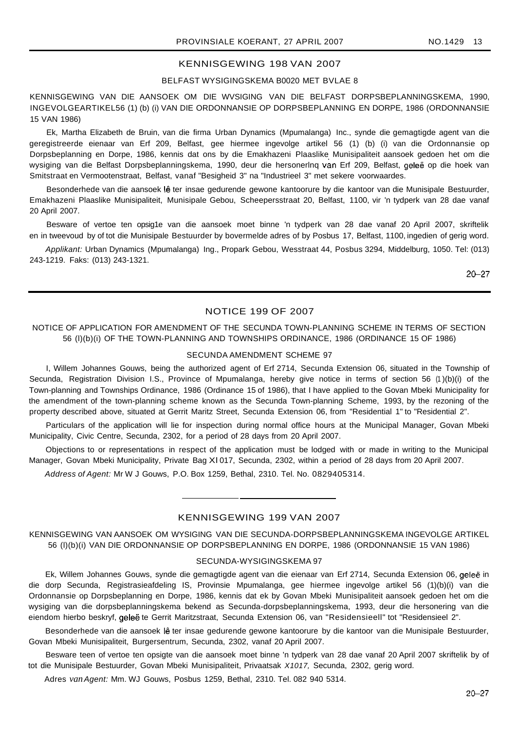## KENNISGEWING 198 VAN 2007

### BELFAST WYSIGINGSKEMA B0020 MET BVLAE 8

KENNISGEWING VAN DIE AANSOEK OM DIE WVSIGING VAN DIE BELFAST DORPSBEPLANNINGSKEMA, 1990, INGEVOLGEARTIKEL56 (1) (b) (i) VAN DIE ORDONNANSIE OP DORPSBEPLANNING EN DORPE, 1986 (ORDONNANSIE 15 VAN 1986)

Ek, Martha Elizabeth de Bruin, van die firma Urban Dynamics (Mpumalanga) Inc., synde die gemagtigde agent van die geregistreerde eienaar van Erf 209, Belfast, gee hiermee ingevolge artikel 56 (1) (b) (i) van die Ordonnansie op Dorpsbeplanning en Dorpe, 1986, kennis dat ons by die Emakhazeni Plaaslike Munisipaliteit aansoek gedoen het om die wysiging van die Belfast Dorpsbeplanningskema, 1990, deur die hersonerlnq van Erf 209, Belfast, geleë op die hoek van Smitstraat en Vermootenstraat, Belfast, vanaf "Besigheid 3" na "Industrieel 3" met sekere voorwaardes.

Besonderhede van die aansoek lê ter insae gedurende gewone kantoorure by die kantoor van die Munisipale Bestuurder, Emakhazeni Plaaslike Munisipaliteit, Munisipale Gebou, Scheepersstraat 20, Belfast, 1100, vir 'n tydperk van 28 dae vanaf 20 April 2007.

Besware of vertoe ten opsig1e van die aansoek moet binne 'n tydperk van 28 dae vanaf 20 April 2007, skriftelik en in tweevoud by of tot die Munisipale Bestuurder by bovermelde adres of by Posbus 17, Belfast, 1100, ingedien of gerig word.

*Applikant:* Urban Dynamics (Mpumalanga) Ing., Propark Gebou, Wesstraat 44, Posbus 3294, Middelburg, 1050. Tel: (013) 243-1219. Faks: (013) 243-1321.

20–27

---

## NOTICE 199 OF 2007

NOTICE OF APPLICATION FOR AMENDMENT OF THE SECUNDA TOWN-PLANNING SCHEME IN TERMS OF SECTION 56 (l)(b)(i) OF THE TOWN-PLANNING AND TOWNSHIPS ORDINANCE, 1986 (ORDINANCE 15 OF 1986)

### SECUNDA AMENDMENT SCHEME 97

I, Willem Johannes Gouws, being the authorized agent of Erf 2714, Secunda Extension 06, situated in the Township of Secunda, Registration Division I.S., Province of Mpumalanga, hereby give notice in terms of section 56 (1)(b)(i) of the Town-planning and Townships Ordinance, 1986 (Ordinance 15 of 1986), that I have applied to the Govan Mbeki Municipality for the amendment of the town-planning scheme known as the Secunda Town-planning Scheme, 1993, by the rezoning of the property described above, situated at Gerrit Maritz Street, Secunda Extension 06, from "Residential 1" to "Residential 2".

Particulars of the application will lie for inspection during normal office hours at the Municipal Manager, Govan Mbeki Municipality, Civic Centre, Secunda, 2302, for a period of 28 days from 20 April 2007.

Objections to or representations in respect of the application must be lodged with or made in writing to the Municipal Manager, Govan Mbeki Municipality, Private Bag XI 017, Secunda, 2302, within a period of 28 days from 20 April 2007.

*Address of Agent:* Mr W J Gouws, P.O. Box 1259, Bethal, 2310. Tel. No. 0829405314.

---

## KENNISGEWING 199 VAN 2007

KENNISGEWING VAN AANSOEK OM WYSIGING VAN DIE SECUNDA-DORPSBEPLANNINGSKEMA INGEVOLGE ARTIKEL 56 (l)(b)(i) VAN DIE ORDONNANSIE OP DORPSBEPLANNING EN DORPE, 1986 (ORDONNANSIE 15 VAN 1986)

### SECUNDA-WYSIGINGSKEMA 97

Ek, Willem Johannes Gouws, synde die gemagtigde agent van die eienaar van Erf 2714, Secunda Extension 06, geleë in die dorp Secunda, Registrasieafdeling IS, Provinsie Mpumalanga, gee hiermee ingevolge artikel 56 (1)(b)(i) van die Ordonnansie op Dorpsbeplanning en Dorpe, 1986, kennis dat ek by Govan Mbeki Munisipaliteit aansoek gedoen het om die wysiging van die dorpsbeplanningskema bekend as Secunda-dorpsbeplanningskema, 1993, deur die hersonering van die eiendom hierbo beskryf, geleë te Gerrit Maritzstraat, Secunda Extension 06, van "Residensieell" tot "Residensieel 2".

Besonderhede van die aansoek lê ter insae gedurende gewone kantoorure by die kantoor van die Munisipale Bestuurder, Govan Mbeki Munisipaliteit, Burgersentrum, Secunda, 2302, vanaf 20 April 2007.

Besware teen of vertoe ten opsigte van die aansoek moet binne 'n tydperk van 28 dae vanaf 20 April 2007 skriftelik by of tot die Munisipale Bestuurder, Govan Mbeki Munisipaliteit, Privaatsak *X1017,* Secunda, 2302, gerig word.

Adres *van Agent:* Mm. WJ Gouws, Posbus 1259, Bethal, 2310. Tel. 082 940 5314.

20–27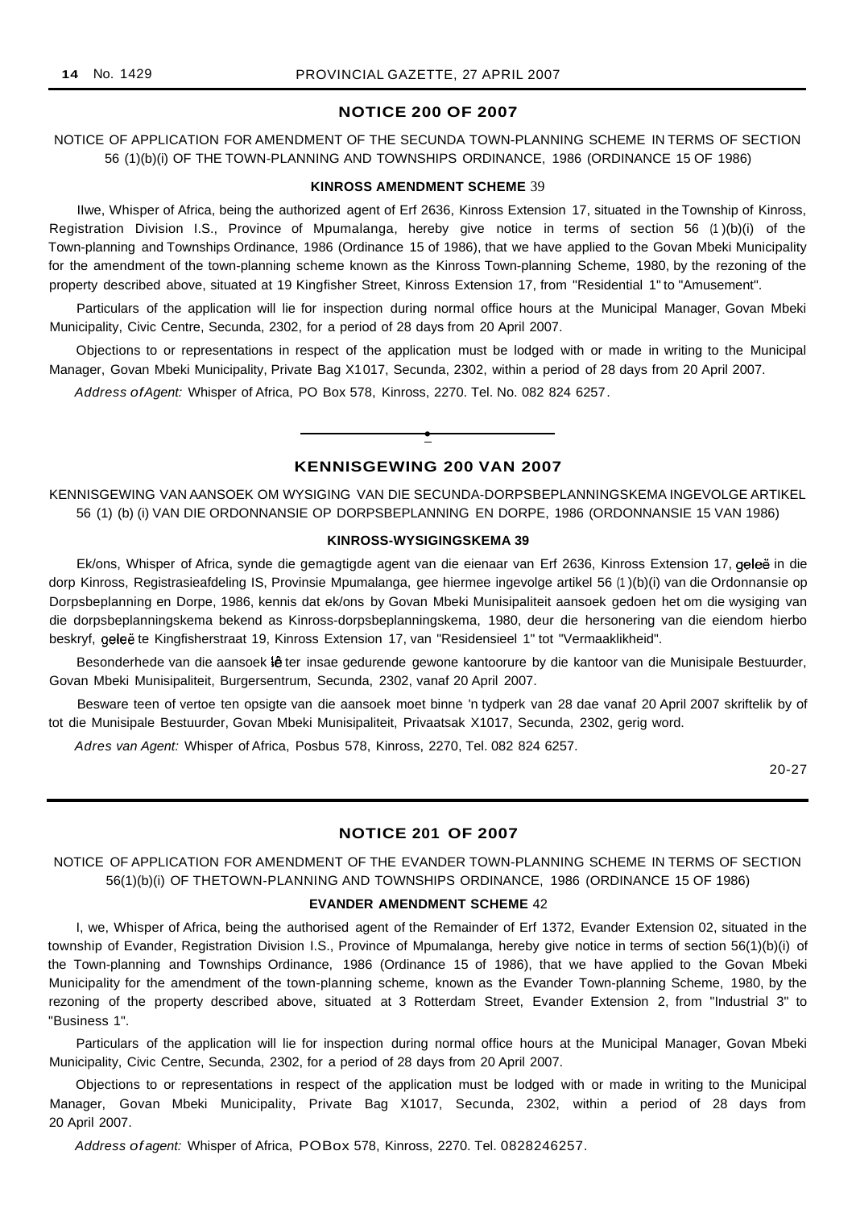## NOTICE 200 OF 2007

NOTICE OF APPLICATION FOR AMENDMENT OF THE SECUNDA TOWN-PLANNING SCHEME IN TERMS OF SECTION 56 (1)(b)(i) OF THE TOWN-PLANNING AND TOWNSHIPS ORDINANCE, 1986 (ORDINANCE 15 OF 1986)

**KINROSS AMENDMENT SCHEME 39**

IIwe, Whisper of Africa, being the authorized agent of Erf 2636, Kinross Extension 17, situated in the Township of Kinross, Registration Division I.S., Province of Mpumalanga, hereby give notice in terms of section 56 (1)(b)(i) of the Town-planning and Townships Ordinance, 1986 (Ordinance 15 of 1986), that we have applied to the Govan Mbeki Municipality for the amendment of the town-planning scheme known as the Kinross Town-planning Scheme, 1980, by the rezoning of the property described above, situated at 19 Kingfisher Street, Kinross Extension 17, from "Residential 1" to "Amusement".

Particulars of the application will lie for inspection during normal office hours at the Municipal Manager, Govan Mbeki Municipality, Civic Centre, Secunda, 2302, for a period of 28 days from 20 April 2007.

Objections to or representations in respect of the application must be lodged with or made in writing to the Municipal Manager, Govan Mbeki Municipality, Private Bag X1017, Secunda, 2302, within a period of 28 days from 20 April 2007.

*Address of Agent:* Whisper of Africa, PO Box 578, Kinross, 2270. Tel. No. 082 824 6257.

---

## KENNISGEWING 200 VAN 2007

KENNISGEWING VAN AANSOEK OM WYSIGING VAN DIE SECUNDA-DORPSBEPLANNINGSKEMA INGEVOLGE ARTIKEL 56 (1) (b) (i) VAN DIE ORDONNANSIE OP DORPSBEPLANNING EN DORPE, 1986 (ORDONNANSIE 15 VAN 1986)

**KINROSS-WYSIGINGSKEMA 39**

Ek/ons, Whisper of Africa, synde die gemagtigde agent van die eienaar van Erf 2636, Kinross Extension 17, geleë in die dorp Kinross, Registrasieafdeling IS, Provinsie Mpumalanga, gee hiermee ingevolge artikel 56 (1)(b)(i) van die Ordonnansie op Dorpsbeplanning en Dorpe, 1986, kennis dat ek/ons by Govan Mbeki Munisipaliteit aansoek gedoen het om die wysiging van die dorpsbeplanningskema bekend as Kinross-dorpsbeplanningskema, 1980, deur die hersonering van die eiendom hierbo beskryf, geleë te Kingfisherstraat 19, Kinross Extension 17, van "Residensieel 1" tot "Vermaaklikheid".

Besonderhede van die aansoek lê ter insae gedurende gewone kantoorure by die kantoor van die Munisipale Bestuurder, Govan Mbeki Munisipaliteit, Burgersentrum, Secunda, 2302, vanaf 20 April 2007.

Besware teen of vertoe ten opsigte van die aansoek moet binne 'n tydperk van 28 dae vanaf 20 April 2007 skriftelik by of tot die Munisipale Bestuurder, Govan Mbeki Munisipaliteit, Privaatsak X1017, Secunda, 2302, gerig word.

*Adres van Agent:* Whisper of Africa, Posbus 578, Kinross, 2270, Tel. 082 824 6257.

20-27

---

## NOTICE 201 OF 2007

NOTICE OF APPLICATION FOR AMENDMENT OF THE EVANDER TOWN-PLANNING SCHEME IN TERMS OF SECTION 56(1)(b)(i) OF THETOWN-PLANNING AND TOWNSHIPS ORDINANCE, 1986 (ORDINANCE 15 OF 1986)

**EVANDER AMENDMENT SCHEME 42**

I, we, Whisper of Africa, being the authorised agent of the Remainder of Erf 1372, Evander Extension 02, situated in the township of Evander, Registration Division I.S., Province of Mpumalanga, hereby give notice in terms of section 56(1)(b)(i) of the Town-planning and Townships Ordinance, 1986 (Ordinance 15 of 1986), that we have applied to the Govan Mbeki Municipality for the amendment of the town-planning scheme, known as the Evander Town-planning Scheme, 1980, by the rezoning of the property described above, situated at 3 Rotterdam Street, Evander Extension 2, from "Industrial 3" to "Business 1".

Particulars of the application will lie for inspection during normal office hours at the Municipal Manager, Govan Mbeki Municipality, Civic Centre, Secunda, 2302, for a period of 28 days from 20 April 2007.

Objections to or representations in respect of the application must be lodged with or made in writing to the Municipal Manager, Govan Mbeki Municipality, Private Bag X1017, Secunda, 2302, within a period of 28 days from 20 April 2007.

*Address of agent:* Whisper of Africa, POBox 578, Kinross, 2270. Tel. 0828246257.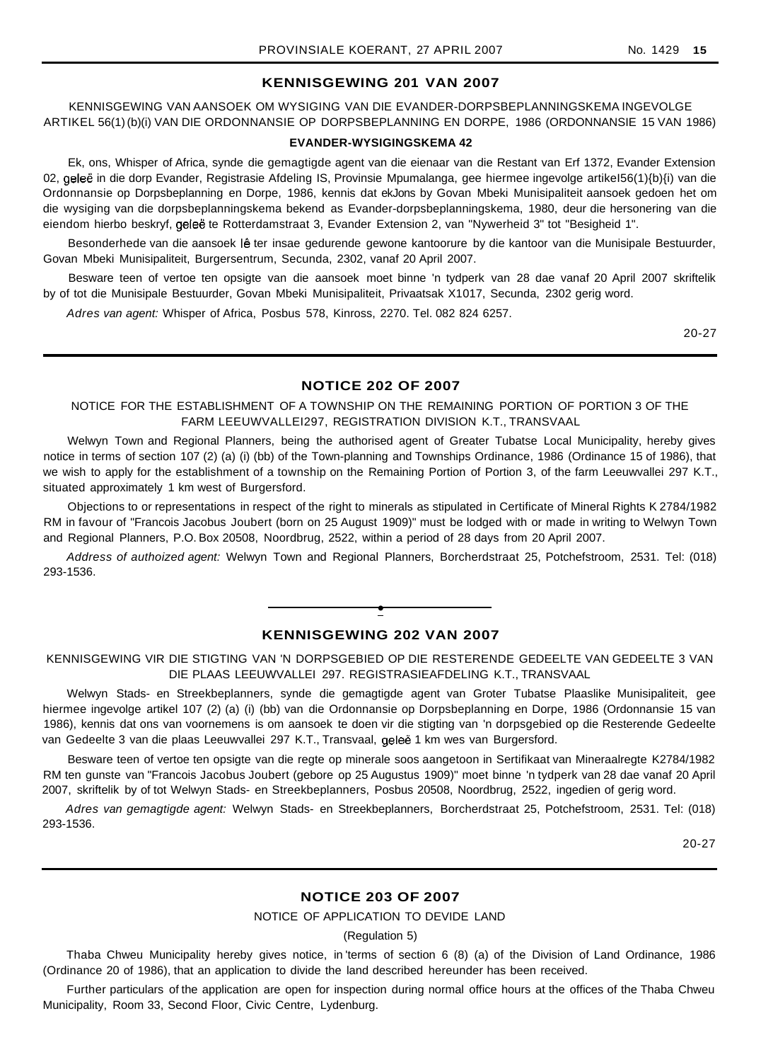## KENNISGEWING 201 VAN 2007

KENNISGEWING VAN AANSOEK OM WYSIGING VAN DIE EVANDER-DORPSBEPLANNINGSKEMA INGEVOLGE ARTIKEL 56(1) (b)(i) VAN DIE ORDONNANSIE OP DORPSBEPLANNING EN DORPE, 1986 (ORDONNANSIE 15 VAN 1986)

### EVANDER-WYSIGINGSKEMA 42

Ek, ons, Whisper of Africa, synde die gemagtigde agent van die eienaar van die Restant van Erf 1372, Evander Extension 02, geleë in die dorp Evander, Registrasie Afdeling IS, Provinsie Mpumalanga, gee hiermee ingevolge artikel56(1){b}{i) van die Ordonnansie op Dorpsbeplanning en Dorpe, 1986, kennis dat ekJons by Govan Mbeki Munisipaliteit aansoek gedoen het om die wysiging van die dorpsbeplanningskema bekend as Evander-dorpsbeplanningskema, 1980, deur die hersonering van die eiendom hierbo beskryf, geleë te Rotterdamstraat 3, Evander Extension 2, van "Nywerheid 3" tot "Besigheid 1".

Besonderhede van die aansoek lê ter insae gedurende gewone kantoorure by die kantoor van die Munisipale Bestuurder, Govan Mbeki Munisipaliteit, Burgersentrum, Secunda, 2302, vanaf 20 April 2007.

Besware teen of vertoe ten opsigte van die aansoek moet binne 'n tydperk van 28 dae vanaf 20 April 2007 skriftelik by of tot die Munisipale Bestuurder, Govan Mbeki Munisipaliteit, Privaatsak X1017, Secunda, 2302 gerig word.

*Adres van agent:* Whisper of Africa, Posbus 578, Kinross, 2270. Tel. 082 824 6257.

20-27

---

## NOTICE 202 OF 2007

NOTICE FOR THE ESTABLISHMENT OF A TOWNSHIP ON THE REMAINING PORTION OF PORTION 3 OF THE FARM LEEUWVALLEI297, REGISTRATION DIVISION K.T., TRANSVAAL

Welwyn Town and Regional Planners, being the authorised agent of Greater Tubatse Local Municipality, hereby gives notice in terms of section 107 (2) (a) (i) (bb) of the Town-planning and Townships Ordinance, 1986 (Ordinance 15 of 1986), that we wish to apply for the establishment of a township on the Remaining Portion of Portion 3, of the farm Leeuwvallei 297 K.T., situated approximately 1 km west of Burgersford.

Objections to or representations in respect of the right to minerals as stipulated in Certificate of Mineral Rights K 2784/1982 RM in favour of "Francois Jacobus Joubert (born on 25 August 1909)" must be lodged with or made in writing to Welwyn Town and Regional Planners, P.O. Box 20508, Noordbrug, 2522, within a period of 28 days from 20 April 2007.

*Address of authoized agent:* Welwyn Town and Regional Planners, Borcherdstraat 25, Potchefstroom, 2531. Tel: (018) 293-1536.

---

## KENNISGEWING 202 VAN 2007

KENNISGEWING VIR DIE STIGTING VAN 'N DORPSGEBIED OP DIE RESTERENDE GEDEELTE VAN GEDEELTE 3 VAN DIE PLAAS LEEUWVALLEI 297. REGISTRASIEAFDELING K.T., TRANSVAAL

Welwyn Stads- en Streekbeplanners, synde die gemagtigde agent van Groter Tubatse Plaaslike Munisipaliteit, gee hiermee ingevolge artikel 107 (2) (a) (i) (bb) van die Ordonnansie op Dorpsbeplanning en Dorpe, 1986 (Ordonnansie 15 van 1986), kennis dat ons van voornemens is om aansoek te doen vir die stigting van 'n dorpsgebied op die Resterende Gedeelte van Gedeelte 3 van die plaas Leeuwvallei 297 K.T., Transvaal, geleë 1 km wes van Burgersford.

Besware teen of vertoe ten opsigte van die regte op minerale soos aangetoon in Sertifikaat van Mineraalregte K2784/1982 RM ten gunste van "Francois Jacobus Joubert (gebore op 25 Augustus 1909)" moet binne 'n tydperk van 28 dae vanaf 20 April 2007, skriftelik by of tot Welwyn Stads- en Streekbeplanners, Posbus 20508, Noordbrug, 2522, ingedien of gerig word.

*Adres van gemagtigde agent:* Welwyn Stads- en Streekbeplanners, Borcherdstraat 25, Potchefstroom, 2531. Tel: (018) 293-1536.

20-27

---

## NOTICE 203 OF 2007

NOTICE OF APPLICATION TO DEVIDE LAND

(Regulation 5)

Thaba Chweu Municipality hereby gives notice, in 'terms of section 6 (8) (a) of the Division of Land Ordinance, 1986 (Ordinance 20 of 1986), that an application to divide the land described hereunder has been received.

Further particulars of the application are open for inspection during normal office hours at the offices of the Thaba Chweu Municipality, Room 33, Second Floor, Civic Centre, Lydenburg.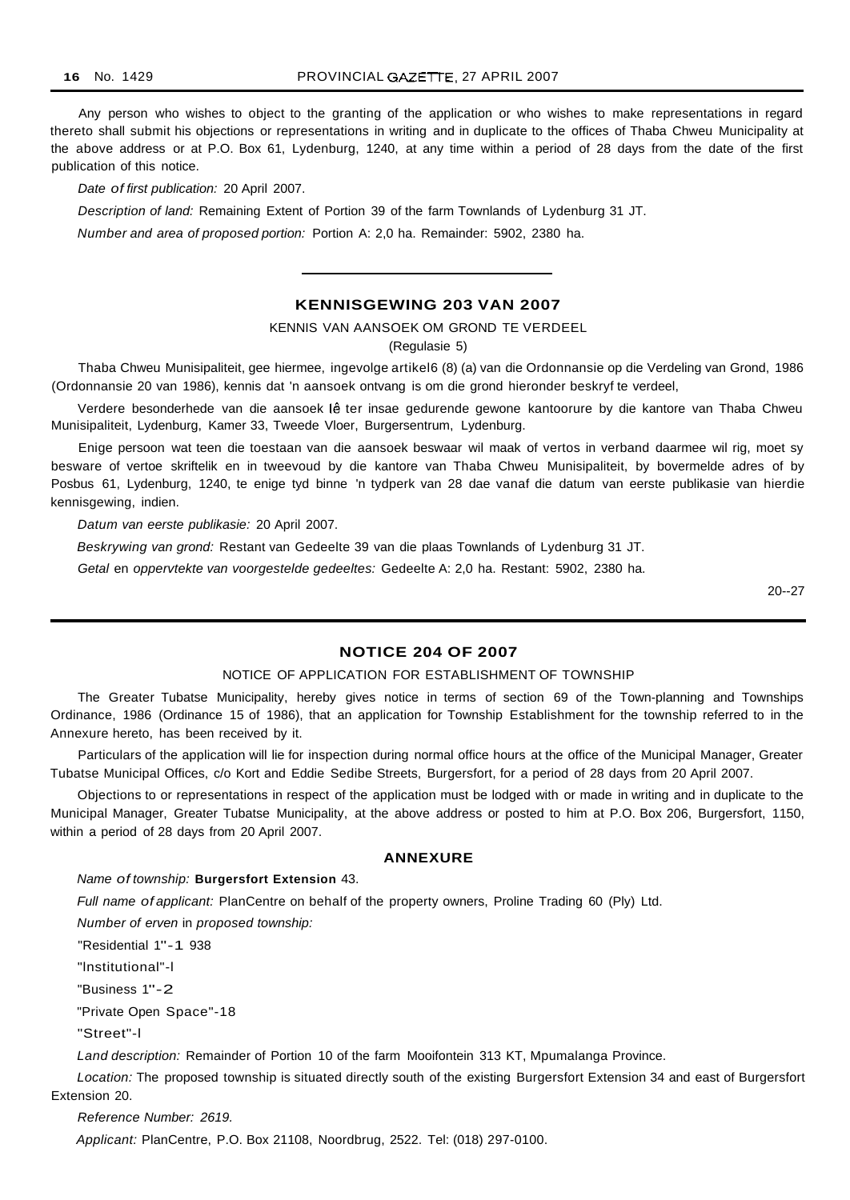Any person who wishes to object to the granting of the application or who wishes to make representations in regard thereto shall submit his objections or representations in writing and in duplicate to the offices of Thaba Chweu Municipality at the above address or at P.O. Box 61, Lydenburg, 1240, at any time within a period of 28 days from the date of the first publication of this notice.

*Date of first publication:* 20 April 2007.

*Description of land:* Remaining Extent of Portion 39 of the farm Townlands of Lydenburg 31 JT.

*Number and area of proposed portion:* Portion A: 2,0 ha. Remainder: 5902, 2380 ha.

---

## KENNISGEWING 203 VAN 2007

KENNIS VAN AANSOEK OM GROND TE VERDEEL

(Regulasie 5)

Thaba Chweu Munisipaliteit, gee hiermee, ingevolge artikel6 (8) (a) van die Ordonnansie op die Verdeling van Grond, 1986 (Ordonnansie 20 van 1986), kennis dat 'n aansoek ontvang is om die grond hieronder beskryf te verdeel,

Verdere besonderhede van die aansoek lê ter insae gedurende gewone kantoorure by die kantore van Thaba Chweu Munisipaliteit, Lydenburg, Kamer 33, Tweede Vloer, Burgersentrum, Lydenburg.

Enige persoon wat teen die toestaan van die aansoek beswaar wil maak of vertos in verband daarmee wil rig, moet sy besware of vertoe skriftelik en in tweevoud by die kantore van Thaba Chweu Munisipaliteit, by bovermelde adres of by Posbus 61, Lydenburg, 1240, te enige tyd binne 'n tydperk van 28 dae vanaf die datum van eerste publikasie van hierdie kennisgewing, indien.

*Datum van eerste publikasie:* 20 April 2007.

*Beskrywing van grond:* Restant van Gedeelte 39 van die plaas Townlands of Lydenburg 31 JT.

*Getal en oppervtekte van voorgestelde gedeeltes:* Gedeelte A: 2,0 ha. Restant: 5902, 2380 ha.

20--27

---

## NOTICE 204 OF 2007

NOTICE OF APPLICATION FOR ESTABLISHMENT OF TOWNSHIP

The Greater Tubatse Municipality, hereby gives notice in terms of section 69 of the Town-planning and Townships Ordinance, 1986 (Ordinance 15 of 1986), that an application for Township Establishment for the township referred to in the Annexure hereto, has been received by it.

Particulars of the application will lie for inspection during normal office hours at the office of the Municipal Manager, Greater Tubatse Municipal Offices, c/o Kort and Eddie Sedibe Streets, Burgersfort, for a period of 28 days from 20 April 2007.

Objections to or representations in respect of the application must be lodged with or made in writing and in duplicate to the Municipal Manager, Greater Tubatse Municipality, at the above address or posted to him at P.O. Box 206, Burgersfort, 1150, within a period of 28 days from 20 April 2007.

### ANNEXURE

*Name of township:* **Burgersfort Extension** 43.

*Full name of applicant:* PlanCentre on behalf of the property owners, Proline Trading 60 (Ply) Ltd.

*Number of erven in proposed township:*

"Residential 1"-1 938

"Institutional"-l

"Business 1"-2

"Private Open Space"-18

"Street"-l

*Land description:* Remainder of Portion 10 of the farm Mooifontein 313 KT, Mpumalanga Province.

*Location:* The proposed township is situated directly south of the existing Burgersfort Extension 34 and east of Burgersfort Extension 20.

*Reference Number: 2619.*

*Applicant:* PlanCentre, P.O. Box 21108, Noordbrug, 2522. Tel: (018) 297-0100.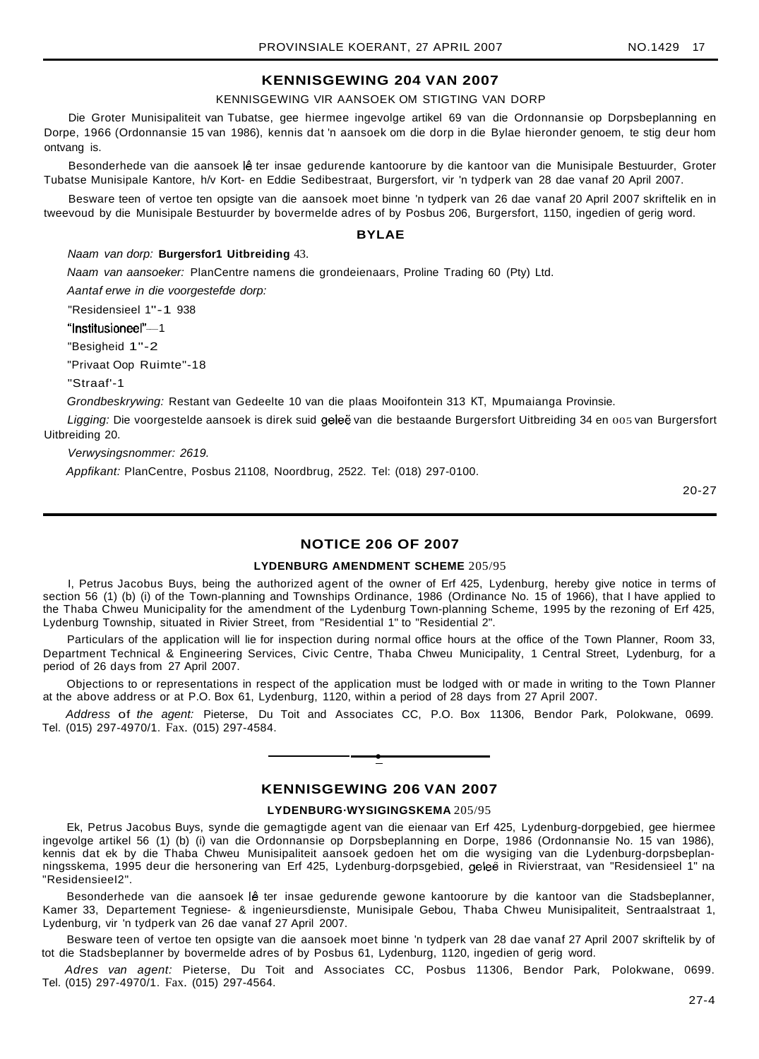## KENNISGEWING 204 VAN 2007

KENNISGEWING VIR AANSOEK OM STIGTING VAN DORP

Die Groter Munisipaliteit van Tubatse, gee hiermee ingevolge artikel 69 van die Ordonnansie op Dorpsbeplanning en Dorpe, 1966 (Ordonnansie 15 van 1986), kennis dat 'n aansoek om die dorp in die Bylae hieronder genoem, te stig deur hom ontvang is.

Besonderhede van die aansoek lê ter insae gedurende kantoorure by die kantoor van die Munisipale Bestuurder, Groter Tubatse Munisipale Kantore, h/v Kort- en Eddie Sedibestraat, Burgersfort, vir 'n tydperk van 28 dae vanaf 20 April 2007.

Besware teen of vertoe ten opsigte van die aansoek moet binne 'n tydperk van 26 dae vanaf 20 April 2007 skriftelik en in tweevoud by die Munisipale Bestuurder by bovermelde adres of by Posbus 206, Burgersfort, 1150, ingedien of gerig word.

**BYLAE**

*Naam van dorp:* **Burgersfor1 Uitbreiding** 43.

*Naam van aansoeker:* PlanCentre namens die grondeienaars, Proline Trading 60 (Pty) Ltd.

*Aantaf erwe in die voorgestefde dorp:*

"Residensieel 1"-1 938

"Institusioneel"—1

"Besigheid 1"-2

"Privaat Oop Ruimte"-18

"Straaf'-1

*Grondbeskrywing:* Restant van Gedeelte 10 van die plaas Mooifontein 313 KT, Mpumaianga Provinsie.

*Ligging:* Die voorgestelde aansoek is direk suid geleë van die bestaande Burgersfort Uitbreiding 34 en oos van Burgersfort Uitbreiding 20.

*Verwysingsnommer: 2619.*

*Appfikant:* PlanCentre, Posbus 21108, Noordbrug, 2522. Tel: (018) 297-0100.

20-27

---

## NOTICE 206 OF 2007

**LYDENBURG AMENDMENT SCHEME** 205/95

I, Petrus Jacobus Buys, being the authorized agent of the owner of Erf 425, Lydenburg, hereby give notice in terms of section 56 (1) (b) (i) of the Town-planning and Townships Ordinance, 1986 (Ordinance No. 15 of 1966), that I have applied to the Thaba Chweu Municipality for the amendment of the Lydenburg Town-planning Scheme, 1995 by the rezoning of Erf 425, Lydenburg Township, situated in Rivier Street, from "Residential 1" to "Residential 2".

Particulars of the application will lie for inspection during normal office hours at the office of the Town Planner, Room 33, Department Technical & Engineering Services, Civic Centre, Thaba Chweu Municipality, 1 Central Street, Lydenburg, for a period of 26 days from 27 April 2007.

Objections to or representations in respect of the application must be lodged with or made in writing to the Town Planner at the above address or at P.O. Box 61, Lydenburg, 1120, within a period of 28 days from 27 April 2007.

*Address of the agent:* Pieterse, Du Toit and Associates CC, P.O. Box 11306, Bendor Park, Polokwane, 0699. Tel. (015) 297-4970/1. Fax. (015) 297-4584.

---

## KENNISGEWING 206 VAN 2007

**LYDENBURG-WYSIGINGSKEMA** 205/95

Ek, Petrus Jacobus Buys, synde die gemagtigde agent van die eienaar van Erf 425, Lydenburg-dorpgebied, gee hiermee ingevolge artikel 56 (1) (b) (i) van die Ordonnansie op Dorpsbeplanning en Dorpe, 1986 (Ordonnansie No. 15 van 1986), kennis dat ek by die Thaba Chweu Munisipaliteit aansoek gedoen het om die wysiging van die Lydenburg-dorpsbeplanningsskema, 1995 deur die hersonering van Erf 425, Lydenburg-dorpsgebied, geleë in Rivierstraat, van "Residensieel 1" na "Residensieel2".

Besonderhede van die aansoek lê ter insae gedurende gewone kantoorure by die kantoor van die Stadsbeplanner, Kamer 33, Departement Tegniese- & ingenieursdienste, Munisipale Gebou, Thaba Chweu Munisipaliteit, Sentraalstraat 1, Lydenburg, vir 'n tydperk van 26 dae vanaf 27 April 2007.

Besware teen of vertoe ten opsigte van die aansoek moet binne 'n tydperk van 28 dae vanaf 27 April 2007 skriftelik by of tot die Stadsbeplanner by bovermelde adres of by Posbus 61, Lydenburg, 1120, ingedien of gerig word.

*Adres van agent:* Pieterse, Du Toit and Associates CC, Posbus 11306, Bendor Park, Polokwane, 0699. Tel. (015) 297-4970/1. Fax. (015) 297-4564.

27-4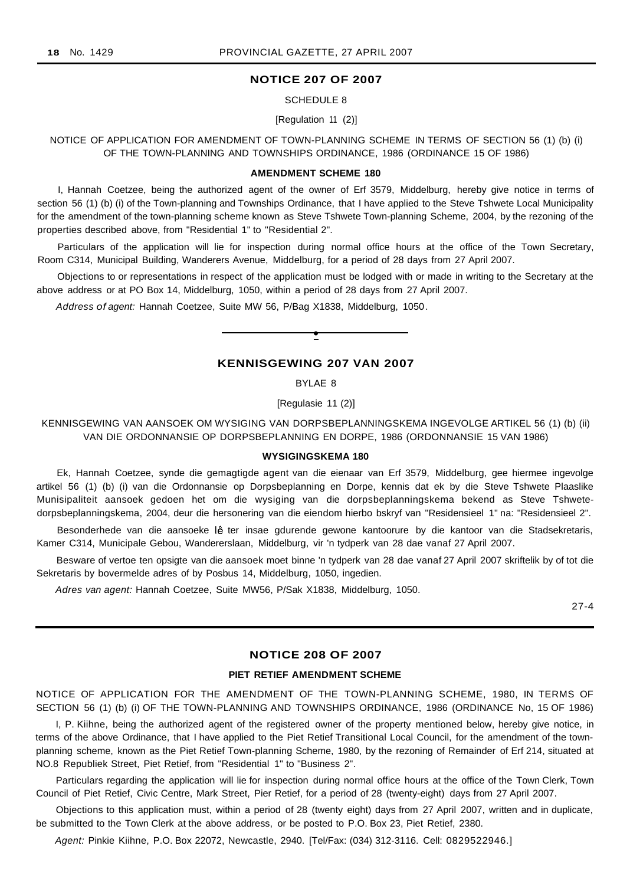## NOTICE 207 OF 2007

SCHEDULE 8

[Regulation 11 (2)]

NOTICE OF APPLICATION FOR AMENDMENT OF TOWN-PLANNING SCHEME IN TERMS OF SECTION 56 (1) (b) (i) OF THE TOWN-PLANNING AND TOWNSHIPS ORDINANCE, 1986 (ORDINANCE 15 OF 1986)

**AMENDMENT SCHEME 180**

I, Hannah Coetzee, being the authorized agent of the owner of Erf 3579, Middelburg, hereby give notice in terms of section 56 (1) (b) (i) of the Town-planning and Townships Ordinance, that I have applied to the Steve Tshwete Local Municipality for the amendment of the town-planning scheme known as Steve Tshwete Town-planning Scheme, 2004, by the rezoning of the properties described above, from "Residential 1" to "Residential 2".

Particulars of the application will lie for inspection during normal office hours at the office of the Town Secretary, Room C314, Municipal Building, Wanderers Avenue, Middelburg, for a period of 28 days from 27 April 2007.

Objections to or representations in respect of the application must be lodged with or made in writing to the Secretary at the above address or at PO Box 14, Middelburg, 1050, within a period of 28 days from 27 April 2007.

*Address of agent:* Hannah Coetzee, Suite MW 56, P/Bag X1838, Middelburg, 1050.

---

## KENNISGEWING 207 VAN 2007

BYLAE 8

[Regulasie 11 (2)]

KENNISGEWING VAN AANSOEK OM WYSIGING VAN DORPSBEPLANNINGSKEMA INGEVOLGE ARTIKEL 56 (1) (b) (ii) VAN DIE ORDONNANSIE OP DORPSBEPLANNING EN DORPE, 1986 (ORDONNANSIE 15 VAN 1986)

**WYSIGINGSKEMA 180**

Ek, Hannah Coetzee, synde die gemagtigde agent van die eienaar van Erf 3579, Middelburg, gee hiermee ingevolge artikel 56 (1) (b) (i) van die Ordonnansie op Dorpsbeplanning en Dorpe, kennis dat ek by die Steve Tshwete Plaaslike Munisipaliteit aansoek gedoen het om die wysiging van die dorpsbeplanningskema bekend as Steve Tshwete-dorpsbeplanningskema, 2004, deur die hersonering van die eiendom hierbo bskryf van "Residensieel 1" na: "Residensieel 2".

Besonderhede van die aansoeke lê ter insae gdurende gewone kantoorure by die kantoor van die Stadsekretaris, Kamer C314, Municipale Gebou, Wandererslaan, Middelburg, vir 'n tydperk van 28 dae vanaf 27 April 2007.

Besware of vertoe ten opsigte van die aansoek moet binne 'n tydperk van 28 dae vanaf 27 April 2007 skriftelik by of tot die Sekretaris by bovermelde adres of by Posbus 14, Middelburg, 1050, ingedien.

*Adres van agent:* Hannah Coetzee, Suite MW56, P/Sak X1838, Middelburg, 1050.

27-4

---

## NOTICE 208 OF 2007

**PIET RETIEF AMENDMENT SCHEME**

NOTICE OF APPLICATION FOR THE AMENDMENT OF THE TOWN-PLANNING SCHEME, 1980, IN TERMS OF SECTION 56 (1) (b) (i) OF THE TOWN-PLANNING AND TOWNSHIPS ORDINANCE, 1986 (ORDINANCE No, 15 OF 1986)

I, P. Kiihne, being the authorized agent of the registered owner of the property mentioned below, hereby give notice, in terms of the above Ordinance, that I have applied to the Piet Retief Transitional Local Council, for the amendment of the town-planning scheme, known as the Piet Retief Town-planning Scheme, 1980, by the rezoning of Remainder of Erf 214, situated at NO.8 Republiek Street, Piet Retief, from "Residential 1" to "Business 2".

Particulars regarding the application will lie for inspection during normal office hours at the office of the Town Clerk, Town Council of Piet Retief, Civic Centre, Mark Street, Pier Retief, for a period of 28 (twenty-eight) days from 27 April 2007.

Objections to this application must, within a period of 28 (twenty eight) days from 27 April 2007, written and in duplicate, be submitted to the Town Clerk at the above address, or be posted to P.O. Box 23, Piet Retief, 2380.

*Agent:* Pinkie Kiihne, P.O. Box 22072, Newcastle, 2940. [Tel/Fax: (034) 312-3116. Cell: 0829522946.]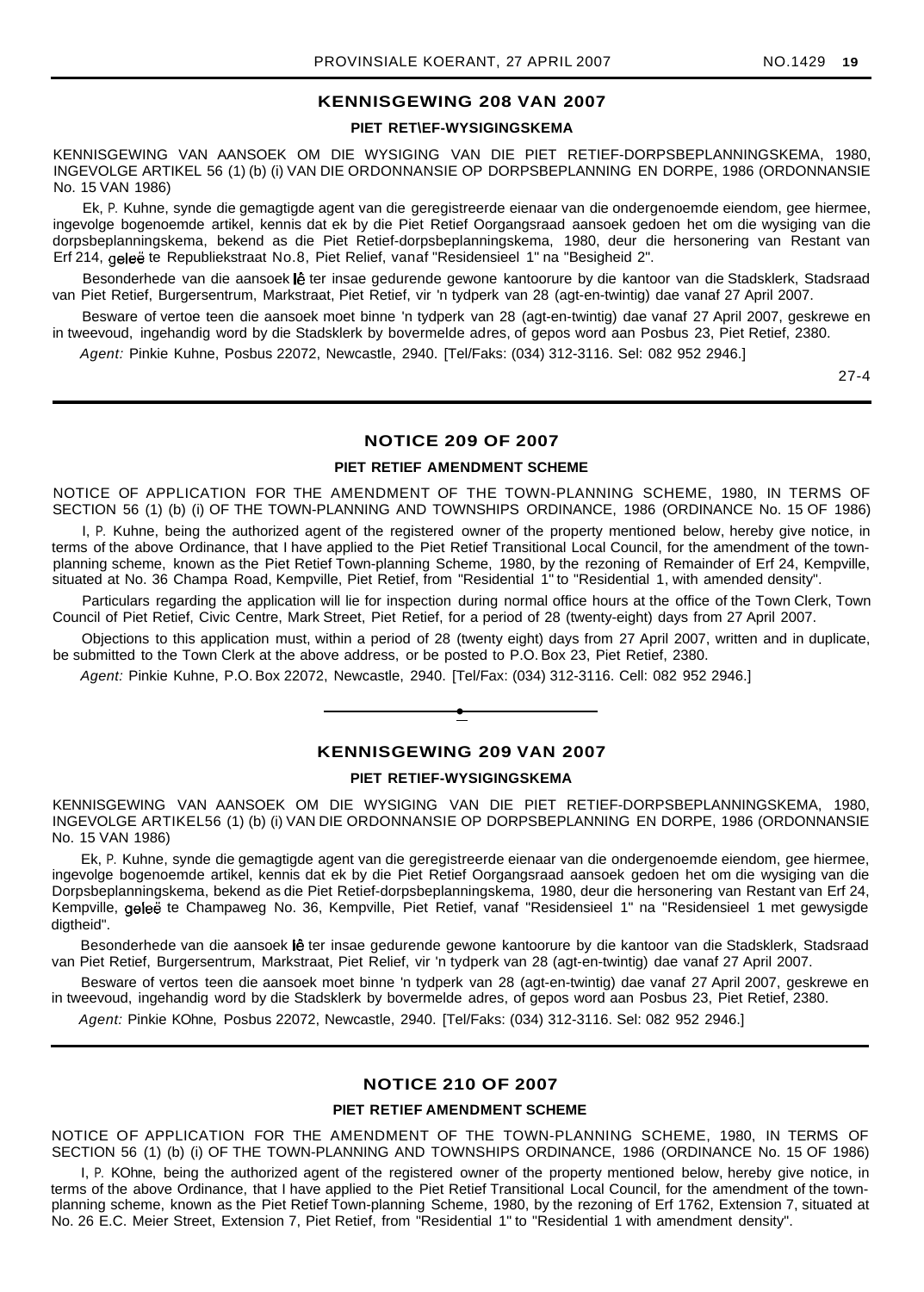## KENNISGEWING 208 VAN 2007

### PIET RET\EF-WYSIGINGSKEMA

KENNISGEWING VAN AANSOEK OM DIE WYSIGING VAN DIE PIET RETIEF-DORPSBEPLANNINGSKEMA, 1980, INGEVOLGE ARTIKEL 56 (1) (b) (i) VAN DIE ORDONNANSIE OP DORPSBEPLANNING EN DORPE, 1986 (ORDONNANSIE No. 15 VAN 1986)

Ek, P. Kuhne, synde die gemagtigde agent van die geregistreerde eienaar van die ondergenoemde eiendom, gee hiermee, ingevolge bogenoemde artikel, kennis dat ek by die Piet Retief Oorgangsraad aansoek gedoen het om die wysiging van die dorpsbeplanningskema, bekend as die Piet Retief-dorpsbeplanningskema, 1980, deur die hersonering van Restant van Erf 214, geleë te Republiekstraat No.8, Piet Relief, vanaf "Residensieel 1" na "Besigheid 2".

Besonderhede van die aansoek lê ter insae gedurende gewone kantoorure by die kantoor van die Stadsklerk, Stadsraad van Piet Retief, Burgersentrum, Markstraat, Piet Retief, vir 'n tydperk van 28 (agt-en-twintig) dae vanaf 27 April 2007.

Besware of vertoe teen die aansoek moet binne 'n tydperk van 28 (agt-en-twintig) dae vanaf 27 April 2007, geskrewe en in tweevoud, ingehandig word by die Stadsklerk by bovermelde adres, of gepos word aan Posbus 23, Piet Retief, 2380.

*Agent:* Pinkie Kuhne, Posbus 22072, Newcastle, 2940. [Tel/Faks: (034) 312-3116. Sel: 082 952 2946.]

27-4

---

## NOTICE 209 OF 2007

### PIET RETIEF AMENDMENT SCHEME

NOTICE OF APPLICATION FOR THE AMENDMENT OF THE TOWN-PLANNING SCHEME, 1980, IN TERMS OF SECTION 56 (1) (b) (i) OF THE TOWN-PLANNING AND TOWNSHIPS ORDINANCE, 1986 (ORDINANCE No. 15 OF 1986)

I, P. Kuhne, being the authorized agent of the registered owner of the property mentioned below, hereby give notice, in terms of the above Ordinance, that I have applied to the Piet Retief Transitional Local Council, for the amendment of the town-planning scheme, known as the Piet Retief Town-planning Scheme, 1980, by the rezoning of Remainder of Erf 24, Kempville, situated at No. 36 Champa Road, Kempville, Piet Retief, from "Residential 1" to "Residential 1, with amended density".

Particulars regarding the application will lie for inspection during normal office hours at the office of the Town Clerk, Town Council of Piet Retief, Civic Centre, Mark Street, Piet Retief, for a period of 28 (twenty-eight) days from 27 April 2007.

Objections to this application must, within a period of 28 (twenty eight) days from 27 April 2007, written and in duplicate, be submitted to the Town Clerk at the above address, or be posted to P.O. Box 23, Piet Retief, 2380.

*Agent:* Pinkie Kuhne, P.O. Box 22072, Newcastle, 2940. [Tel/Fax: (034) 312-3116. Cell: 082 952 2946.]

---

## KENNISGEWING 209 VAN 2007

### PIET RETIEF-WYSIGINGSKEMA

KENNISGEWING VAN AANSOEK OM DIE WYSIGING VAN DIE PIET RETIEF-DORPSBEPLANNINGSKEMA, 1980, INGEVOLGE ARTIKEL56 (1) (b) (i) VAN DIE ORDONNANSIE OP DORPSBEPLANNING EN DORPE, 1986 (ORDONNANSIE No. 15 VAN 1986)

Ek, P. Kuhne, synde die gemagtigde agent van die geregistreerde eienaar van die ondergenoemde eiendom, gee hiermee, ingevolge bogenoemde artikel, kennis dat ek by die Piet Retief Oorgangsraad aansoek gedoen het om die wysiging van die Dorpsbeplanningskema, bekend as die Piet Retief-dorpsbeplanningskema, 1980, deur die hersonering van Restant van Erf 24, Kempville, geleë te Champaweg No. 36, Kempville, Piet Retief, vanaf "Residensieel 1" na "Residensieel 1 met gewysigde digtheid".

Besonderhede van die aansoek lê ter insae gedurende gewone kantoorure by die kantoor van die Stadsklerk, Stadsraad van Piet Retief, Burgersentrum, Markstraat, Piet Relief, vir 'n tydperk van 28 (agt-en-twintig) dae vanaf 27 April 2007.

Besware of vertos teen die aansoek moet binne 'n tydperk van 28 (agt-en-twintig) dae vanaf 27 April 2007, geskrewe en in tweevoud, ingehandig word by die Stadsklerk by bovermelde adres, of gepos word aan Posbus 23, Piet Retief, 2380.

*Agent:* Pinkie KOhne, Posbus 22072, Newcastle, 2940. [Tel/Faks: (034) 312-3116. Sel: 082 952 2946.]

---

## NOTICE 210 OF 2007

### PIET RETIEF AMENDMENT SCHEME

NOTICE OF APPLICATION FOR THE AMENDMENT OF THE TOWN-PLANNING SCHEME, 1980, IN TERMS OF SECTION 56 (1) (b) (i) OF THE TOWN-PLANNING AND TOWNSHIPS ORDINANCE, 1986 (ORDINANCE No. 15 OF 1986)

I, P. KOhne, being the authorized agent of the registered owner of the property mentioned below, hereby give notice, in terms of the above Ordinance, that I have applied to the Piet Retief Transitional Local Council, for the amendment of the town-planning scheme, known as the Piet Retief Town-planning Scheme, 1980, by the rezoning of Erf 1762, Extension 7, situated at No. 26 E.C. Meier Street, Extension 7, Piet Retief, from "Residential 1" to "Residential 1 with amendment density".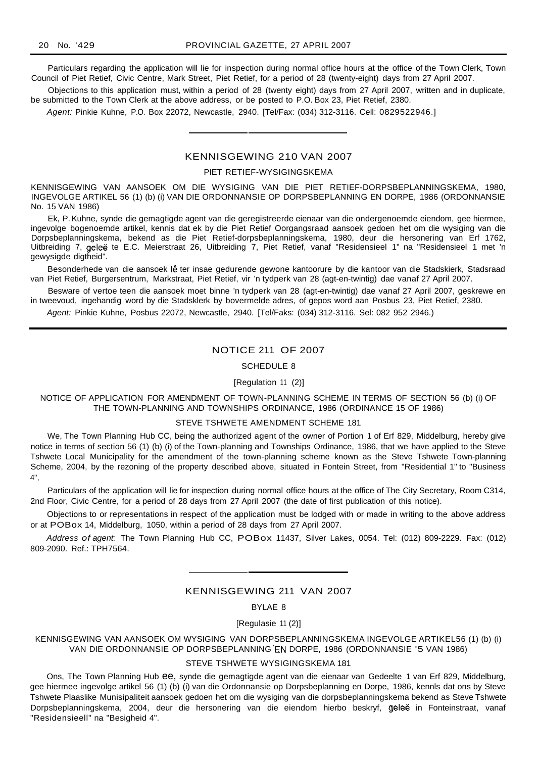Particulars regarding the application will lie for inspection during normal office hours at the office of the Town Clerk, Town Council of Piet Retief, Civic Centre, Mark Street, Piet Retief, for a period of 28 (twenty-eight) days from 27 April 2007.

Objections to this application must, within a period of 28 (twenty eight) days from 27 April 2007, written and in duplicate, be submitted to the Town Clerk at the above address, or be posted to P.O. Box 23, Piet Retief, 2380.

*Agent:* Pinkie Kuhne, P.O. Box 22072, Newcastle, 2940. [Tel/Fax: (034) 312-3116. Cell: 0829522946.]

---

## KENNISGEWING 210 VAN 2007

### PIET RETIEF-WYSIGINGSKEMA

KENNISGEWING VAN AANSOEK OM DIE WYSIGING VAN DIE PIET RETIEF-DORPSBEPLANNINGSKEMA, 1980, INGEVOLGE ARTIKEL 56 (1) (b) (i) VAN DIE ORDONNANSIE OP DORPSBEPLANNING EN DORPE, 1986 (ORDONNANSIE No. 15 VAN 1986)

Ek, P. Kuhne, synde die gemagtigde agent van die geregistreerde eienaar van die ondergenoemde eiendom, gee hiermee, ingevolge bogenoemde artikel, kennis dat ek by die Piet Retief Oorgangsraad aansoek gedoen het om die wysiging van die Dorpsbeplanningskema, bekend as die Piet Retief-dorpsbeplanningskema, 1980, deur die hersonering van Erf 1762, Uitbreiding 7, geleë te E.C. Meierstraat 26, Uitbreiding 7, Piet Retief, vanaf "Residensieel 1" na "Residensieel 1 met 'n gewysigde digtheid".

Besonderhede van die aansoek lê ter insae gedurende gewone kantoorure by die kantoor van die Stadskierk, Stadsraad van Piet Retief, Burgersentrum, Markstraat, Piet Retief, vir 'n tydperk van 28 (agt-en-twintig) dae vanaf 27 April 2007.

Besware of vertoe teen die aansoek moet binne 'n tydperk van 28 (agt-en-twintig) dae vanaf 27 April 2007, geskrewe en in tweevoud, ingehandig word by die Stadsklerk by bovermelde adres, of gepos word aan Posbus 23, Piet Retief, 2380.

*Agent:* Pinkie Kuhne, Posbus 22072, Newcastle, 2940. [Tel/Faks: (034) 312-3116. Sel: 082 952 2946.)

---

## NOTICE 211 OF 2007

### SCHEDULE 8

[Regulation 11 (2)]

NOTICE OF APPLICATION FOR AMENDMENT OF TOWN-PLANNING SCHEME IN TERMS OF SECTION 56 (b) (i) OF THE TOWN-PLANNING AND TOWNSHIPS ORDINANCE, 1986 (ORDINANCE 15 OF 1986)

### STEVE TSHWETE AMENDMENT SCHEME 181

We, The Town Planning Hub CC, being the authorized agent of the owner of Portion 1 of Erf 829, Middelburg, hereby give notice in terms of section 56 (1) (b) (i) of the Town-planning and Townships Ordinance, 1986, that we have applied to the Steve Tshwete Local Municipality for the amendment of the town-planning scheme known as the Steve Tshwete Town-planning Scheme, 2004, by the rezoning of the property described above, situated in Fontein Street, from "Residential 1" to "Business 4",

Particulars of the application will lie for inspection during normal office hours at the office of The City Secretary, Room C314, 2nd Floor, Civic Centre, for a period of 28 days from 27 April 2007 (the date of first publication of this notice).

Objections to or representations in respect of the application must be lodged with or made in writing to the above address or at POBox 14, Middelburg, 1050, within a period of 28 days from 27 April 2007.

*Address of agent:* The Town Planning Hub CC, POBox 11437, Silver Lakes, 0054. Tel: (012) 809-2229. Fax: (012) 809-2090. Ref.: TPH7564.

---

## KENNISGEWING 211 VAN 2007

### BYLAE 8

[Regulasie 11 (2)]

KENNISGEWING VAN AANSOEK OM WYSIGING VAN DORPSBEPLANNINGSKEMA INGEVOLGE ARTIKEL56 (1) (b) (i) VAN DIE ORDONNANSIE OP DORPSBEPLANNING EN DORPE, 1986 (ORDONNANSIE '5 VAN 1986)

### STEVE TSHWETE WYSIGINGSKEMA 181

Ons, The Town Planning Hub ee, synde die gemagtigde agent van die eienaar van Gedeelte 1 van Erf 829, Middelburg, gee hiermee ingevolge artikel 56 (1) (b) (i) van die Ordonnansie op Dorpsbeplanning en Dorpe, 1986, kennls dat ons by Steve Tshwete Plaaslike Munisipaliteit aansoek gedoen het om die wysiging van die dorpsbeplanningskema bekend as Steve Tshwete Dorpsbeplanningskema, 2004, deur die hersonering van die eiendom hierbo beskryf, geleë in Fonteinstraat, vanaf "Residensieell" na "Besigheid 4".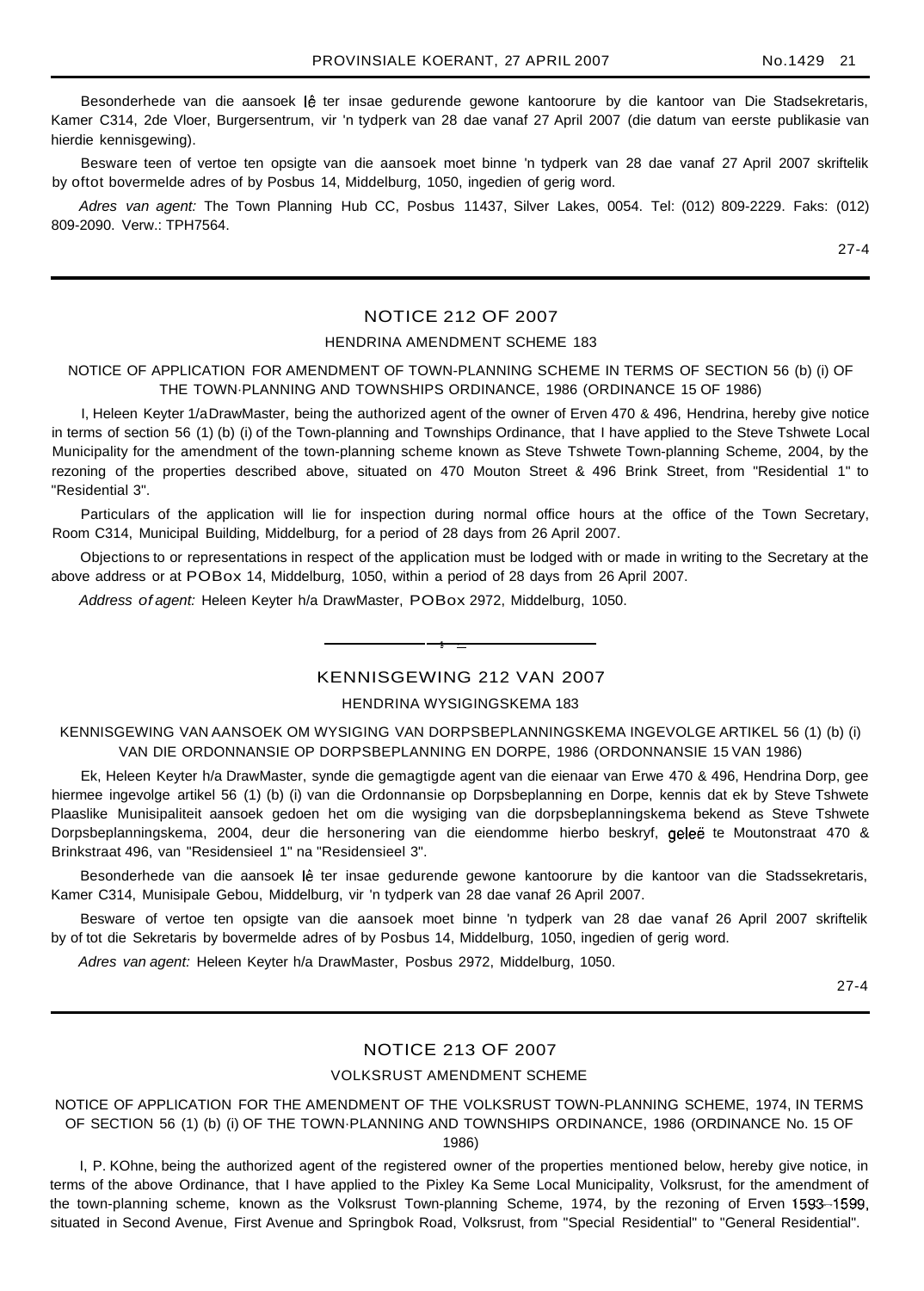Besonderhede van die aansoek lê ter insae gedurende gewone kantoorure by die kantoor van Die Stadsekretaris, Kamer C314, 2de Vloer, Burgersentrum, vir 'n tydperk van 28 dae vanaf 27 April 2007 (die datum van eerste publikasie van hierdie kennisgewing).

Besware teen of vertoe ten opsigte van die aansoek moet binne 'n tydperk van 28 dae vanaf 27 April 2007 skriftelik by oftot bovermelde adres of by Posbus 14, Middelburg, 1050, ingedien of gerig word.

*Adres van agent:* The Town Planning Hub CC, Posbus 11437, Silver Lakes, 0054. Tel: (012) 809-2229. Faks: (012) 809-2090. Verw.: TPH7564.

27-4

---

## NOTICE 212 OF 2007

### HENDRINA AMENDMENT SCHEME 183

NOTICE OF APPLICATION FOR AMENDMENT OF TOWN-PLANNING SCHEME IN TERMS OF SECTION 56 (b) (i) OF THE TOWN-PLANNING AND TOWNSHIPS ORDINANCE, 1986 (ORDINANCE 15 OF 1986)

I, Heleen Keyter 1/a DrawMaster, being the authorized agent of the owner of Erven 470 & 496, Hendrina, hereby give notice in terms of section 56 (1) (b) (i) of the Town-planning and Townships Ordinance, that I have applied to the Steve Tshwete Local Municipality for the amendment of the town-planning scheme known as Steve Tshwete Town-planning Scheme, 2004, by the rezoning of the properties described above, situated on 470 Mouton Street & 496 Brink Street, from "Residential 1" to "Residential 3".

Particulars of the application will lie for inspection during normal office hours at the office of the Town Secretary, Room C314, Municipal Building, Middelburg, for a period of 28 days from 26 April 2007.

Objections to or representations in respect of the application must be lodged with or made in writing to the Secretary at the above address or at POBox 14, Middelburg, 1050, within a period of 28 days from 26 April 2007.

*Address of agent:* Heleen Keyter h/a DrawMaster, POBox 2972, Middelburg, 1050.

---

## KENNISGEWING 212 VAN 2007

### HENDRINA WYSIGINGSKEMA 183

KENNISGEWING VAN AANSOEK OM WYSIGING VAN DORPSBEPLANNINGSKEMA INGEVOLGE ARTIKEL 56 (1) (b) (i) VAN DIE ORDONNANSIE OP DORPSBEPLANNING EN DORPE, 1986 (ORDONNANSIE 15 VAN 1986)

Ek, Heleen Keyter h/a DrawMaster, synde die gemagtigde agent van die eienaar van Erwe 470 & 496, Hendrina Dorp, gee hiermee ingevolge artikel 56 (1) (b) (i) van die Ordonnansie op Dorpsbeplanning en Dorpe, kennis dat ek by Steve Tshwete Plaaslike Munisipaliteit aansoek gedoen het om die wysiging van die dorpsbeplanningskema bekend as Steve Tshwete Dorpsbeplanningskema, 2004, deur die hersonering van die eiendomme hierbo beskryf, geleë te Moutonstraat 470 & Brinkstraat 496, van "Residensieel 1" na "Residensieel 3".

Besonderhede van die aansoek lê ter insae gedurende gewone kantoorure by die kantoor van die Stadssekretaris, Kamer C314, Munisipale Gebou, Middelburg, vir 'n tydperk van 28 dae vanaf 26 April 2007.

Besware of vertoe ten opsigte van die aansoek moet binne 'n tydperk van 28 dae vanaf 26 April 2007 skriftelik by of tot die Sekretaris by bovermelde adres of by Posbus 14, Middelburg, 1050, ingedien of gerig word.

*Adres van agent:* Heleen Keyter h/a DrawMaster, Posbus 2972, Middelburg, 1050.

27-4

---

## NOTICE 213 OF 2007

### VOLKSRUST AMENDMENT SCHEME

NOTICE OF APPLICATION FOR THE AMENDMENT OF THE VOLKSRUST TOWN-PLANNING SCHEME, 1974, IN TERMS OF SECTION 56 (1) (b) (i) OF THE TOWN-PLANNING AND TOWNSHIPS ORDINANCE, 1986 (ORDINANCE No. 15 OF 1986)

I, P. KOhne, being the authorized agent of the registered owner of the properties mentioned below, hereby give notice, in terms of the above Ordinance, that I have applied to the Pixley Ka Seme Local Municipality, Volksrust, for the amendment of the town-planning scheme, known as the Volksrust Town-planning Scheme, 1974, by the rezoning of Erven 1593–1599, situated in Second Avenue, First Avenue and Springbok Road, Volksrust, from "Special Residential" to "General Residential".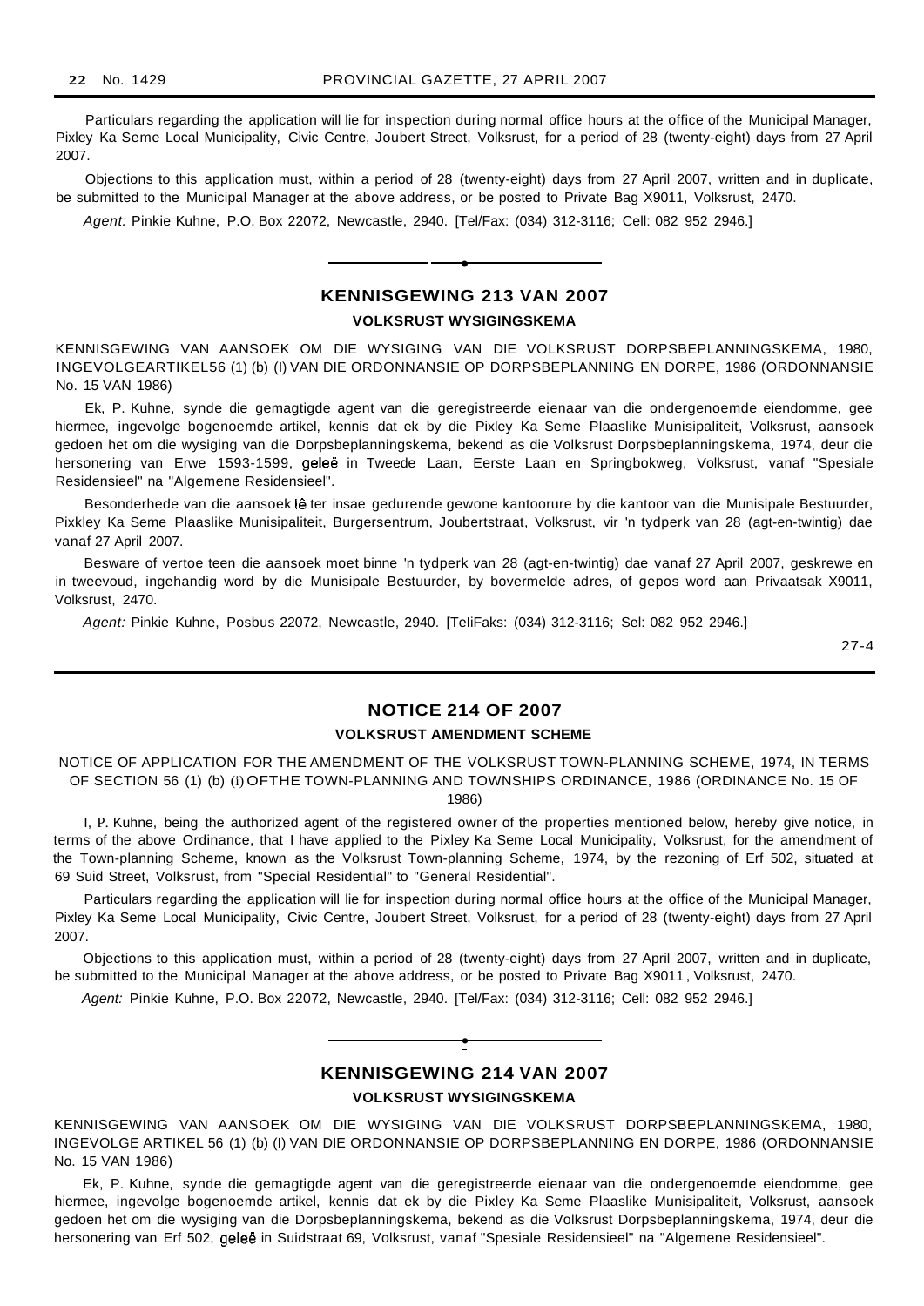Particulars regarding the application will lie for inspection during normal office hours at the office of the Municipal Manager, Pixley Ka Seme Local Municipality, Civic Centre, Joubert Street, Volksrust, for a period of 28 (twenty-eight) days from 27 April 2007.

Objections to this application must, within a period of 28 (twenty-eight) days from 27 April 2007, written and in duplicate, be submitted to the Municipal Manager at the above address, or be posted to Private Bag X9011, Volksrust, 2470.

*Agent:* Pinkie Kuhne, P.O. Box 22072, Newcastle, 2940. [Tel/Fax: (034) 312-3116; Cell: 082 952 2946.]

---

## KENNISGEWING 213 VAN 2007

### VOLKSRUST WYSIGINGSKEMA

KENNISGEWING VAN AANSOEK OM DIE WYSIGING VAN DIE VOLKSRUST DORPSBEPLANNINGSKEMA, 1980, INGEVOLGEARTIKEL56 (1) (b) (I) VAN DIE ORDONNANSIE OP DORPSBEPLANNING EN DORPE, 1986 (ORDONNANSIE No. 15 VAN 1986)

Ek, P. Kuhne, synde die gemagtigde agent van die geregistreerde eienaar van die ondergenoemde eiendomme, gee hiermee, ingevolge bogenoemde artikel, kennis dat ek by die Pixley Ka Seme Plaaslike Munisipaliteit, Volksrust, aansoek gedoen het om die wysiging van die Dorpsbeplanningskema, bekend as die Volksrust Dorpsbeplanningskema, 1974, deur die hersonering van Erwe 1593-1599, geleë in Tweede Laan, Eerste Laan en Springbokweg, Volksrust, vanaf "Spesiale Residensieel" na "Algemene Residensieel".

Besonderhede van die aansoek lê ter insae gedurende gewone kantoorure by die kantoor van die Munisipale Bestuurder, Pixkley Ka Seme Plaaslike Munisipaliteit, Burgersentrum, Joubertstraat, Volksrust, vir 'n tydperk van 28 (agt-en-twintig) dae vanaf 27 April 2007.

Besware of vertoe teen die aansoek moet binne 'n tydperk van 28 (agt-en-twintig) dae vanaf 27 April 2007, geskrewe en in tweevoud, ingehandig word by die Munisipale Bestuurder, by bovermelde adres, of gepos word aan Privaatsak X9011, Volksrust, 2470.

*Agent:* Pinkie Kuhne, Posbus 22072, Newcastle, 2940. [TeliFaks: (034) 312-3116; Sel: 082 952 2946.]

27-4

---

## NOTICE 214 OF 2007

### VOLKSRUST AMENDMENT SCHEME

NOTICE OF APPLICATION FOR THE AMENDMENT OF THE VOLKSRUST TOWN-PLANNING SCHEME, 1974, IN TERMS OF SECTION 56 (1) (b) (i) OFTHE TOWN-PLANNING AND TOWNSHIPS ORDINANCE, 1986 (ORDINANCE No. 15 OF 1986)

I, P. Kuhne, being the authorized agent of the registered owner of the properties mentioned below, hereby give notice, in terms of the above Ordinance, that I have applied to the Pixley Ka Seme Local Municipality, Volksrust, for the amendment of the Town-planning Scheme, known as the Volksrust Town-planning Scheme, 1974, by the rezoning of Erf 502, situated at 69 Suid Street, Volksrust, from "Special Residential" to "General Residential".

Particulars regarding the application will lie for inspection during normal office hours at the office of the Municipal Manager, Pixley Ka Seme Local Municipality, Civic Centre, Joubert Street, Volksrust, for a period of 28 (twenty-eight) days from 27 April 2007.

Objections to this application must, within a period of 28 (twenty-eight) days from 27 April 2007, written and in duplicate, be submitted to the Municipal Manager at the above address, or be posted to Private Bag X9011, Volksrust, 2470.

*Agent:* Pinkie Kuhne, P.O. Box 22072, Newcastle, 2940. [Tel/Fax: (034) 312-3116; Cell: 082 952 2946.]

---

## KENNISGEWING 214 VAN 2007

### VOLKSRUST WYSIGINGSKEMA

KENNISGEWING VAN AANSOEK OM DIE WYSIGING VAN DIE VOLKSRUST DORPSBEPLANNINGSKEMA, 1980, INGEVOLGE ARTIKEL 56 (1) (b) (I) VAN DIE ORDONNANSIE OP DORPSBEPLANNING EN DORPE, 1986 (ORDONNANSIE No. 15 VAN 1986)

Ek, P. Kuhne, synde die gemagtigde agent van die geregistreerde eienaar van die ondergenoemde eiendomme, gee hiermee, ingevolge bogenoemde artikel, kennis dat ek by die Pixley Ka Seme Plaaslike Munisipaliteit, Volksrust, aansoek gedoen het om die wysiging van die Dorpsbeplanningskema, bekend as die Volksrust Dorpsbeplanningskema, 1974, deur die hersonering van Erf 502, geleë in Suidstraat 69, Volksrust, vanaf "Spesiale Residensieel" na "Algemene Residensieel".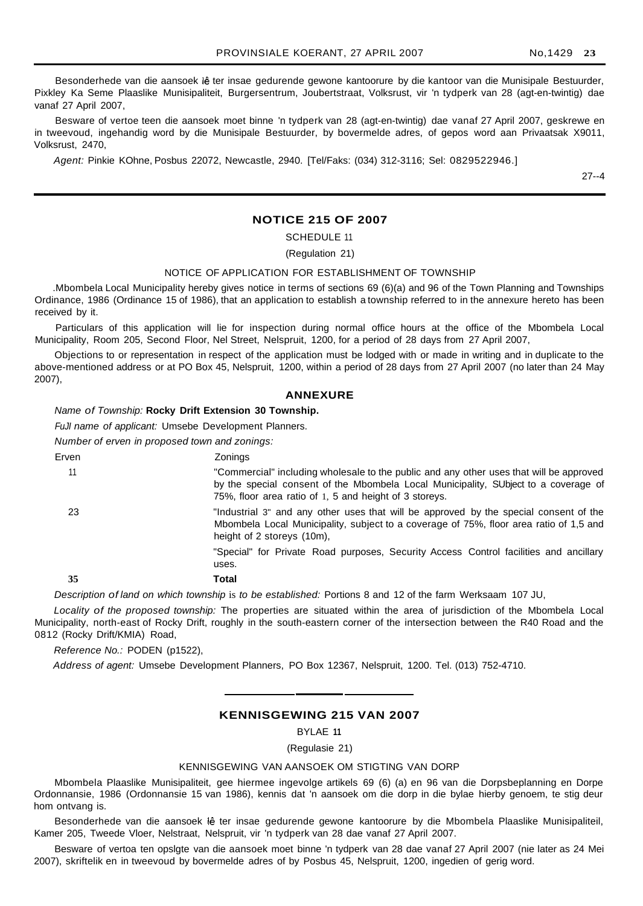Besonderhede van die aansoek lê ter insae gedurende gewone kantoorure by die kantoor van die Munisipale Bestuurder, Pixkley Ka Seme Plaaslike Munisipaliteit, Burgersentrum, Joubertstraat, Volksrust, vir 'n tydperk van 28 (agt-en-twintig) dae vanaf 27 April 2007,

Besware of vertoe teen die aansoek moet binne 'n tydperk van 28 (agt-en-twintig) dae vanaf 27 April 2007, geskrewe en in tweevoud, ingehandig word by die Munisipale Bestuurder, by bovermelde adres, of gepos word aan Privaatsak X9011, Volksrust, 2470,

*Agent:* Pinkie KOhne, Posbus 22072, Newcastle, 2940. [Tel/Faks: (034) 312-3116; Sel: 0829522946.]

27--4

## NOTICE 215 OF 2007

SCHEDULE 11

(Regulation 21)

NOTICE OF APPLICATION FOR ESTABLISHMENT OF TOWNSHIP

.Mbombela Local Municipality hereby gives notice in terms of sections 69 (6)(a) and 96 of the Town Planning and Townships Ordinance, 1986 (Ordinance 15 of 1986), that an application to establish a township referred to in the annexure hereto has been received by it.

Particulars of this application will lie for inspection during normal office hours at the office of the Mbombela Local Municipality, Room 205, Second Floor, Nel Street, Nelspruit, 1200, for a period of 28 days from 27 April 2007,

Objections to or representation in respect of the application must be lodged with or made in writing and in duplicate to the above-mentioned address or at PO Box 45, Nelspruit, 1200, within a period of 28 days from 27 April 2007 (no later than 24 May 2007),

### ANNEXURE

*Name of Township:* **Rocky Drift Extension 30 Township.**

*FuJl name of applicant:* Umsebe Development Planners.

*Number of erven in proposed town and zonings:*

| Erven | Zonings |
|---|---|
| 11 | "Commercial" including wholesale to the public and any other uses that will be approved by the special consent of the Mbombela Local Municipality, SUbject to a coverage of 75%, floor area ratio of 1, 5 and height of 3 storeys. |
| 23 | "Industrial 3" and any other uses that will be approved by the special consent of the Mbombela Local Municipality, subject to a coverage of 75%, floor area ratio of 1,5 and height of 2 storeys (10m), |
| | "Special" for Private Road purposes, Security Access Control facilities and ancillary uses. |
| **35** | **Total** |

*Description of land on which township is to be established:* Portions 8 and 12 of the farm Werksaam 107 JU,

*Locality of the proposed township:* The properties are situated within the area of jurisdiction of the Mbombela Local Municipality, north-east of Rocky Drift, roughly in the south-eastern corner of the intersection between the R40 Road and the 0812 (Rocky Drift/KMIA) Road,

*Reference No.:* PODEN (p1522),

*Address of agent:* Umsebe Development Planners, PO Box 12367, Nelspruit, 1200. Tel. (013) 752-4710.

---

## KENNISGEWING 215 VAN 2007

BYLAE 11

(Regulasie 21)

KENNISGEWING VAN AANSOEK OM STIGTING VAN DORP

Mbombela Plaaslike Munisipaliteit, gee hiermee ingevolge artikels 69 (6) (a) en 96 van die Dorpsbeplanning en Dorpe Ordonnansie, 1986 (Ordonnansie 15 van 1986), kennis dat 'n aansoek om die dorp in die bylae hierby genoem, te stig deur hom ontvang is.

Besonderhede van die aansoek lê ter insae gedurende gewone kantoorure by die Mbombela Plaaslike Munisipaliteil, Kamer 205, Tweede Vloer, Nelstraat, Nelspruit, vir 'n tydperk van 28 dae vanaf 27 April 2007.

Besware of vertoa ten opslgte van die aansoek moet binne 'n tydperk van 28 dae vanaf 27 April 2007 (nie later as 24 Mei 2007), skriftelik en in tweevoud by bovermelde adres of by Posbus 45, Nelspruit, 1200, ingedien of gerig word.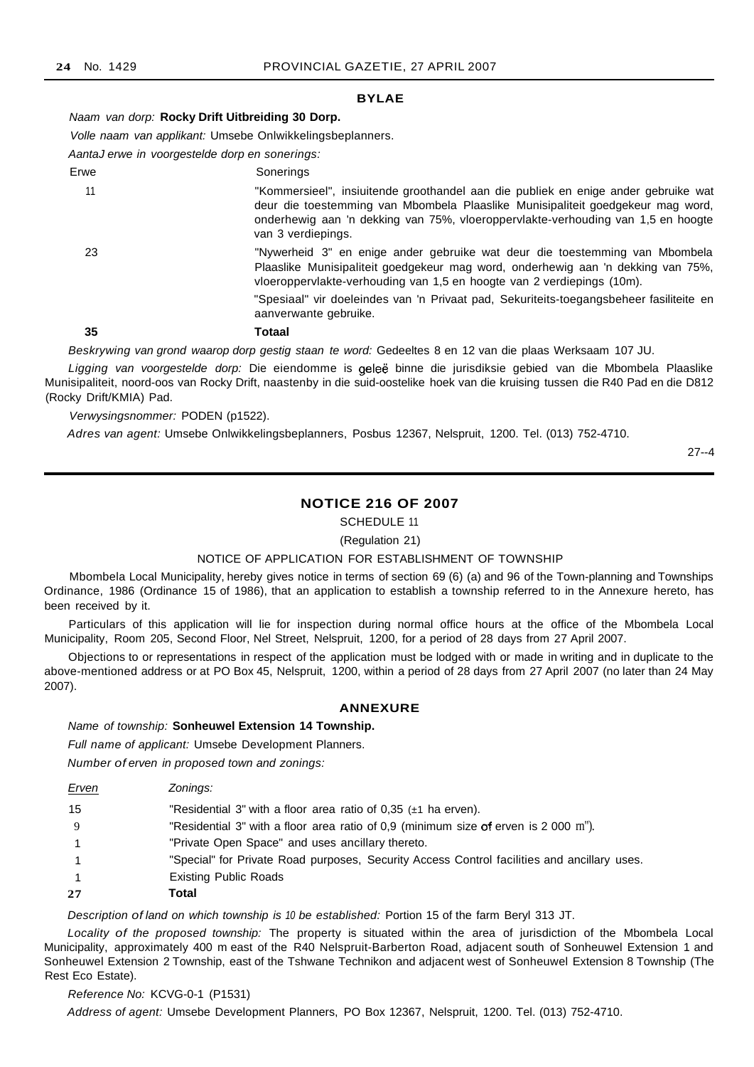## BYLAE

*Naam van dorp:* **Rocky Drift Uitbreiding 30 Dorp.**

*Volle naam van applikant:* Umsebe Onlwikkelingsbeplanners.

*AantaJ erwe in voorgestelde dorp en sonerings:*

| Erwe | Sonerings |
|---|---|
| 11 | "Kommersieel", insiuitende groothandel aan die publiek en enige ander gebruike wat deur die toestemming van Mbombela Plaaslike Munisipaliteit goedgekeur mag word, onderhewig aan 'n dekking van 75%, vloeroppervlakte-verhouding van 1,5 en hoogte van 3 verdiepings. |
| 23 | "Nywerheid 3" en enige ander gebruike wat deur die toestemming van Mbombela Plaaslike Munisipaliteit goedgekeur mag word, onderhewig aan 'n dekking van 75%, vloeroppervlakte-verhouding van 1,5 en hoogte van 2 verdiepings (10m). |
| | "Spesiaal" vir doeleindes van 'n Privaat pad, Sekuriteits-toegangsbeheer fasiliteite en aanverwante gebruike. |
| **35** | **Totaal** |

*Beskrywing van grond waarop dorp gestig staan te word:* Gedeeltes 8 en 12 van die plaas Werksaam 107 JU.

*Ligging van voorgestelde dorp:* Die eiendomme is geleë binne die jurisdiksie gebied van die Mbombela Plaaslike Munisipaliteit, noord-oos van Rocky Drift, naastenby in die suid-oostelike hoek van die kruising tussen die R40 Pad en die D812 (Rocky Drift/KMIA) Pad.

*Verwysingsnommer:* PODEN (p1522).

*Adres van agent:* Umsebe Onlwikkelingsbeplanners, Posbus 12367, Nelspruit, 1200. Tel. (013) 752-4710.

27--4

---

## NOTICE 216 OF 2007

SCHEDULE 11

(Regulation 21)

NOTICE OF APPLICATION FOR ESTABLISHMENT OF TOWNSHIP

Mbombela Local Municipality, hereby gives notice in terms of section 69 (6) (a) and 96 of the Town-planning and Townships Ordinance, 1986 (Ordinance 15 of 1986), that an application to establish a township referred to in the Annexure hereto, has been received by it.

Particulars of this application will lie for inspection during normal office hours at the office of the Mbombela Local Municipality, Room 205, Second Floor, Nel Street, Nelspruit, 1200, for a period of 28 days from 27 April 2007.

Objections to or representations in respect of the application must be lodged with or made in writing and in duplicate to the above-mentioned address or at PO Box 45, Nelspruit, 1200, within a period of 28 days from 27 April 2007 (no later than 24 May 2007).

## ANNEXURE

*Name of township:* **Sonheuwel Extension 14 Township.**

*Full name of applicant:* Umsebe Development Planners.

*Number of erven in proposed town and zonings:*

| *Erven* | *Zonings:* |
|---|---|
| 15 | "Residential 3" with a floor area ratio of 0,35 (±1 ha erven). |
| 9 | "Residential 3" with a floor area ratio of 0,9 (minimum size of erven is 2 000 m²). |
| 1 | "Private Open Space" and uses ancillary thereto. |
| 1 | "Special" for Private Road purposes, Security Access Control facilities and ancillary uses. |
| 1 | Existing Public Roads |
| **27** | **Total** |

*Description of land on which township is to be established:* Portion 15 of the farm Beryl 313 JT.

*Locality of the proposed township:* The property is situated within the area of jurisdiction of the Mbombela Local Municipality, approximately 400 m east of the R40 Nelspruit-Barberton Road, adjacent south of Sonheuwel Extension 1 and Sonheuwel Extension 2 Township, east of the Tshwane Technikon and adjacent west of Sonheuwel Extension 8 Township (The Rest Eco Estate).

*Reference No:* KCVG-0-1 (P1531)

*Address of agent:* Umsebe Development Planners, PO Box 12367, Nelspruit, 1200. Tel. (013) 752-4710.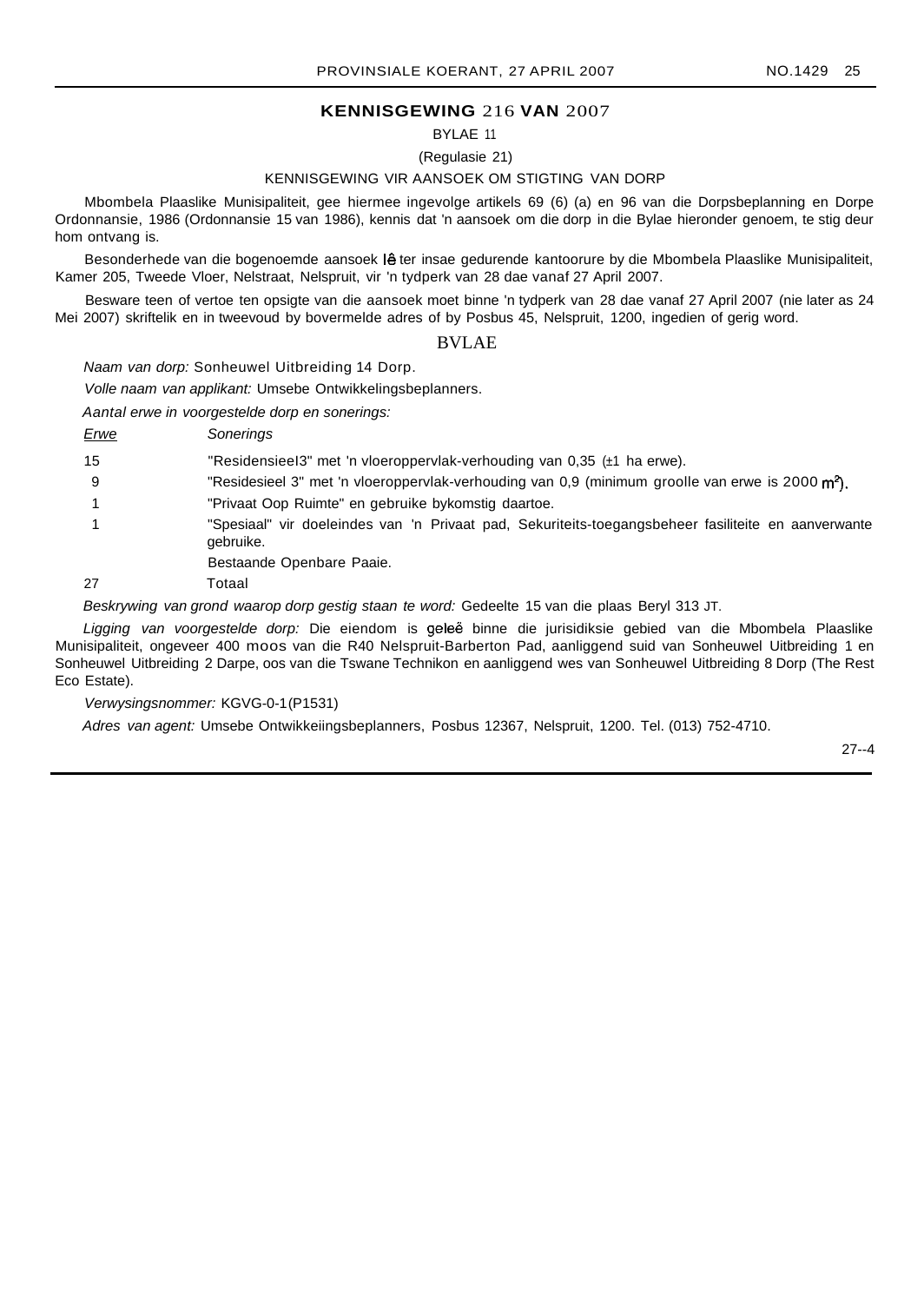## KENNISGEWING 216 VAN 2007

BYLAE 11

(Regulasie 21)

KENNISGEWING VIR AANSOEK OM STIGTING VAN DORP

Mbombela Plaaslike Munisipaliteit, gee hiermee ingevolge artikels 69 (6) (a) en 96 van die Dorpsbeplanning en Dorpe Ordonnansie, 1986 (Ordonnansie 15 van 1986), kennis dat 'n aansoek om die dorp in die Bylae hieronder genoem, te stig deur hom ontvang is.

Besonderhede van die bogenoemde aansoek lê ter insae gedurende kantoorure by die Mbombela Plaaslike Munisipaliteit, Kamer 205, Tweede Vloer, Nelstraat, Nelspruit, vir 'n tydperk van 28 dae vanaf 27 April 2007.

Besware teen of vertoe ten opsigte van die aansoek moet binne 'n tydperk van 28 dae vanaf 27 April 2007 (nie later as 24 Mei 2007) skriftelik en in tweevoud by bovermelde adres of by Posbus 45, Nelspruit, 1200, ingedien of gerig word.

### BVLAE

*Naam van dorp:* Sonheuwel Uitbreiding 14 Dorp.

*Volle naam van applikant:* Umsebe Ontwikkelingsbeplanners.

*Aantal erwe in voorgestelde dorp en sonerings:*

| *Erwe* | *Sonerings* |
|---|---|
| 15 | "Residensieel3" met 'n vloeroppervlak-verhouding van 0,35 (±1 ha erwe). |
| 9 | "Residesieel 3" met 'n vloeroppervlak-verhouding van 0,9 (minimum groolle van erwe is 2000 m²). |
| 1 | "Privaat Oop Ruimte" en gebruike bykomstig daartoe. |
| 1 | "Spesiaal" vir doeleindes van 'n Privaat pad, Sekuriteits-toegangsbeheer fasiliteite en aanverwante gebruike. |
| | Bestaande Openbare Paaie. |
| 27 | Totaal |

*Beskrywing van grond waarop dorp gestig staan te word:* Gedeelte 15 van die plaas Beryl 313 JT.

*Ligging van voorgestelde dorp:* Die eiendom is geleë binne die jurisidiksie gebied van die Mbombela Plaaslike Munisipaliteit, ongeveer 400 moos van die R40 Nelspruit-Barberton Pad, aanliggend suid van Sonheuwel Uitbreiding 1 en Sonheuwel Uitbreiding 2 Darpe, oos van die Tswane Technikon en aanliggend wes van Sonheuwel Uitbreiding 8 Dorp (The Rest Eco Estate).

*Verwysingsnommer:* KGVG-0-1(P1531)

*Adres van agent:* Umsebe Ontwikkeiingsbeplanners, Posbus 12367, Nelspruit, 1200. Tel. (013) 752-4710.

27--4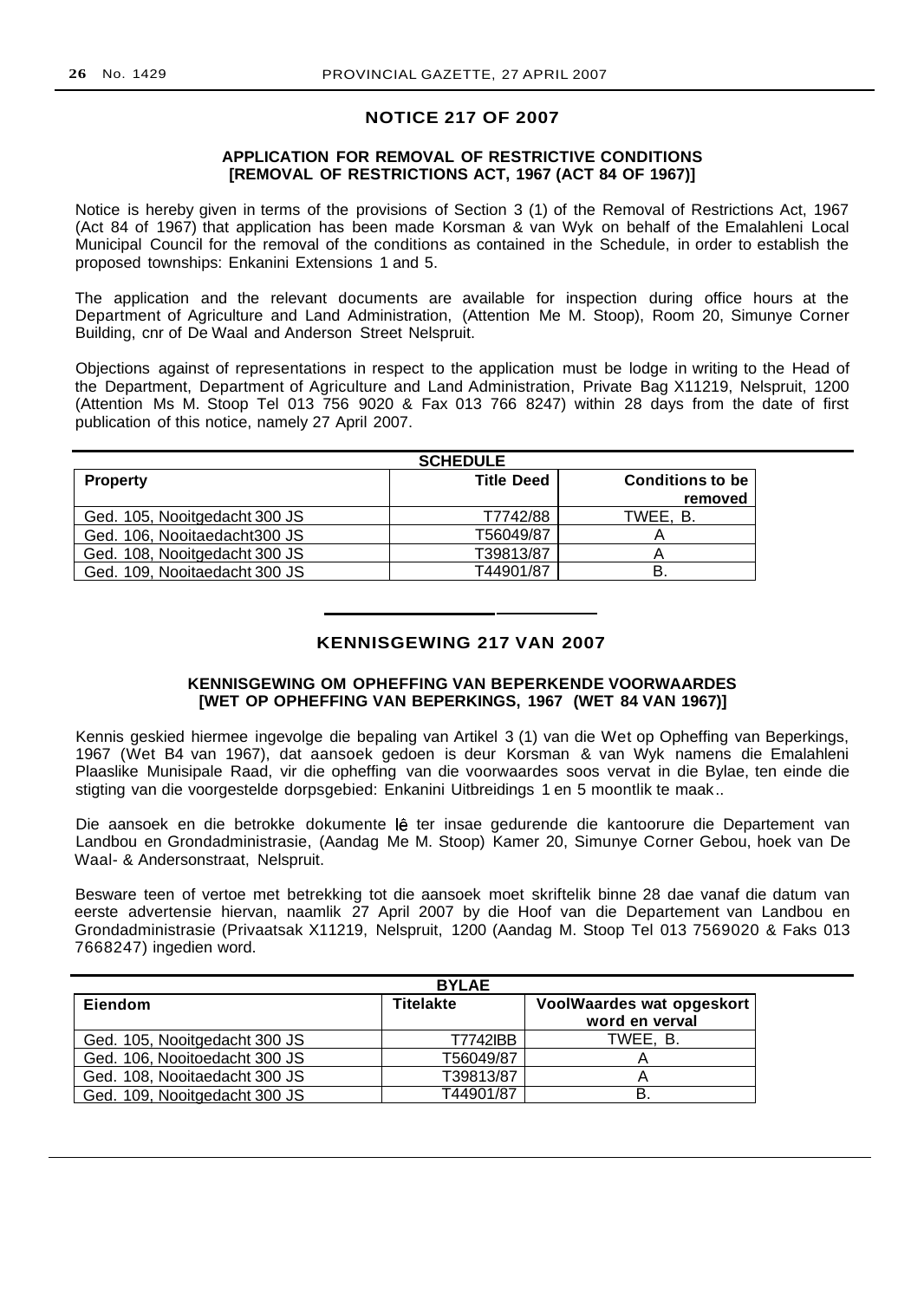## NOTICE 217 OF 2007

### APPLICATION FOR REMOVAL OF RESTRICTIVE CONDITIONS [REMOVAL OF RESTRICTIONS ACT, 1967 (ACT 84 OF 1967)]

Notice is hereby given in terms of the provisions of Section 3 (1) of the Removal of Restrictions Act, 1967 (Act 84 of 1967) that application has been made Korsman & van Wyk on behalf of the Emalahleni Local Municipal Council for the removal of the conditions as contained in the Schedule, in order to establish the proposed townships: Enkanini Extensions 1 and 5.

The application and the relevant documents are available for inspection during office hours at the Department of Agriculture and Land Administration, (Attention Me M. Stoop), Room 20, Simunye Corner Building, cnr of De Waal and Anderson Street Nelspruit.

Objections against of representations in respect to the application must be lodge in writing to the Head of the Department, Department of Agriculture and Land Administration, Private Bag X11219, Nelspruit, 1200 (Attention Ms M. Stoop Tel 013 756 9020 & Fax 013 766 8247) within 28 days from the date of first publication of this notice, namely 27 April 2007.

**SCHEDULE**

| Property | Title Deed | Conditions to be removed |
|---|---|---|
| Ged. 105, Nooitgedacht 300 JS | T7742/88 | TWEE, B. |
| Ged. 106, Nooitaedacht300 JS | T56049/87 | A |
| Ged. 108, Nooitgedacht 300 JS | T39813/87 | A |
| Ged. 109, Nooitaedacht 300 JS | T44901/87 | B. |

## KENNISGEWING 217 VAN 2007

### KENNISGEWING OM OPHEFFING VAN BEPERKENDE VOORWAARDES [WET OP OPHEFFING VAN BEPERKINGS, 1967 (WET 84 VAN 1967)]

Kennis geskied hiermee ingevolge die bepaling van Artikel 3 (1) van die Wet op Opheffing van Beperkings, 1967 (Wet B4 van 1967), dat aansoek gedoen is deur Korsman & van Wyk namens die Emalahleni Plaaslike Munisipale Raad, vir die opheffing van die voorwaardes soos vervat in die Bylae, ten einde die stigting van die voorgestelde dorpsgebied: Enkanini Uitbreidings 1 en 5 moontlik te maak..

Die aansoek en die betrokke dokumente lê ter insae gedurende die kantoorure die Departement van Landbou en Grondadministrasie, (Aandag Me M. Stoop) Kamer 20, Simunye Corner Gebou, hoek van De Waal- & Andersonstraat, Nelspruit.

Besware teen of vertoe met betrekking tot die aansoek moet skriftelik binne 28 dae vanaf die datum van eerste advertensie hiervan, naamlik 27 April 2007 by die Hoof van die Departement van Landbou en Grondadministrasie (Privaatsak X11219, Nelspruit, 1200 (Aandag M. Stoop Tel 013 7569020 & Faks 013 7668247) ingedien word.

**BYLAE**

| Eiendom | Titelakte | VoolWaardes wat opgeskort word en verval |
|---|---|---|
| Ged. 105, Nooitgedacht 300 JS | T7742IBB | TWEE, B. |
| Ged. 106, Nooitoedacht 300 JS | T56049/87 | A |
| Ged. 108, Nooitaedacht 300 JS | T39813/87 | A |
| Ged. 109, Nooitgedacht 300 JS | T44901/87 | B. |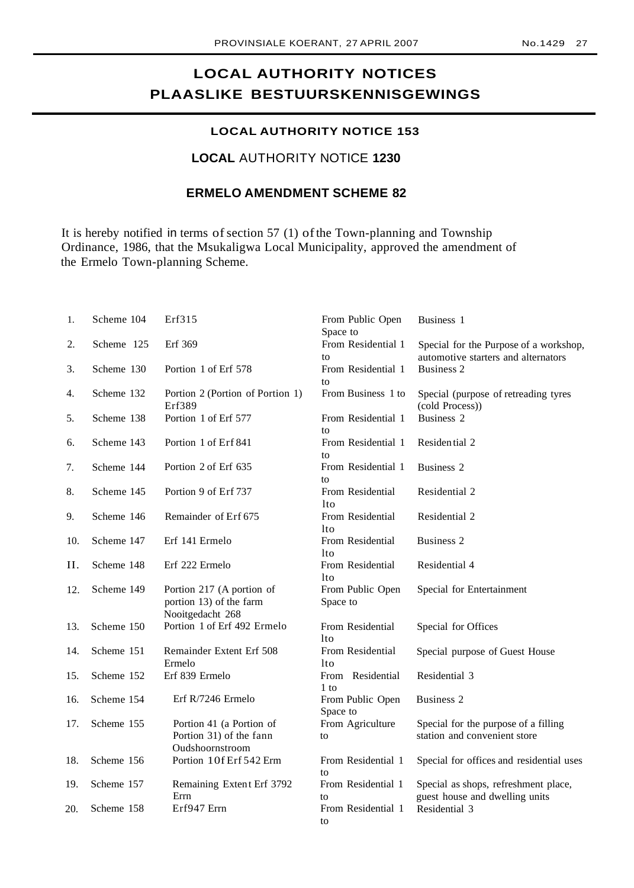# LOCAL AUTHORITY NOTICES
# PLAASLIKE BESTUURSKENNISGEWINGS

## LOCAL AUTHORITY NOTICE 153

## LOCAL AUTHORITY NOTICE 1230

## ERMELO AMENDMENT SCHEME 82

It is hereby notified in terms of section 57 (1) of the Town-planning and Township Ordinance, 1986, that the Msukaligwa Local Municipality, approved the amendment of the Ermelo Town-planning Scheme.

| | | | | |
|---|---|---|---|---|
| 1. | Scheme 104 | Erf315 | From Public Open Space to | Business 1 |
| 2. | Scheme 125 | Erf 369 | From Residential 1 to | Special for the Purpose of a workshop, automotive starters and alternators |
| 3. | Scheme 130 | Portion 1 of Erf 578 | From Residential 1 to | Business 2 |
| 4. | Scheme 132 | Portion 2 (Portion of Portion 1) Erf389 | From Business 1 to | Special (purpose of retreading tyres (cold Process)) |
| 5. | Scheme 138 | Portion 1 of Erf 577 | From Residential 1 to | Business 2 |
| 6. | Scheme 143 | Portion 1 of Erf 841 | From Residential 1 to | Residential 2 |
| 7. | Scheme 144 | Portion 2 of Erf 635 | From Residential 1 to | Business 2 |
| 8. | Scheme 145 | Portion 9 of Erf 737 | From Residential lto | Residential 2 |
| 9. | Scheme 146 | Remainder of Erf 675 | From Residential lto | Residential 2 |
| 10. | Scheme 147 | Erf 141 Ermelo | From Residential lto | Business 2 |
| II. | Scheme 148 | Erf 222 Ermelo | From Residential lto | Residential 4 |
| 12. | Scheme 149 | Portion 217 (A portion of portion 13) of the farm Nooitgedacht 268 | From Public Open Space to | Special for Entertainment |
| 13. | Scheme 150 | Portion 1 of Erf 492 Ermelo | From Residential lto | Special for Offices |
| 14. | Scheme 151 | Remainder Extent Erf 508 Ermelo | From Residential lto | Special purpose of Guest House |
| 15. | Scheme 152 | Erf 839 Ermelo | From Residential 1 to | Residential 3 |
| 16. | Scheme 154 | Erf R/7246 Ermelo | From Public Open Space to | Business 2 |
| 17. | Scheme 155 | Portion 41 (a Portion of Portion 31) of the fann Oudshoornstroom | From Agriculture to | Special for the purpose of a filling station and convenient store |
| 18. | Scheme 156 | Portion 10f Erf 542 Erm | From Residential 1 to | Special for offices and residential uses |
| 19. | Scheme 157 | Remaining Extent Erf 3792 Errn | From Residential 1 to | Special as shops, refreshment place, guest house and dwelling units |
| 20. | Scheme 158 | Erf947 Errn | From Residential 1 to | Residential 3 |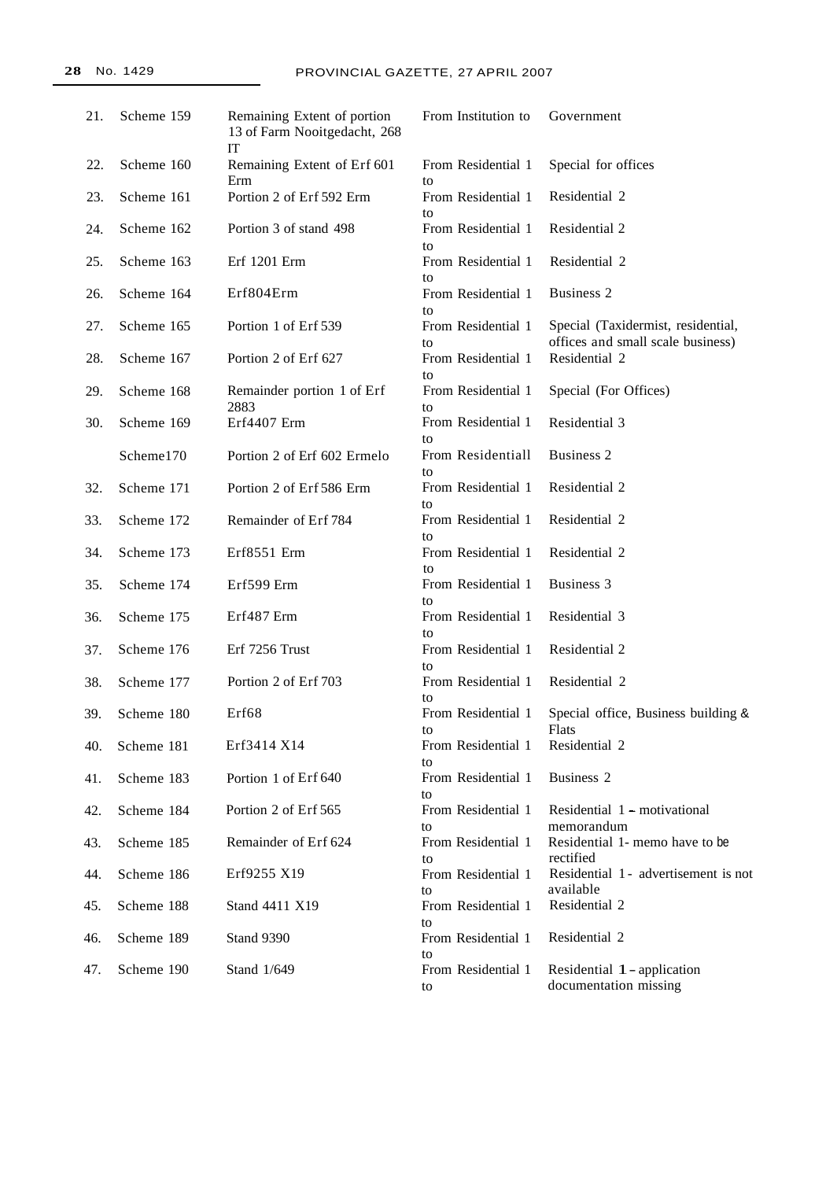| | | | | |
|---|---|---|---|---|
| 21. | Scheme 159 | Remaining Extent of portion 13 of Farm Nooitgedacht, 268 IT | From Institution to | Government |
| 22. | Scheme 160 | Remaining Extent of Erf 601 Erm | From Residential 1 to | Special for offices |
| 23. | Scheme 161 | Portion 2 of Erf 592 Erm | From Residential 1 to | Residential 2 |
| 24. | Scheme 162 | Portion 3 of stand 498 | From Residential 1 to | Residential 2 |
| 25. | Scheme 163 | Erf 1201 Erm | From Residential 1 to | Residential 2 |
| 26. | Scheme 164 | Erf804Erm | From Residential 1 to | Business 2 |
| 27. | Scheme 165 | Portion 1 of Erf 539 | From Residential 1 to | Special (Taxidermist, residential, offices and small scale business) |
| 28. | Scheme 167 | Portion 2 of Erf 627 | From Residential 1 to | Residential 2 |
| 29. | Scheme 168 | Remainder portion 1 of Erf 2883 | From Residential 1 to | Special (For Offices) |
| 30. | Scheme 169 | Erf4407 Erm | From Residential 1 to | Residential 3 |
| | Scheme170 | Portion 2 of Erf 602 Ermelo | From Residentiall to | Business 2 |
| 32. | Scheme 171 | Portion 2 of Erf 586 Erm | From Residential 1 to | Residential 2 |
| 33. | Scheme 172 | Remainder of Erf 784 | From Residential 1 to | Residential 2 |
| 34. | Scheme 173 | Erf8551 Erm | From Residential 1 to | Residential 2 |
| 35. | Scheme 174 | Erf599 Erm | From Residential 1 to | Business 3 |
| 36. | Scheme 175 | Erf487 Erm | From Residential 1 to | Residential 3 |
| 37. | Scheme 176 | Erf 7256 Trust | From Residential 1 to | Residential 2 |
| 38. | Scheme 177 | Portion 2 of Erf 703 | From Residential 1 to | Residential 2 |
| 39. | Scheme 180 | Erf68 | From Residential 1 to | Special office, Business building & Flats |
| 40. | Scheme 181 | Erf3414 X14 | From Residential 1 to | Residential 2 |
| 41. | Scheme 183 | Portion 1 of Erf 640 | From Residential 1 to | Business 2 |
| 42. | Scheme 184 | Portion 2 of Erf 565 | From Residential 1 to | Residential 1 – motivational memorandum |
| 43. | Scheme 185 | Remainder of Erf 624 | From Residential 1 to | Residential 1- memo have to be rectified |
| 44. | Scheme 186 | Erf9255 X19 | From Residential 1 to | Residential 1 - advertisement is not available |
| 45. | Scheme 188 | Stand 4411 X19 | From Residential 1 to | Residential 2 |
| 46. | Scheme 189 | Stand 9390 | From Residential 1 to | Residential 2 |
| 47. | Scheme 190 | Stand 1/649 | From Residential 1 to | Residential 1 – application documentation missing |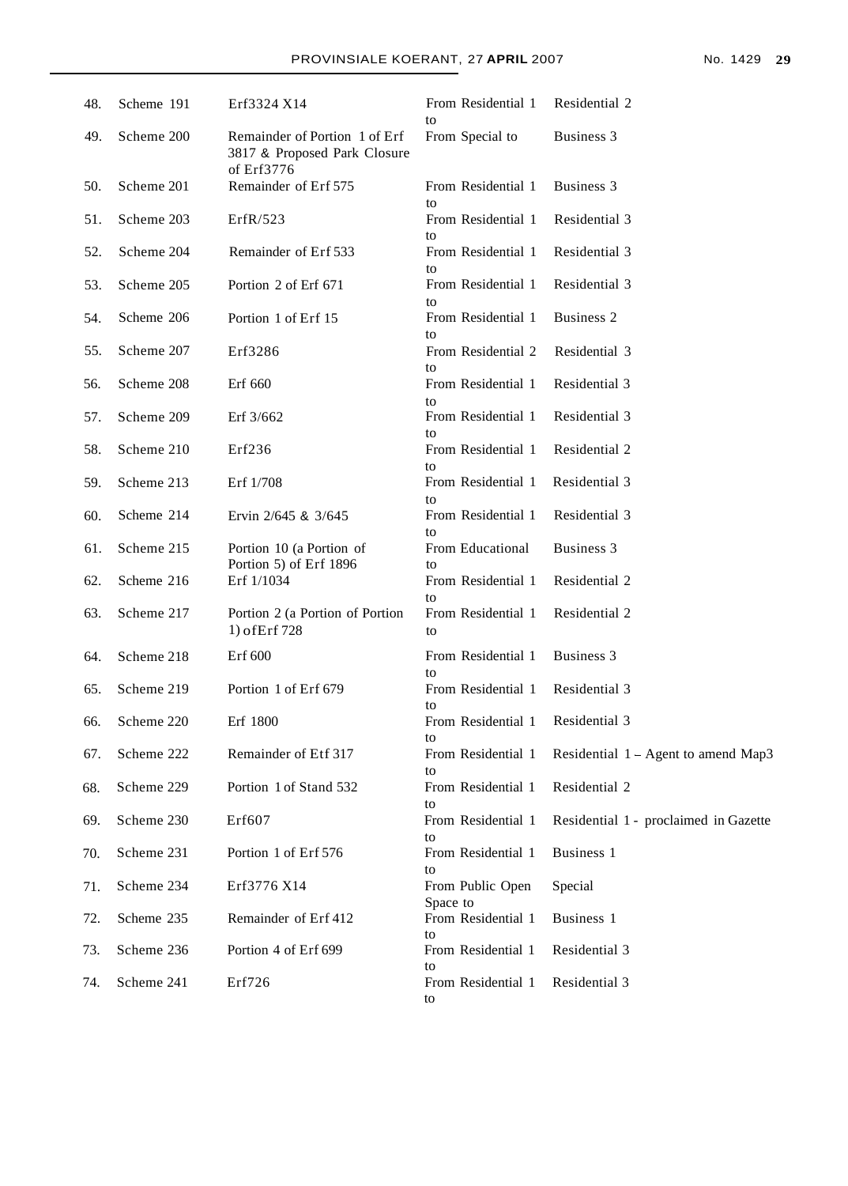| | | | | |
|---|---|---|---|---|
| 48. | Scheme 191 | Erf3324 X14 | From Residential 1 to | Residential 2 |
| 49. | Scheme 200 | Remainder of Portion 1 of Erf 3817 & Proposed Park Closure of Erf3776 | From Special to | Business 3 |
| 50. | Scheme 201 | Remainder of Erf 575 | From Residential 1 to | Business 3 |
| 51. | Scheme 203 | ErfR/523 | From Residential 1 to | Residential 3 |
| 52. | Scheme 204 | Remainder of Erf 533 | From Residential 1 to | Residential 3 |
| 53. | Scheme 205 | Portion 2 of Erf 671 | From Residential 1 to | Residential 3 |
| 54. | Scheme 206 | Portion 1 of Erf 15 | From Residential 1 to | Business 2 |
| 55. | Scheme 207 | Erf3286 | From Residential 2 to | Residential 3 |
| 56. | Scheme 208 | Erf 660 | From Residential 1 to | Residential 3 |
| 57. | Scheme 209 | Erf 3/662 | From Residential 1 to | Residential 3 |
| 58. | Scheme 210 | Erf236 | From Residential 1 to | Residential 2 |
| 59. | Scheme 213 | Erf 1/708 | From Residential 1 to | Residential 3 |
| 60. | Scheme 214 | Ervin 2/645 & 3/645 | From Residential 1 to | Residential 3 |
| 61. | Scheme 215 | Portion 10 (a Portion of Portion 5) of Erf 1896 | From Educational to | Business 3 |
| 62. | Scheme 216 | Erf 1/1034 | From Residential 1 to | Residential 2 |
| 63. | Scheme 217 | Portion 2 (a Portion of Portion 1) ofErf 728 | From Residential 1 to | Residential 2 |
| 64. | Scheme 218 | Erf 600 | From Residential 1 to | Business 3 |
| 65. | Scheme 219 | Portion 1 of Erf 679 | From Residential 1 to | Residential 3 |
| 66. | Scheme 220 | Erf 1800 | From Residential 1 to | Residential 3 |
| 67. | Scheme 222 | Remainder of Etf 317 | From Residential 1 to | Residential 1 – Agent to amend Map3 |
| 68. | Scheme 229 | Portion 1 of Stand 532 | From Residential 1 to | Residential 2 |
| 69. | Scheme 230 | Erf607 | From Residential 1 to | Residential 1 - proclaimed in Gazette |
| 70. | Scheme 231 | Portion 1 of Erf 576 | From Residential 1 to | Business 1 |
| 71. | Scheme 234 | Erf3776 X14 | From Public Open Space to | Special |
| 72. | Scheme 235 | Remainder of Erf 412 | From Residential 1 to | Business 1 |
| 73. | Scheme 236 | Portion 4 of Erf 699 | From Residential 1 to | Residential 3 |
| 74. | Scheme 241 | Erf726 | From Residential 1 to | Residential 3 |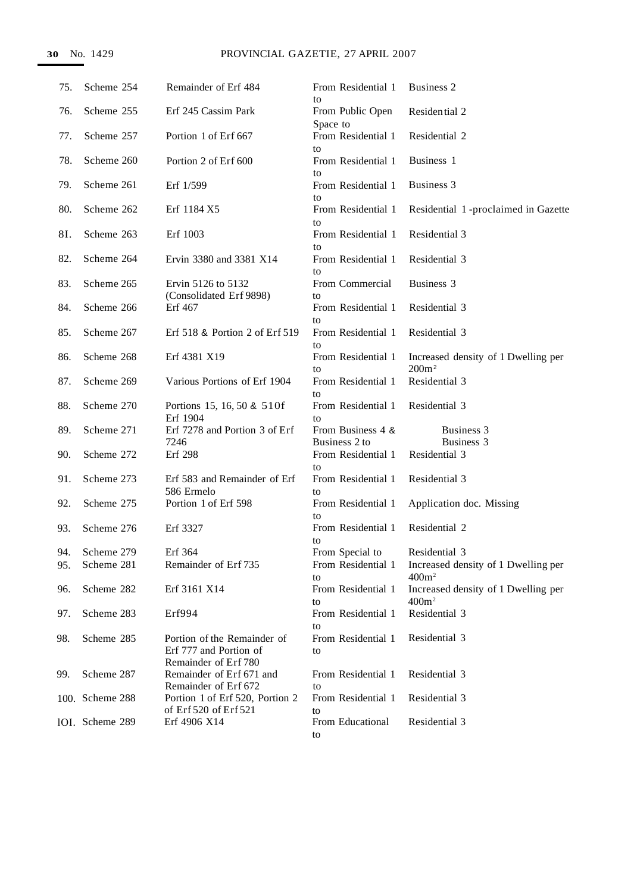| | | | | |
|---|---|---|---|---|
| 75. | Scheme 254 | Remainder of Erf 484 | From Residential 1 to | Business 2 |
| 76. | Scheme 255 | Erf 245 Cassim Park | From Public Open Space to | Residential 2 |
| 77. | Scheme 257 | Portion 1 of Erf 667 | From Residential 1 to | Residential 2 |
| 78. | Scheme 260 | Portion 2 of Erf 600 | From Residential 1 to | Business 1 |
| 79. | Scheme 261 | Erf 1/599 | From Residential 1 to | Business 3 |
| 80. | Scheme 262 | Erf 1184 X5 | From Residential 1 to | Residential 1 -proclaimed in Gazette |
| 81. | Scheme 263 | Erf 1003 | From Residential 1 to | Residential 3 |
| 82. | Scheme 264 | Ervin 3380 and 3381 X14 | From Residential 1 to | Residential 3 |
| 83. | Scheme 265 | Ervin 5126 to 5132 (Consolidated Erf 9898) | From Commercial to | Business 3 |
| 84. | Scheme 266 | Erf 467 | From Residential 1 to | Residential 3 |
| 85. | Scheme 267 | Erf 518 & Portion 2 of Erf 519 | From Residential 1 to | Residential 3 |
| 86. | Scheme 268 | Erf 4381 X19 | From Residential 1 to | Increased density of 1 Dwelling per $200m^2$ |
| 87. | Scheme 269 | Various Portions of Erf 1904 | From Residential 1 to | Residential 3 |
| 88. | Scheme 270 | Portions 15, 16, 50 & 510f Erf 1904 | From Residential 1 to | Residential 3 |
| 89. | Scheme 271 | Erf 7278 and Portion 3 of Erf 7246 | From Business 4 & Business 2 to | Business 3 Business 3 |
| 90. | Scheme 272 | Erf 298 | From Residential 1 to | Residential 3 |
| 91. | Scheme 273 | Erf 583 and Remainder of Erf 586 Ermelo | From Residential 1 to | Residential 3 |
| 92. | Scheme 275 | Portion 1 of Erf 598 | From Residential 1 to | Application doc. Missing |
| 93. | Scheme 276 | Erf 3327 | From Residential 1 to | Residential 2 |
| 94. | Scheme 279 | Erf 364 | From Special to | Residential 3 |
| 95. | Scheme 281 | Remainder of Erf 735 | From Residential 1 to | Increased density of 1 Dwelling per $400m^2$ |
| 96. | Scheme 282 | Erf 3161 X14 | From Residential 1 to | Increased density of 1 Dwelling per $400m^2$ |
| 97. | Scheme 283 | Erf994 | From Residential 1 to | Residential 3 |
| 98. | Scheme 285 | Portion of the Remainder of Erf 777 and Portion of Remainder of Erf 780 | From Residential 1 to | Residential 3 |
| 99. | Scheme 287 | Remainder of Erf 671 and Remainder of Erf 672 | From Residential 1 to | Residential 3 |
| 100. | Scheme 288 | Portion 1 of Erf 520, Portion 2 of Erf 520 of Erf 521 | From Residential 1 to | Residential 3 |
| lOI. | Scheme 289 | Erf 4906 X14 | From Educational to | Residential 3 |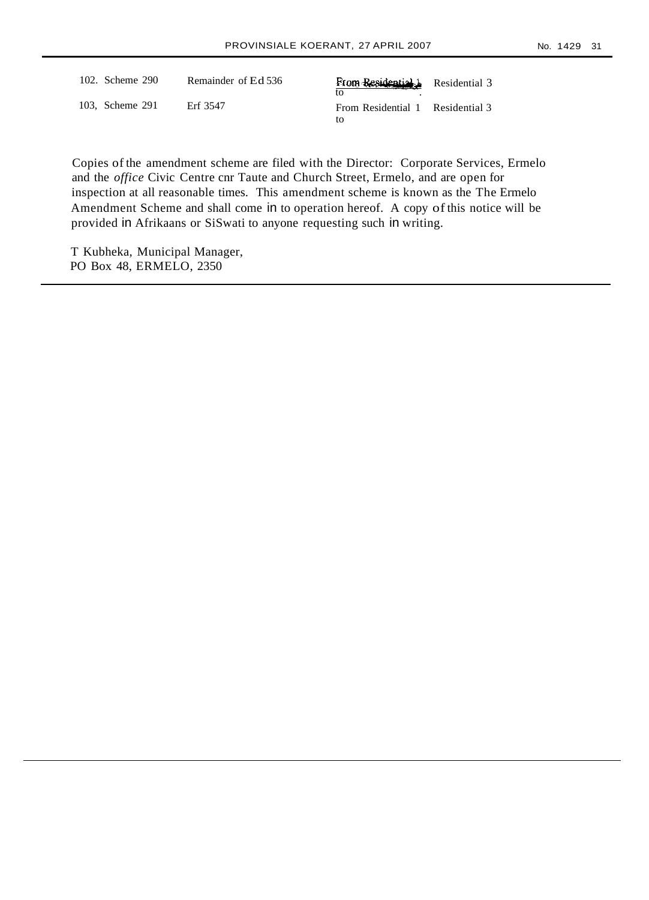| | | | |
|---|---|---|---|
| 102. Scheme 290 | Remainder of Ed 536 | From Residential 1 to | Residential 3 |
| 103, Scheme 291 | Erf 3547 | From Residential 1 to | Residential 3 |

Copies of the amendment scheme are filed with the Director: Corporate Services, Ermelo and the *office* Civic Centre cnr Taute and Church Street, Ermelo, and are open for inspection at all reasonable times. This amendment scheme is known as the The Ermelo Amendment Scheme and shall come in to operation hereof. A copy of this notice will be provided in Afrikaans or SiSwati to anyone requesting such in writing.

T Kubheka, Municipal Manager,
PO Box 48, ERMELO, 2350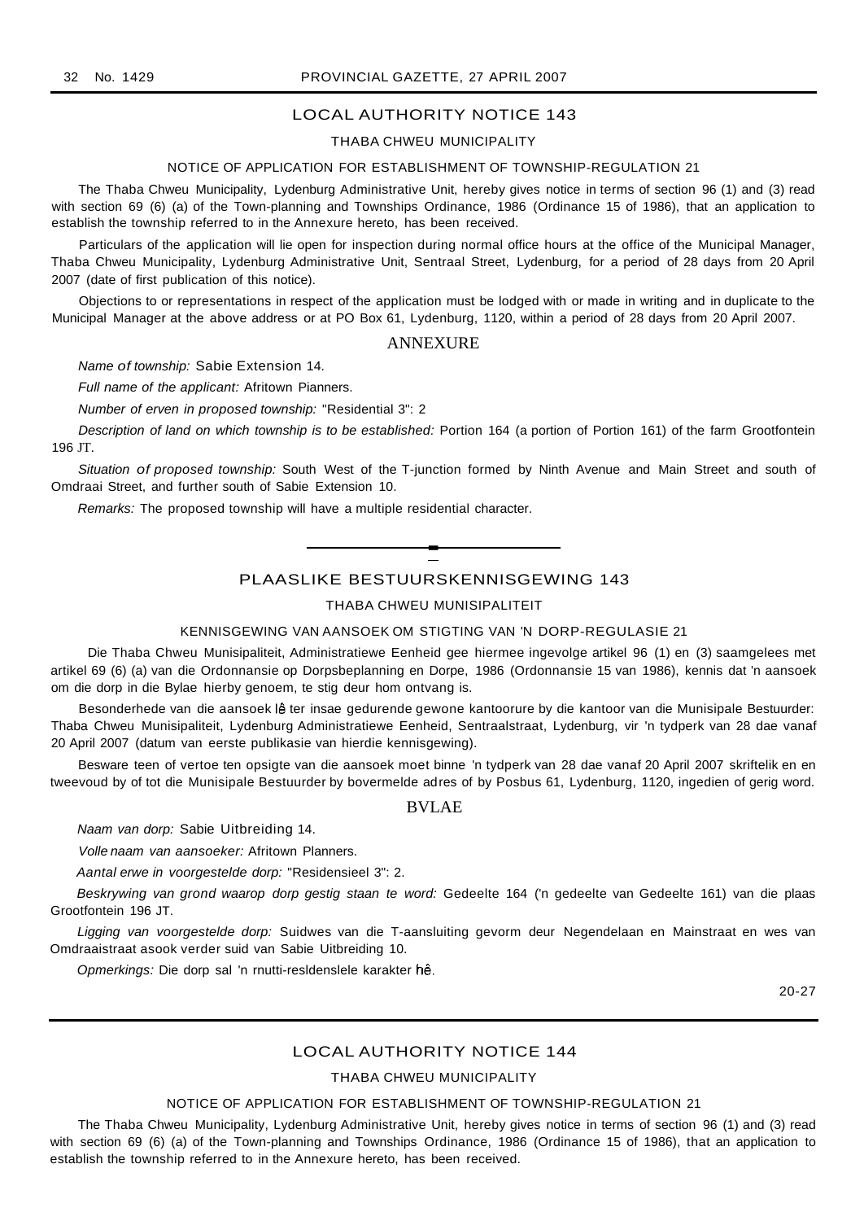## LOCAL AUTHORITY NOTICE 143

### THABA CHWEU MUNICIPALITY

#### NOTICE OF APPLICATION FOR ESTABLISHMENT OF TOWNSHIP-REGULATION 21

The Thaba Chweu Municipality, Lydenburg Administrative Unit, hereby gives notice in terms of section 96 (1) and (3) read with section 69 (6) (a) of the Town-planning and Townships Ordinance, 1986 (Ordinance 15 of 1986), that an application to establish the township referred to in the Annexure hereto, has been received.

Particulars of the application will lie open for inspection during normal office hours at the office of the Municipal Manager, Thaba Chweu Municipality, Lydenburg Administrative Unit, Sentraal Street, Lydenburg, for a period of 28 days from 20 April 2007 (date of first publication of this notice).

Objections to or representations in respect of the application must be lodged with or made in writing and in duplicate to the Municipal Manager at the above address or at PO Box 61, Lydenburg, 1120, within a period of 28 days from 20 April 2007.

### ANNEXURE

*Name of township:* Sabie Extension 14.

*Full name of the applicant:* Afritown Pianners.

*Number of erven in proposed township:* "Residential 3": 2

*Description of land on which township is to be established:* Portion 164 (a portion of Portion 161) of the farm Grootfontein 196 JT.

*Situation of proposed township:* South West of the T-junction formed by Ninth Avenue and Main Street and south of Omdraai Street, and further south of Sabie Extension 10.

*Remarks:* The proposed township will have a multiple residential character.

---

## PLAASLIKE BESTUURSKENNISGEWING 143

### THABA CHWEU MUNISIPALITEIT

#### KENNISGEWING VAN AANSOEK OM STIGTING VAN 'N DORP-REGULASIE 21

Die Thaba Chweu Munisipaliteit, Administratiewe Eenheid gee hiermee ingevolge artikel 96 (1) en (3) saamgelees met artikel 69 (6) (a) van die Ordonnansie op Dorpsbeplanning en Dorpe, 1986 (Ordonnansie 15 van 1986), kennis dat 'n aansoek om die dorp in die Bylae hierby genoem, te stig deur hom ontvang is.

Besonderhede van die aansoek lê ter insae gedurende gewone kantoorure by die kantoor van die Munisipale Bestuurder: Thaba Chweu Munisipaliteit, Lydenburg Administratiewe Eenheid, Sentraalstraat, Lydenburg, vir 'n tydperk van 28 dae vanaf 20 April 2007 (datum van eerste publikasie van hierdie kennisgewing).

Besware teen of vertoe ten opsigte van die aansoek moet binne 'n tydperk van 28 dae vanaf 20 April 2007 skriftelik en en tweevoud by of tot die Munisipale Bestuurder by bovermelde adres of by Posbus 61, Lydenburg, 1120, ingedien of gerig word.

### BVLAE

*Naam van dorp:* Sabie Uitbreiding 14.

*Volle naam van aansoeker:* Afritown Planners.

*Aantal erwe in voorgestelde dorp:* "Residensieel 3": 2.

*Beskrywing van grond waarop dorp gestig staan te word:* Gedeelte 164 ('n gedeelte van Gedeelte 161) van die plaas Grootfontein 196 JT.

*Ligging van voorgestelde dorp:* Suidwes van die T-aansluiting gevorm deur Negendelaan en Mainstraat en wes van Omdraaistraat asook verder suid van Sabie Uitbreiding 10.

*Opmerkings:* Die dorp sal 'n rnutti-resldenslele karakter hê.

20-27

---

## LOCAL AUTHORITY NOTICE 144

### THABA CHWEU MUNICIPALITY

#### NOTICE OF APPLICATION FOR ESTABLISHMENT OF TOWNSHIP-REGULATION 21

The Thaba Chweu Municipality, Lydenburg Administrative Unit, hereby gives notice in terms of section 96 (1) and (3) read with section 69 (6) (a) of the Town-planning and Townships Ordinance, 1986 (Ordinance 15 of 1986), that an application to establish the township referred to in the Annexure hereto, has been received.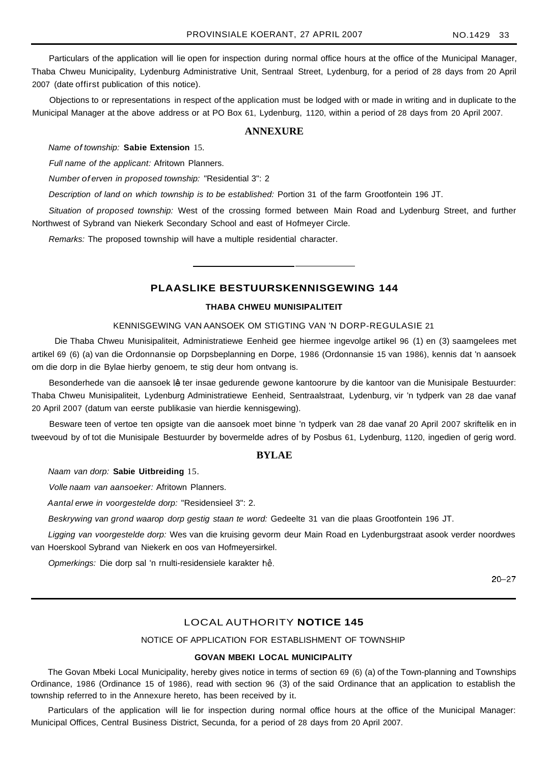Particulars of the application will lie open for inspection during normal office hours at the office of the Municipal Manager, Thaba Chweu Municipality, Lydenburg Administrative Unit, Sentraal Street, Lydenburg, for a period of 28 days from 20 April 2007 (date offirst publication of this notice).

Objections to or representations in respect of the application must be lodged with or made in writing and in duplicate to the Municipal Manager at the above address or at PO Box 61, Lydenburg, 1120, within a period of 28 days from 20 April 2007.

## ANNEXURE

*Name of township:* **Sabie Extension** 15.

*Full name of the applicant:* Afritown Planners.

*Number of erven in proposed township:* "Residential 3": 2

*Description of land on which township is to be established:* Portion 31 of the farm Grootfontein 196 JT.

*Situation of proposed township:* West of the crossing formed between Main Road and Lydenburg Street, and further Northwest of Sybrand van Niekerk Secondary School and east of Hofmeyer Circle.

*Remarks:* The proposed township will have a multiple residential character.

---

## PLAASLIKE BESTUURSKENNISGEWING 144

### THABA CHWEU MUNISIPALITEIT

KENNISGEWING VAN AANSOEK OM STIGTING VAN 'N DORP-REGULASIE 21

Die Thaba Chweu Munisipaliteit, Administratiewe Eenheid gee hiermee ingevolge artikel 96 (1) en (3) saamgelees met artikel 69 (6) (a) van die Ordonnansie op Dorpsbeplanning en Dorpe, 1986 (Ordonnansie 15 van 1986), kennis dat 'n aansoek om die dorp in die Bylae hierby genoem, te stig deur hom ontvang is.

Besonderhede van die aansoek lê ter insae gedurende gewone kantoorure by die kantoor van die Munisipale Bestuurder: Thaba Chweu Munisipaliteit, Lydenburg Administratiewe Eenheid, Sentraalstraat, Lydenburg, vir 'n tydperk van 28 dae vanaf 20 April 2007 (datum van eerste publikasie van hierdie kennisgewing).

Besware teen of vertoe ten opsigte van die aansoek moet binne 'n tydperk van 28 dae vanaf 20 April 2007 skriftelik en in tweevoud by of tot die Munisipale Bestuurder by bovermelde adres of by Posbus 61, Lydenburg, 1120, ingedien of gerig word.

## BYLAE

*Naam van dorp:* **Sabie Uitbreiding** 15.

*Volle naam van aansoeker:* Afritown Planners.

*Aantal erwe in voorgestelde dorp:* "Residensieel 3": 2.

*Beskrywing van grond waarop dorp gestig staan te word:* Gedeelte 31 van die plaas Grootfontein 196 JT.

*Ligging van voorgestelde dorp:* Wes van die kruising gevorm deur Main Road en Lydenburgstraat asook verder noordwes van Hoerskool Sybrand van Niekerk en oos van Hofmeyersirkel.

*Opmerkings:* Die dorp sal 'n rnulti-residensiele karakter hê.

20–27

---

## LOCAL AUTHORITY **NOTICE 145**

NOTICE OF APPLICATION FOR ESTABLISHMENT OF TOWNSHIP

### GOVAN MBEKI LOCAL MUNICIPALITY

The Govan Mbeki Local Municipality, hereby gives notice in terms of section 69 (6) (a) of the Town-planning and Townships Ordinance, 1986 (Ordinance 15 of 1986), read with section 96 (3) of the said Ordinance that an application to establish the township referred to in the Annexure hereto, has been received by it.

Particulars of the application will lie for inspection during normal office hours at the office of the Municipal Manager: Municipal Offices, Central Business District, Secunda, for a period of 28 days from 20 April 2007.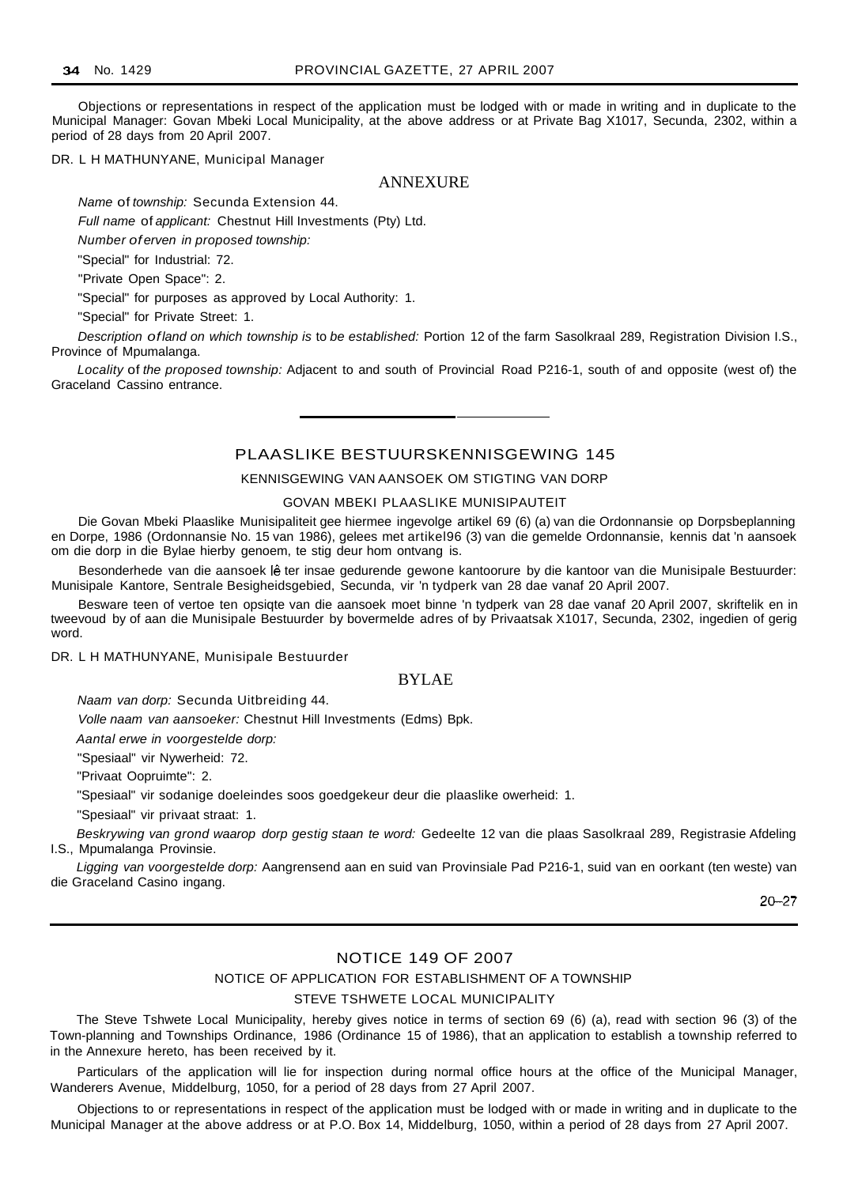Objections or representations in respect of the application must be lodged with or made in writing and in duplicate to the Municipal Manager: Govan Mbeki Local Municipality, at the above address or at Private Bag X1017, Secunda, 2302, within a period of 28 days from 20 April 2007.

DR. L H MATHUNYANE, Municipal Manager

## ANNEXURE

*Name of township:* Secunda Extension 44.

*Full name of applicant:* Chestnut Hill Investments (Pty) Ltd.

*Number of erven in proposed township:*

"Special" for Industrial: 72.

"Private Open Space": 2.

"Special" for purposes as approved by Local Authority: 1.

"Special" for Private Street: 1.

*Description of land on which township is to be established:* Portion 12 of the farm Sasolkraal 289, Registration Division I.S., Province of Mpumalanga.

*Locality of the proposed township:* Adjacent to and south of Provincial Road P216-1, south of and opposite (west of) the Graceland Cassino entrance.

---

## PLAASLIKE BESTUURSKENNISGEWING 145

### KENNISGEWING VAN AANSOEK OM STIGTING VAN DORP

### GOVAN MBEKI PLAASLIKE MUNISIPAUTEIT

Die Govan Mbeki Plaaslike Munisipaliteit gee hiermee ingevolge artikel 69 (6) (a) van die Ordonnansie op Dorpsbeplanning en Dorpe, 1986 (Ordonnansie No. 15 van 1986), gelees met artikel96 (3) van die gemelde Ordonnansie, kennis dat 'n aansoek om die dorp in die Bylae hierby genoem, te stig deur hom ontvang is.

Besonderhede van die aansoek lê ter insae gedurende gewone kantoorure by die kantoor van die Munisipale Bestuurder: Munisipale Kantore, Sentrale Besigheidsgebied, Secunda, vir 'n tydperk van 28 dae vanaf 20 April 2007.

Besware teen of vertoe ten opsiqte van die aansoek moet binne 'n tydperk van 28 dae vanaf 20 April 2007, skriftelik en in tweevoud by of aan die Munisipale Bestuurder by bovermelde adres of by Privaatsak X1017, Secunda, 2302, ingedien of gerig word.

DR. L H MATHUNYANE, Munisipale Bestuurder

## BYLAE

*Naam van dorp:* Secunda Uitbreiding 44.

*Volle naam van aansoeker:* Chestnut Hill Investments (Edms) Bpk.

*Aantal erwe in voorgestelde dorp:*

"Spesiaal" vir Nywerheid: 72.

"Privaat Oopruimte": 2.

"Spesiaal" vir sodanige doeleindes soos goedgekeur deur die plaaslike owerheid: 1.

"Spesiaal" vir privaat straat: 1.

*Beskrywing van grond waarop dorp gestig staan te word:* Gedeelte 12 van die plaas Sasolkraal 289, Registrasie Afdeling I.S., Mpumalanga Provinsie.

*Ligging van voorgestelde dorp:* Aangrensend aan en suid van Provinsiale Pad P216-1, suid van en oorkant (ten weste) van die Graceland Casino ingang.

20–27

---

## NOTICE 149 OF 2007

### NOTICE OF APPLICATION FOR ESTABLISHMENT OF A TOWNSHIP

### STEVE TSHWETE LOCAL MUNICIPALITY

The Steve Tshwete Local Municipality, hereby gives notice in terms of section 69 (6) (a), read with section 96 (3) of the Town-planning and Townships Ordinance, 1986 (Ordinance 15 of 1986), that an application to establish a township referred to in the Annexure hereto, has been received by it.

Particulars of the application will lie for inspection during normal office hours at the office of the Municipal Manager, Wanderers Avenue, Middelburg, 1050, for a period of 28 days from 27 April 2007.

Objections to or representations in respect of the application must be lodged with or made in writing and in duplicate to the Municipal Manager at the above address or at P.O. Box 14, Middelburg, 1050, within a period of 28 days from 27 April 2007.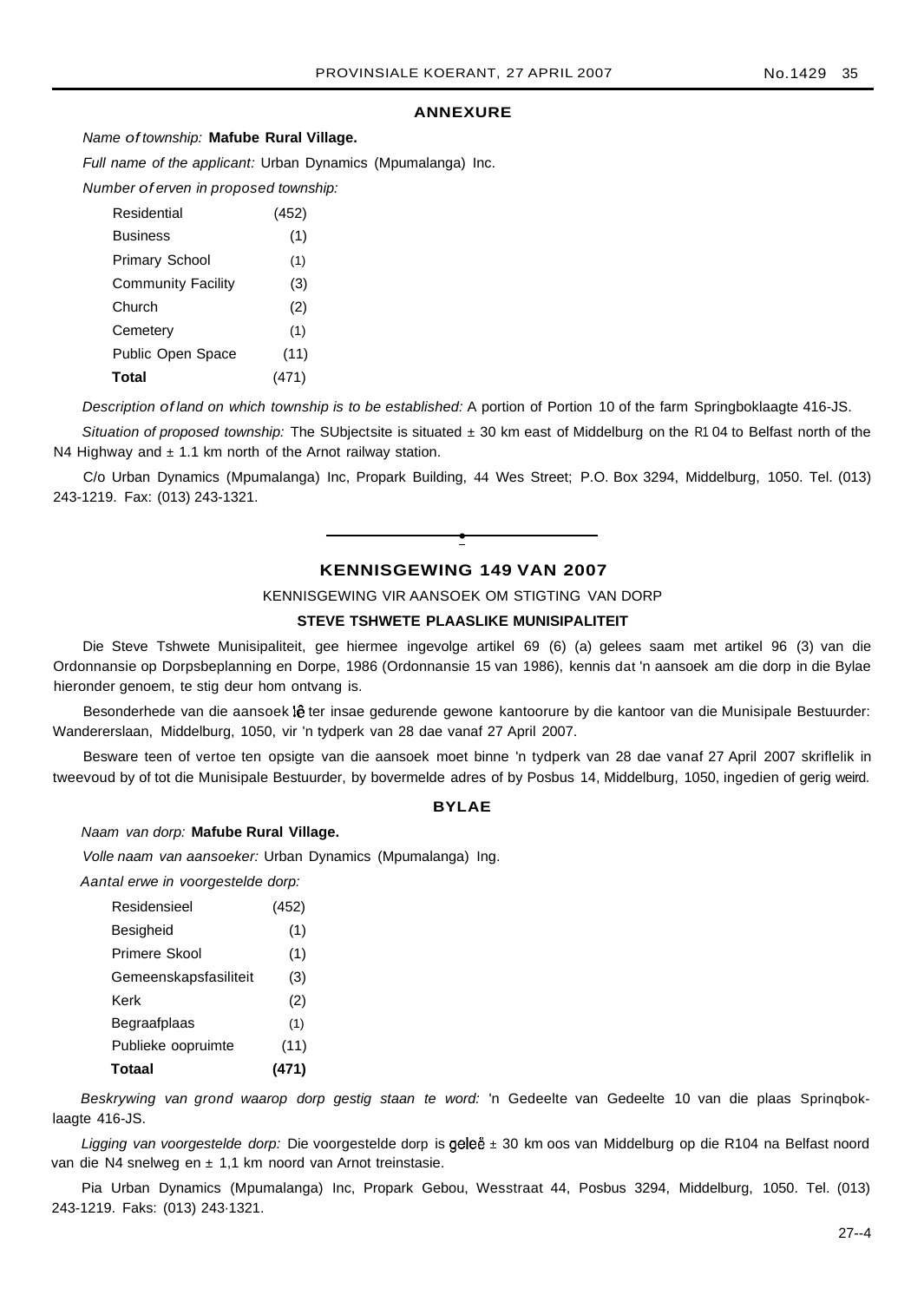## ANNEXURE

*Name of township:* **Mafube Rural Village.**

*Full name of the applicant:* Urban Dynamics (Mpumalanga) Inc.

*Number of erven in proposed township:*

| | |
|---|---|
| Residential | (452) |
| Business | (1) |
| Primary School | (1) |
| Community Facility | (3) |
| Church | (2) |
| Cemetery | (1) |
| Public Open Space | (11) |
| **Total** | (471) |

*Description of land on which township is to be established:* A portion of Portion 10 of the farm Springboklaagte 416-JS.

*Situation of proposed township:* The SUbjectsite is situated ± 30 km east of Middelburg on the R1 04 to Belfast north of the N4 Highway and ± 1.1 km north of the Arnot railway station.

C/o Urban Dynamics (Mpumalanga) Inc, Propark Building, 44 Wes Street; P.O. Box 3294, Middelburg, 1050. Tel. (013) 243-1219. Fax: (013) 243-1321.

---

## KENNISGEWING 149 VAN 2007

KENNISGEWING VIR AANSOEK OM STIGTING VAN DORP

**STEVE TSHWETE PLAASLIKE MUNISIPALITEIT**

Die Steve Tshwete Munisipaliteit, gee hiermee ingevolge artikel 69 (6) (a) gelees saam met artikel 96 (3) van die Ordonnansie op Dorpsbeplanning en Dorpe, 1986 (Ordonnansie 15 van 1986), kennis dat 'n aansoek am die dorp in die Bylae hieronder genoem, te stig deur hom ontvang is.

Besonderhede van die aansoek lê ter insae gedurende gewone kantoorure by die kantoor van die Munisipale Bestuurder: Wanderersiaan, Middelburg, 1050, vir 'n tydperk van 28 dae vanaf 27 April 2007.

Besware teen of vertoe ten opsigte van die aansoek moet binne 'n tydperk van 28 dae vanaf 27 April 2007 skriflelik in tweevoud by of tot die Munisipale Bestuurder, by bovermelde adres of by Posbus 14, Middelburg, 1050, ingedien of gerig weird.

## BYLAE

*Naam van dorp:* **Mafube Rural Village.**

*Volle naam van aansoeker:* Urban Dynamics (Mpumalanga) Ing.

*Aantal erwe in voorgestelde dorp:*

| | |
|---|---|
| Residensieel | (452) |
| Besigheid | (1) |
| Primere Skool | (1) |
| Gemeenskapsfasiliteit | (3) |
| Kerk | (2) |
| Begraafplaas | (1) |
| Publieke oopruimte | (11) |
| **Totaal** | **(471)** |

*Beskrywing van grond waarop dorp gestig staan te word:* 'n Gedeelte van Gedeelte 10 van die plaas Sprinqboklaagte 416-JS.

*Ligging van voorgestelde dorp:* Die voorgestelde dorp is geleë ± 30 km oos van Middelburg op die R104 na Belfast noord van die N4 snelweg en ± 1,1 km noord van Arnot treinstasie.

Pia Urban Dynamics (Mpumalanga) Inc, Propark Gebou, Wesstraat 44, Posbus 3294, Middelburg, 1050. Tel. (013) 243-1219. Faks: (013) 243-1321.

27--4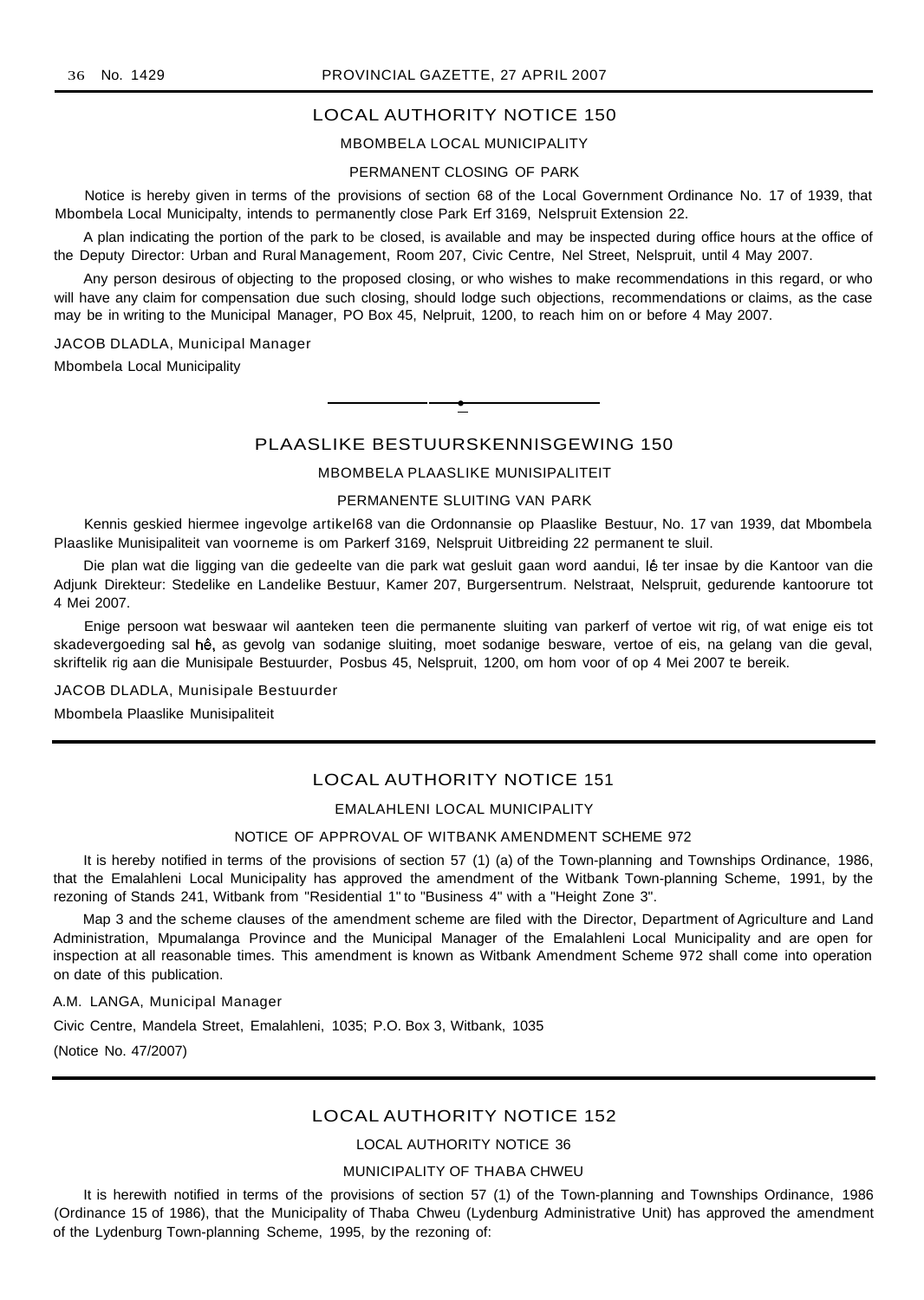## LOCAL AUTHORITY NOTICE 150

### MBOMBELA LOCAL MUNICIPALITY

### PERMANENT CLOSING OF PARK

Notice is hereby given in terms of the provisions of section 68 of the Local Government Ordinance No. 17 of 1939, that Mbombela Local Municipalty, intends to permanently close Park Erf 3169, Nelspruit Extension 22.

A plan indicating the portion of the park to be closed, is available and may be inspected during office hours at the office of the Deputy Director: Urban and Rural Management, Room 207, Civic Centre, Nel Street, Nelspruit, until 4 May 2007.

Any person desirous of objecting to the proposed closing, or who wishes to make recommendations in this regard, or who will have any claim for compensation due such closing, should lodge such objections, recommendations or claims, as the case may be in writing to the Municipal Manager, PO Box 45, Nelpruit, 1200, to reach him on or before 4 May 2007.

JACOB DLADLA, Municipal Manager

Mbombela Local Municipality

---

## PLAASLIKE BESTUURSKENNISGEWING 150

### MBOMBELA PLAASLIKE MUNISIPALITEIT

### PERMANENTE SLUITING VAN PARK

Kennis geskied hiermee ingevolge artikel68 van die Ordonnansie op Plaaslike Bestuur, No. 17 van 1939, dat Mbombela Plaaslike Munisipaliteit van voorneme is om Parkerf 3169, Nelspruit Uitbreiding 22 permanent te sluil.

Die plan wat die ligging van die gedeelte van die park wat gesluit gaan word aandui, lé ter insae by die Kantoor van die Adjunk Direkteur: Stedelike en Landelike Bestuur, Kamer 207, Burgersentrum. Nelstraat, Nelspruit, gedurende kantoorure tot 4 Mei 2007.

Enige persoon wat beswaar wil aanteken teen die permanente sluiting van parkerf of vertoe wit rig, of wat enige eis tot skadevergoeding sal hê, as gevolg van sodanige sluiting, moet sodanige besware, vertoe of eis, na gelang van die geval, skriftelik rig aan die Munisipale Bestuurder, Posbus 45, Nelspruit, 1200, om hom voor of op 4 Mei 2007 te bereik.

JACOB DLADLA, Munisipale Bestuurder

Mbombela Plaaslike Munisipaliteit

---

## LOCAL AUTHORITY NOTICE 151

### EMALAHLENI LOCAL MUNICIPALITY

### NOTICE OF APPROVAL OF WITBANK AMENDMENT SCHEME 972

It is hereby notified in terms of the provisions of section 57 (1) (a) of the Town-planning and Townships Ordinance, 1986, that the Emalahleni Local Municipality has approved the amendment of the Witbank Town-planning Scheme, 1991, by the rezoning of Stands 241, Witbank from "Residential 1" to "Business 4" with a "Height Zone 3".

Map 3 and the scheme clauses of the amendment scheme are filed with the Director, Department of Agriculture and Land Administration, Mpumalanga Province and the Municipal Manager of the Emalahleni Local Municipality and are open for inspection at all reasonable times. This amendment is known as Witbank Amendment Scheme 972 shall come into operation on date of this publication.

A.M. LANGA, Municipal Manager

Civic Centre, Mandela Street, Emalahleni, 1035; P.O. Box 3, Witbank, 1035

(Notice No. 47/2007)

---

## LOCAL AUTHORITY NOTICE 152

### LOCAL AUTHORITY NOTICE 36

### MUNICIPALITY OF THABA CHWEU

It is herewith notified in terms of the provisions of section 57 (1) of the Town-planning and Townships Ordinance, 1986 (Ordinance 15 of 1986), that the Municipality of Thaba Chweu (Lydenburg Administrative Unit) has approved the amendment of the Lydenburg Town-planning Scheme, 1995, by the rezoning of: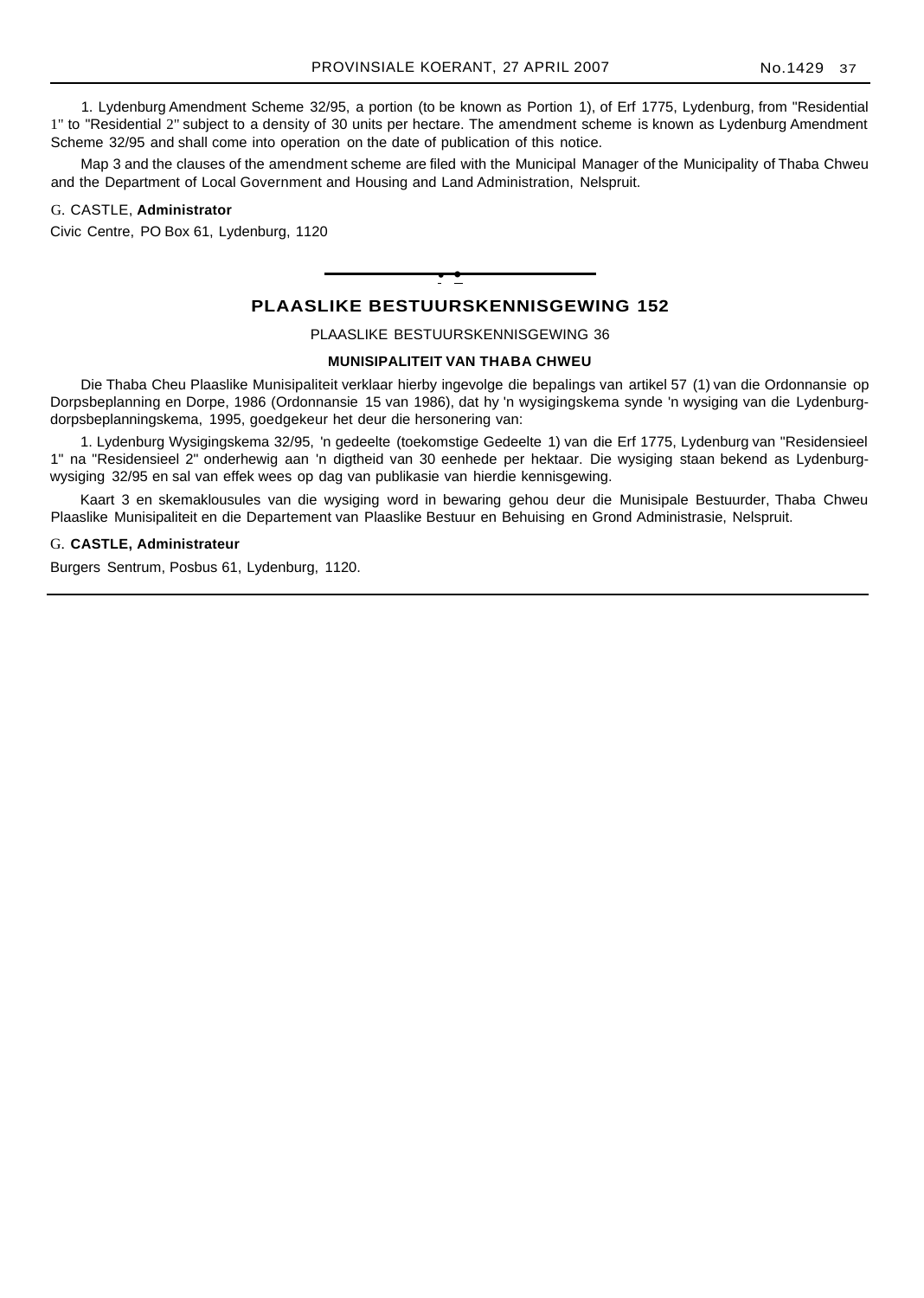1. Lydenburg Amendment Scheme 32/95, a portion (to be known as Portion 1), of Erf 1775, Lydenburg, from "Residential 1" to "Residential 2" subject to a density of 30 units per hectare. The amendment scheme is known as Lydenburg Amendment Scheme 32/95 and shall come into operation on the date of publication of this notice.

Map 3 and the clauses of the amendment scheme are filed with the Municipal Manager of the Municipality of Thaba Chweu and the Department of Local Government and Housing and Land Administration, Nelspruit.

G. CASTLE, **Administrator**

Civic Centre, PO Box 61, Lydenburg, 1120

## PLAASLIKE BESTUURSKENNISGEWING 152

PLAASLIKE BESTUURSKENNISGEWING 36

**MUNISIPALITEIT VAN THABA CHWEU**

Die Thaba Cheu Plaaslike Munisipaliteit verklaar hierby ingevolge die bepalings van artikel 57 (1) van die Ordonnansie op Dorpsbeplanning en Dorpe, 1986 (Ordonnansie 15 van 1986), dat hy 'n wysigingskema synde 'n wysiging van die Lydenburg-dorpsbeplanningskema, 1995, goedgekeur het deur die hersonering van:

1. Lydenburg Wysigingskema 32/95, 'n gedeelte (toekomstige Gedeelte 1) van die Erf 1775, Lydenburg van "Residensieel 1" na "Residensieel 2" onderhewig aan 'n digtheid van 30 eenhede per hektaar. Die wysiging staan bekend as Lydenburg-wysiging 32/95 en sal van effek wees op dag van publikasie van hierdie kennisgewing.

Kaart 3 en skemaklousules van die wysiging word in bewaring gehou deur die Munisipale Bestuurder, Thaba Chweu Plaaslike Munisipaliteit en die Departement van Plaaslike Bestuur en Behuising en Grond Administrasie, Nelspruit.

G. **CASTLE, Administrateur**

Burgers Sentrum, Posbus 61, Lydenburg, 1120.